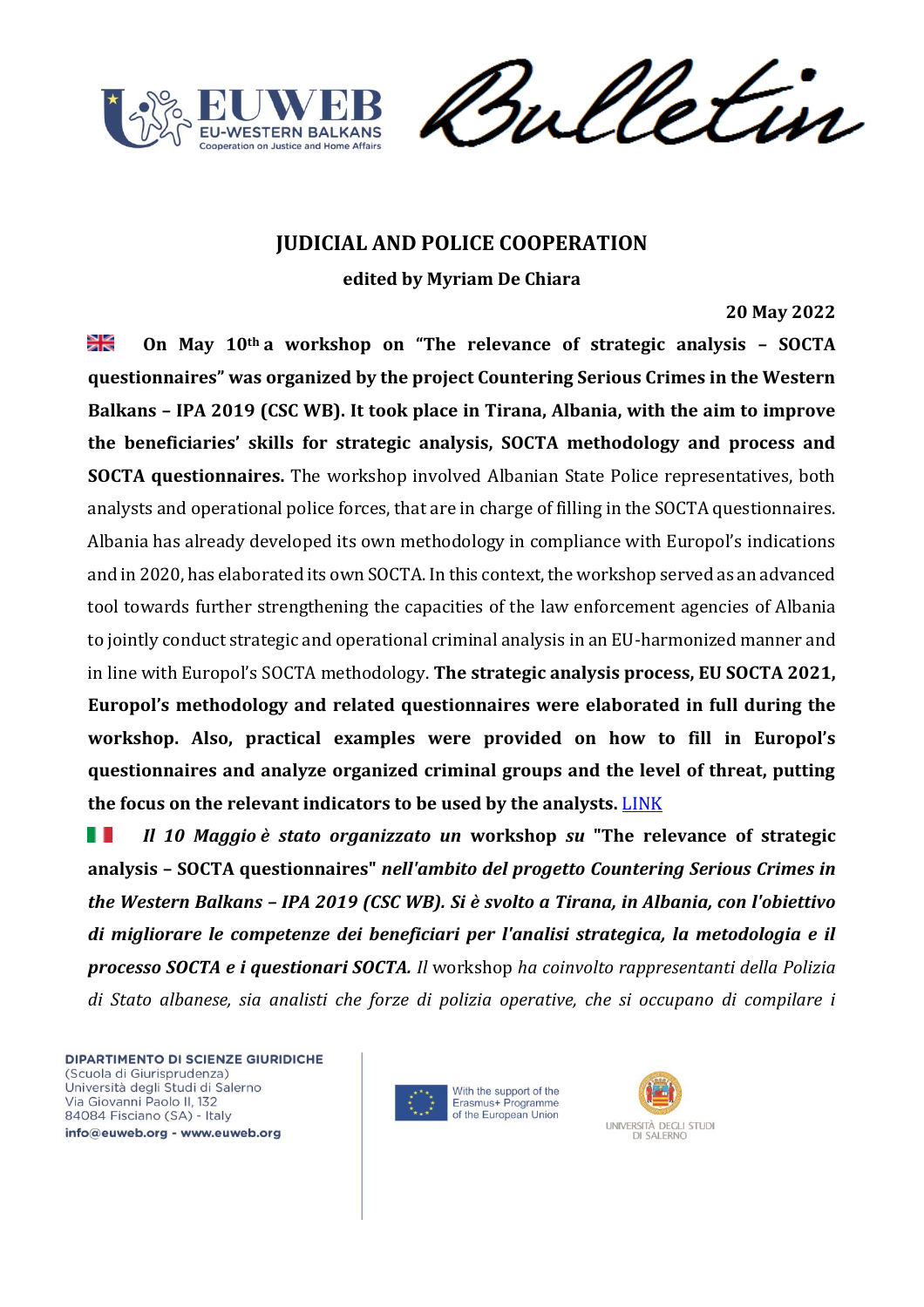# JUDICIAL AND POLICE COOPERATION

**edited by Myriam De Chiara**

**20 May 2022**

**On May 10th a workshop on "The relevance of strategic analysis – SOCTA questionnaires" was organized by the project Countering Serious Crimes in the Western Balkans – IPA 2019 (CSC WB). It took place in Tirana, Albania, with the aim to improve the beneficiaries' skills for strategic analysis, SOCTA methodology and process and SOCTA questionnaires.** The workshop involved Albanian State Police representatives, both analysts and operational police forces, that are in charge of filling in the SOCTA questionnaires. Albania has already developed its own methodology in compliance with Europol's indications and in 2020, has elaborated its own SOCTA. In this context, the workshop served as an advanced tool towards further strengthening the capacities of the law enforcement agencies of Albania to jointly conduct strategic and operational criminal analysis in an EU-harmonized manner and in line with Europol's SOCTA methodology. **The strategic analysis process, EU SOCTA 2021, Europol's methodology and related questionnaires were elaborated in full during the workshop. Also, practical examples were provided on how to fill in Europol's questionnaires and analyze organized criminal groups and the level of threat, putting the focus on the relevant indicators to be used by the analysts.** [LINK]

***Il 10 Maggio è stato organizzato un* workshop *su* "The relevance of strategic analysis – SOCTA questionnaires"** ***nell'ambito del progetto Countering Serious Crimes in the Western Balkans – IPA 2019 (CSC WB). Si è svolto a Tirana, in Albania, con l'obiettivo di migliorare le competenze dei beneficiari per l'analisi strategica, la metodologia e il processo SOCTA e i questionari SOCTA.*** *Il* workshop *ha coinvolto rappresentanti della Polizia di Stato albanese, sia analisti che forze di polizia operative, che si occupano di compilare i*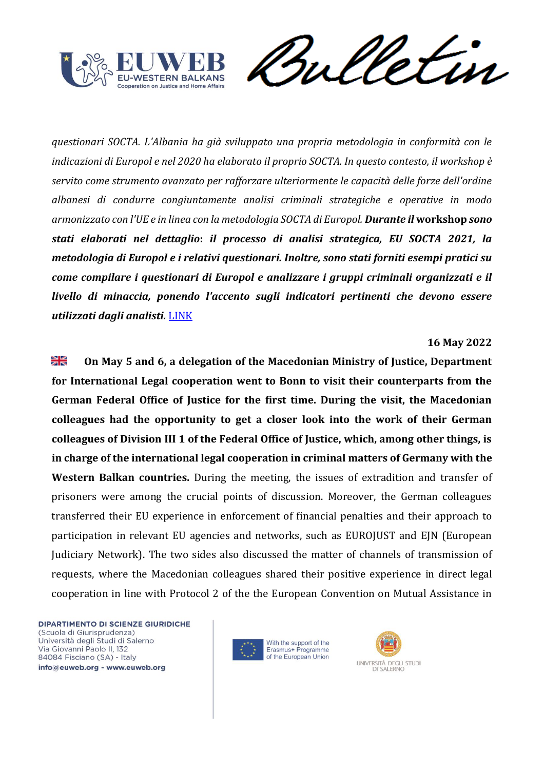*questionari SOCTA. L'Albania ha già sviluppato una propria metodologia in conformità con le indicazioni di Europol e nel 2020 ha elaborato il proprio SOCTA. In questo contesto, il workshop è servito come strumento avanzato per rafforzare ulteriormente le capacità delle forze dell'ordine albanesi di condurre congiuntamente analisi criminali strategiche e operative in modo armonizzato con l'UE e in linea con la metodologia SOCTA di Europol.* ***Durante il* workshop *sono stati elaborati nel dettaglio*: *il processo di analisi strategica, EU SOCTA 2021, la metodologia di Europol e i relativi questionari. Inoltre, sono stati forniti esempi pratici su come compilare i questionari di Europol e analizzare i gruppi criminali organizzati e il livello di minaccia, ponendo l'accento sugli indicatori pertinenti che devono essere utilizzati dagli analisti.*** LINK

**16 May 2022**

**On May 5 and 6, a delegation of the Macedonian Ministry of Justice, Department for International Legal cooperation went to Bonn to visit their counterparts from the German Federal Office of Justice for the first time. During the visit, the Macedonian colleagues had the opportunity to get a closer look into the work of their German colleagues of Division III 1 of the Federal Office of Justice, which, among other things, is in charge of the international legal cooperation in criminal matters of Germany with the Western Balkan countries.** During the meeting, the issues of extradition and transfer of prisoners were among the crucial points of discussion. Moreover, the German colleagues transferred their EU experience in enforcement of financial penalties and their approach to participation in relevant EU agencies and networks, such as EUROJUST and EJN (European Judiciary Network). The two sides also discussed the matter of channels of transmission of requests, where the Macedonian colleagues shared their positive experience in direct legal cooperation in line with Protocol 2 of the the European Convention on Mutual Assistance in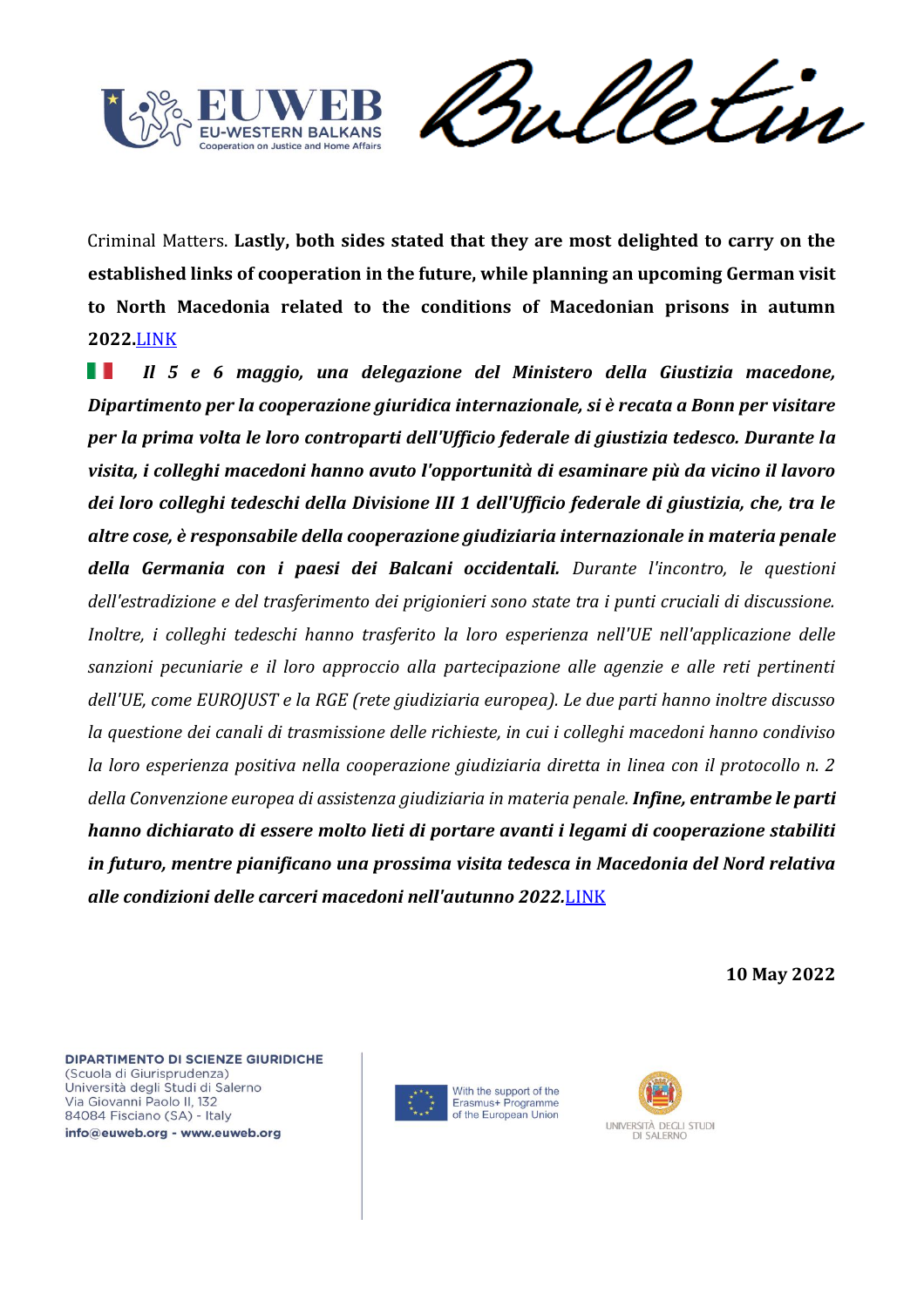Criminal Matters. **Lastly, both sides stated that they are most delighted to carry on the established links of cooperation in the future, while planning an upcoming German visit to North Macedonia related to the conditions of Macedonian prisons in autumn 2022.**LINK

🇮🇹 ***Il 5 e 6 maggio, una delegazione del Ministero della Giustizia macedone, Dipartimento per la cooperazione giuridica internazionale, si è recata a Bonn per visitare per la prima volta le loro controparti dell'Ufficio federale di giustizia tedesco. Durante la visita, i colleghi macedoni hanno avuto l'opportunità di esaminare più da vicino il lavoro dei loro colleghi tedeschi della Divisione III 1 dell'Ufficio federale di giustizia, che, tra le altre cose, è responsabile della cooperazione giudiziaria internazionale in materia penale della Germania con i paesi dei Balcani occidentali.*** *Durante l'incontro, le questioni dell'estradizione e del trasferimento dei prigionieri sono state tra i punti cruciali di discussione. Inoltre, i colleghi tedeschi hanno trasferito la loro esperienza nell'UE nell'applicazione delle sanzioni pecuniarie e il loro approccio alla partecipazione alle agenzie e alle reti pertinenti dell'UE, come EUROJUST e la RGE (rete giudiziaria europea). Le due parti hanno inoltre discusso la questione dei canali di trasmissione delle richieste, in cui i colleghi macedoni hanno condiviso la loro esperienza positiva nella cooperazione giudiziaria diretta in linea con il protocollo n. 2 della Convenzione europea di assistenza giudiziaria in materia penale.* ***Infine, entrambe le parti hanno dichiarato di essere molto lieti di portare avanti i legami di cooperazione stabiliti in futuro, mentre pianificano una prossima visita tedesca in Macedonia del Nord relativa alle condizioni delle carceri macedoni nell'autunno 2022.***LINK

**10 May 2022**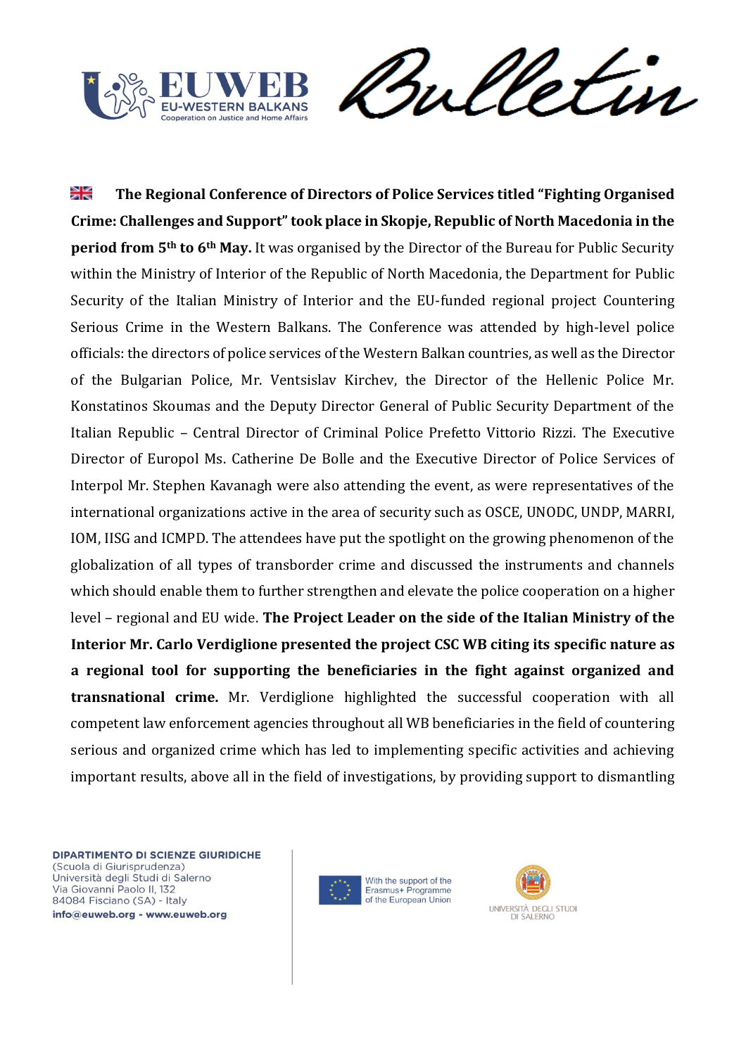**The Regional Conference of Directors of Police Services titled "Fighting Organised Crime: Challenges and Support" took place in Skopje, Republic of North Macedonia in the period from 5th to 6th May.** It was organised by the Director of the Bureau for Public Security within the Ministry of Interior of the Republic of North Macedonia, the Department for Public Security of the Italian Ministry of Interior and the EU-funded regional project Countering Serious Crime in the Western Balkans. The Conference was attended by high-level police officials: the directors of police services of the Western Balkan countries, as well as the Director of the Bulgarian Police, Mr. Ventsislav Kirchev, the Director of the Hellenic Police Mr. Konstatinos Skoumas and the Deputy Director General of Public Security Department of the Italian Republic – Central Director of Criminal Police Prefetto Vittorio Rizzi. The Executive Director of Europol Ms. Catherine De Bolle and the Executive Director of Police Services of Interpol Mr. Stephen Kavanagh were also attending the event, as were representatives of the international organizations active in the area of security such as OSCE, UNODC, UNDP, MARRI, IOM, IISG and ICMPD. The attendees have put the spotlight on the growing phenomenon of the globalization of all types of transborder crime and discussed the instruments and channels which should enable them to further strengthen and elevate the police cooperation on a higher level – regional and EU wide. **The Project Leader on the side of the Italian Ministry of the Interior Mr. Carlo Verdiglione presented the project CSC WB citing its specific nature as a regional tool for supporting the beneficiaries in the fight against organized and transnational crime.** Mr. Verdiglione highlighted the successful cooperation with all competent law enforcement agencies throughout all WB beneficiaries in the field of countering serious and organized crime which has led to implementing specific activities and achieving important results, above all in the field of investigations, by providing support to dismantling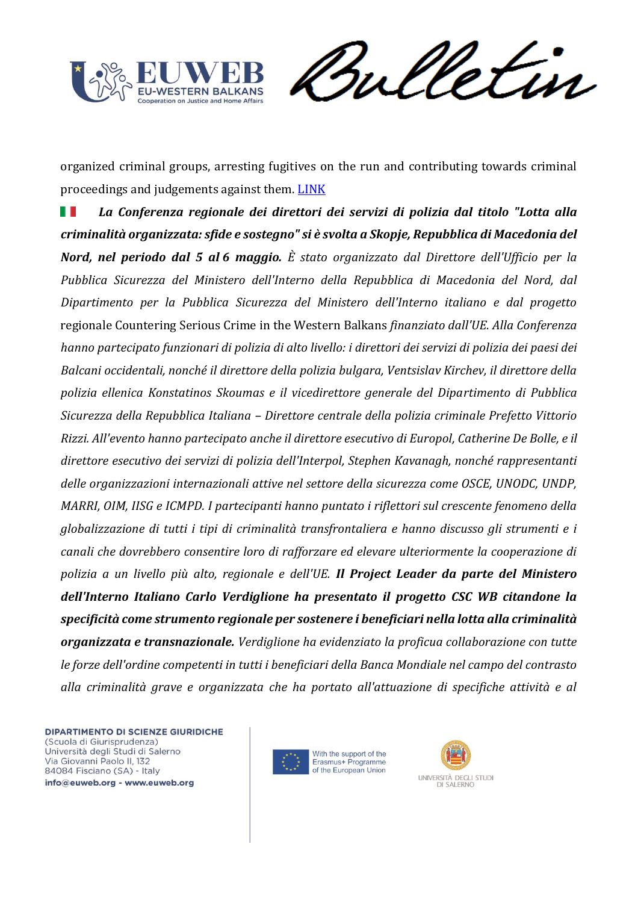organized criminal groups, arresting fugitives on the run and contributing towards criminal proceedings and judgements against them. LINK

***La Conferenza regionale dei direttori dei servizi di polizia dal titolo "Lotta alla criminalità organizzata: sfide e sostegno" si è svolta a Skopje, Repubblica di Macedonia del Nord, nel periodo dal 5 al 6 maggio.*** *È stato organizzato dal Direttore dell'Ufficio per la Pubblica Sicurezza del Ministero dell'Interno della Repubblica di Macedonia del Nord, dal Dipartimento per la Pubblica Sicurezza del Ministero dell'Interno italiano e dal progetto* regionale Countering Serious Crime in the Western Balkans *finanziato dall'UE. Alla Conferenza hanno partecipato funzionari di polizia di alto livello: i direttori dei servizi di polizia dei paesi dei Balcani occidentali, nonché il direttore della polizia bulgara, Ventsislav Kirchev, il direttore della polizia ellenica Konstatinos Skoumas e il vicedirettore generale del Dipartimento di Pubblica Sicurezza della Repubblica Italiana – Direttore centrale della polizia criminale Prefetto Vittorio Rizzi. All'evento hanno partecipato anche il direttore esecutivo di Europol, Catherine De Bolle, e il direttore esecutivo dei servizi di polizia dell'Interpol, Stephen Kavanagh, nonché rappresentanti delle organizzazioni internazionali attive nel settore della sicurezza come OSCE, UNODC, UNDP, MARRI, OIM, IISG e ICMPD. I partecipanti hanno puntato i riflettori sul crescente fenomeno della globalizzazione di tutti i tipi di criminalità transfrontaliera e hanno discusso gli strumenti e i canali che dovrebbero consentire loro di rafforzare ed elevare ulteriormente la cooperazione di polizia a un livello più alto, regionale e dell'UE.* ***Il Project Leader da parte del Ministero dell'Interno Italiano Carlo Verdiglione ha presentato il progetto CSC WB citandone la specificità come strumento regionale per sostenere i beneficiari nella lotta alla criminalità organizzata e transnazionale.*** *Verdiglione ha evidenziato la proficua collaborazione con tutte le forze dell'ordine competenti in tutti i beneficiari della Banca Mondiale nel campo del contrasto alla criminalità grave e organizzata che ha portato all'attuazione di specifiche attività e al*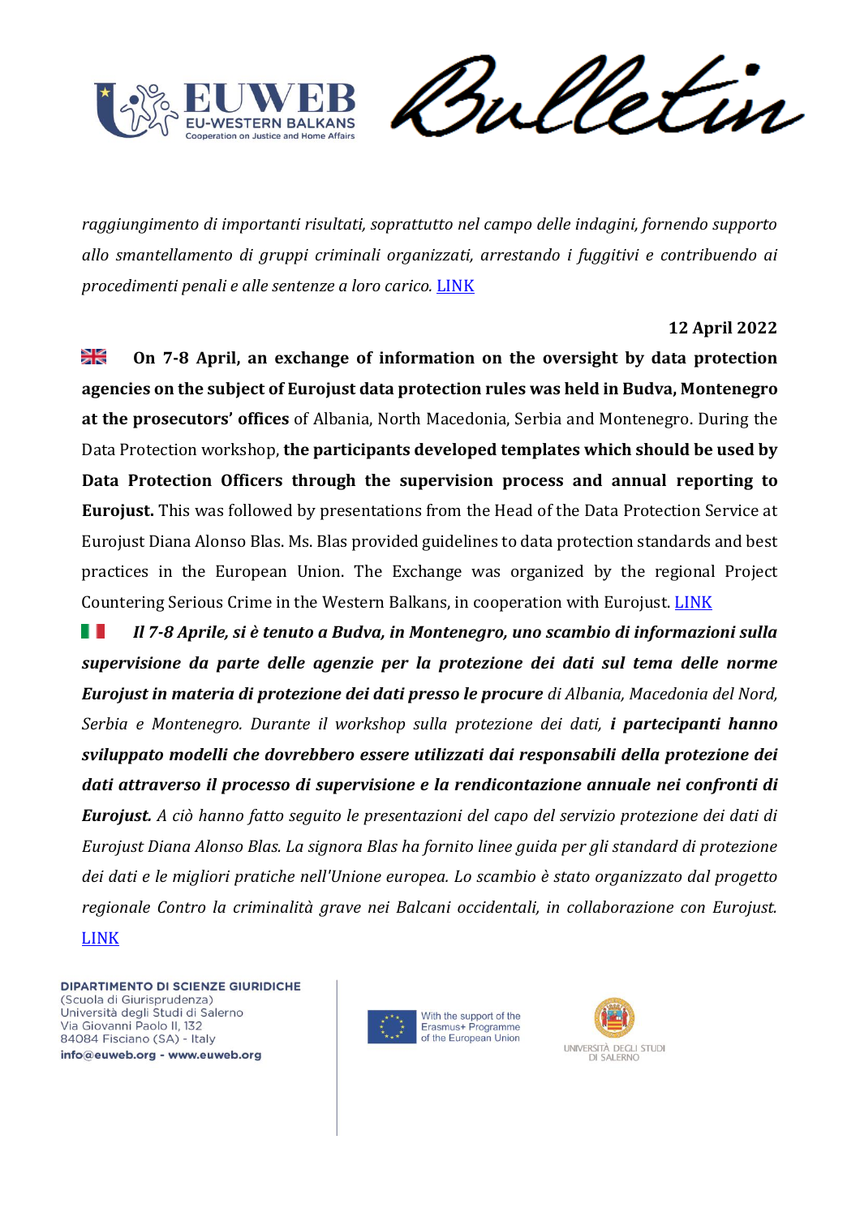*raggiungimento di importanti risultati, soprattutto nel campo delle indagini, fornendo supporto allo smantellamento di gruppi criminali organizzati, arrestando i fuggitivi e contribuendo ai procedimenti penali e alle sentenze a loro carico.* LINK

**12 April 2022**

**On 7-8 April, an exchange of information on the oversight by data protection agencies on the subject of Eurojust data protection rules was held in Budva, Montenegro at the prosecutors' offices** of Albania, North Macedonia, Serbia and Montenegro. During the Data Protection workshop, **the participants developed templates which should be used by Data Protection Officers through the supervision process and annual reporting to Eurojust.** This was followed by presentations from the Head of the Data Protection Service at Eurojust Diana Alonso Blas. Ms. Blas provided guidelines to data protection standards and best practices in the European Union. The Exchange was organized by the regional Project Countering Serious Crime in the Western Balkans, in cooperation with Eurojust. LINK

***Il 7-8 Aprile, si è tenuto a Budva, in Montenegro, uno scambio di informazioni sulla supervisione da parte delle agenzie per la protezione dei dati sul tema delle norme Eurojust in materia di protezione dei dati presso le procure*** *di Albania, Macedonia del Nord, Serbia e Montenegro. Durante il workshop sulla protezione dei dati,* ***i partecipanti hanno sviluppato modelli che dovrebbero essere utilizzati dai responsabili della protezione dei dati attraverso il processo di supervisione e la rendicontazione annuale nei confronti di Eurojust.*** *A ciò hanno fatto seguito le presentazioni del capo del servizio protezione dei dati di Eurojust Diana Alonso Blas. La signora Blas ha fornito linee guida per gli standard di protezione dei dati e le migliori pratiche nell'Unione europea. Lo scambio è stato organizzato dal progetto regionale Contro la criminalità grave nei Balcani occidentali, in collaborazione con Eurojust.* LINK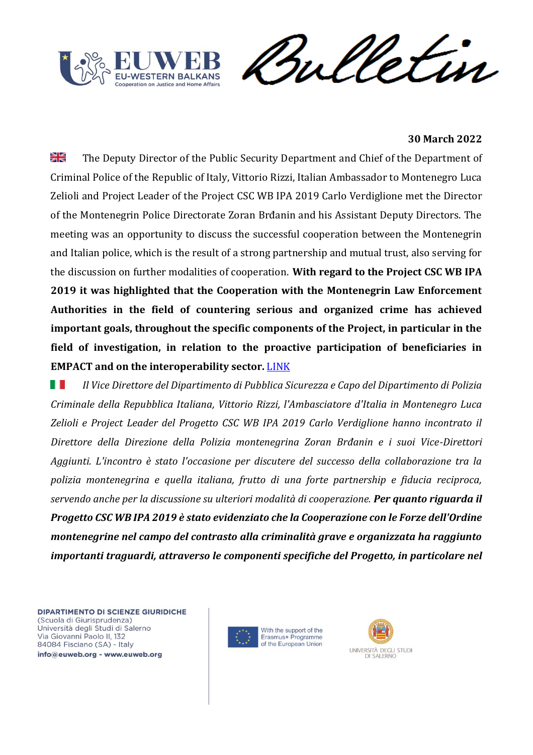**30 March 2022**

The Deputy Director of the Public Security Department and Chief of the Department of Criminal Police of the Republic of Italy, Vittorio Rizzi, Italian Ambassador to Montenegro Luca Zelioli and Project Leader of the Project CSC WB IPA 2019 Carlo Verdiglione met the Director of the Montenegrin Police Directorate Zoran Brđanin and his Assistant Deputy Directors. The meeting was an opportunity to discuss the successful cooperation between the Montenegrin and Italian police, which is the result of a strong partnership and mutual trust, also serving for the discussion on further modalities of cooperation. **With regard to the Project CSC WB IPA 2019 it was highlighted that the Cooperation with the Montenegrin Law Enforcement Authorities in the field of countering serious and organized crime has achieved important goals, throughout the specific components of the Project, in particular in the field of investigation, in relation to the proactive participation of beneficiaries in EMPACT and on the interoperability sector.** LINK

*Il Vice Direttore del Dipartimento di Pubblica Sicurezza e Capo del Dipartimento di Polizia Criminale della Repubblica Italiana, Vittorio Rizzi, l'Ambasciatore d'Italia in Montenegro Luca Zelioli e Project Leader del Progetto CSC WB IPA 2019 Carlo Verdiglione hanno incontrato il Direttore della Direzione della Polizia montenegrina Zoran Brđanin e i suoi Vice-Direttori Aggiunti. L'incontro è stato l'occasione per discutere del successo della collaborazione tra la polizia montenegrina e quella italiana, frutto di una forte partnership e fiducia reciproca, servendo anche per la discussione su ulteriori modalità di cooperazione.* ***Per quanto riguarda il Progetto CSC WB IPA 2019 è stato evidenziato che la Cooperazione con le Forze dell'Ordine montenegrine nel campo del contrasto alla criminalità grave e organizzata ha raggiunto importanti traguardi, attraverso le componenti specifiche del Progetto, in particolare nel***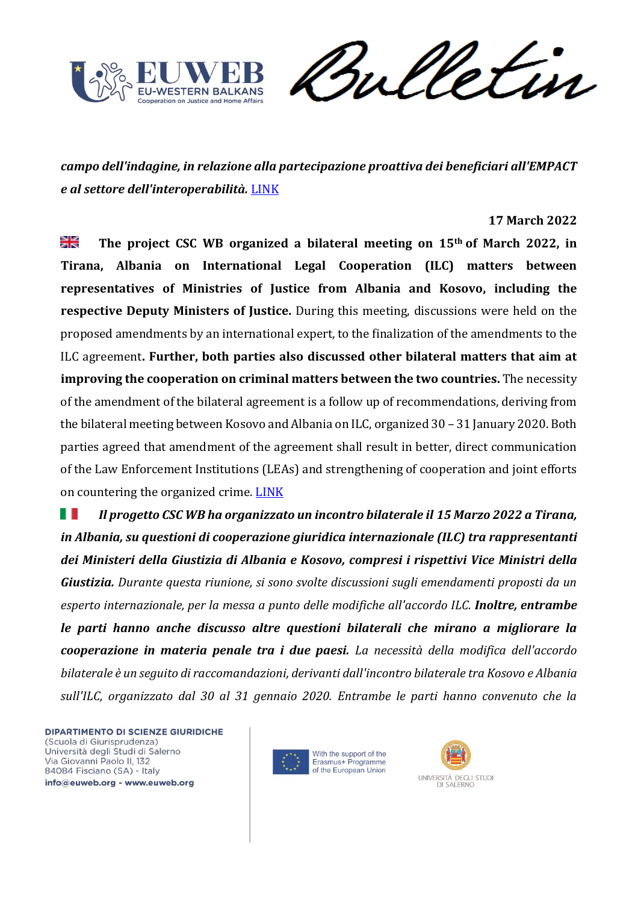***campo dell'indagine, in relazione alla partecipazione proattiva dei beneficiari all'EMPACT e al settore dell'interoperabilità.*** LINK

**17 March 2022**

**The project CSC WB organized a bilateral meeting on 15th of March 2022, in Tirana, Albania on International Legal Cooperation (ILC) matters between representatives of Ministries of Justice from Albania and Kosovo, including the respective Deputy Ministers of Justice.** During this meeting, discussions were held on the proposed amendments by an international expert, to the finalization of the amendments to the ILC agreement**. Further, both parties also discussed other bilateral matters that aim at improving the cooperation on criminal matters between the two countries.** The necessity of the amendment of the bilateral agreement is a follow up of recommendations, deriving from the bilateral meeting between Kosovo and Albania on ILC, organized 30 – 31 January 2020. Both parties agreed that amendment of the agreement shall result in better, direct communication of the Law Enforcement Institutions (LEAs) and strengthening of cooperation and joint efforts on countering the organized crime. LINK

***Il progetto CSC WB ha organizzato un incontro bilaterale il 15 Marzo 2022 a Tirana, in Albania, su questioni di cooperazione giuridica internazionale (ILC) tra rappresentanti dei Ministeri della Giustizia di Albania e Kosovo, compresi i rispettivi Vice Ministri della Giustizia.*** *Durante questa riunione, si sono svolte discussioni sugli emendamenti proposti da un esperto internazionale, per la messa a punto delle modifiche all'accordo ILC.* ***Inoltre, entrambe le parti hanno anche discusso altre questioni bilaterali che mirano a migliorare la cooperazione in materia penale tra i due paesi.*** *La necessità della modifica dell'accordo bilaterale è un seguito di raccomandazioni, derivanti dall'incontro bilaterale tra Kosovo e Albania sull'ILC, organizzato dal 30 al 31 gennaio 2020. Entrambe le parti hanno convenuto che la*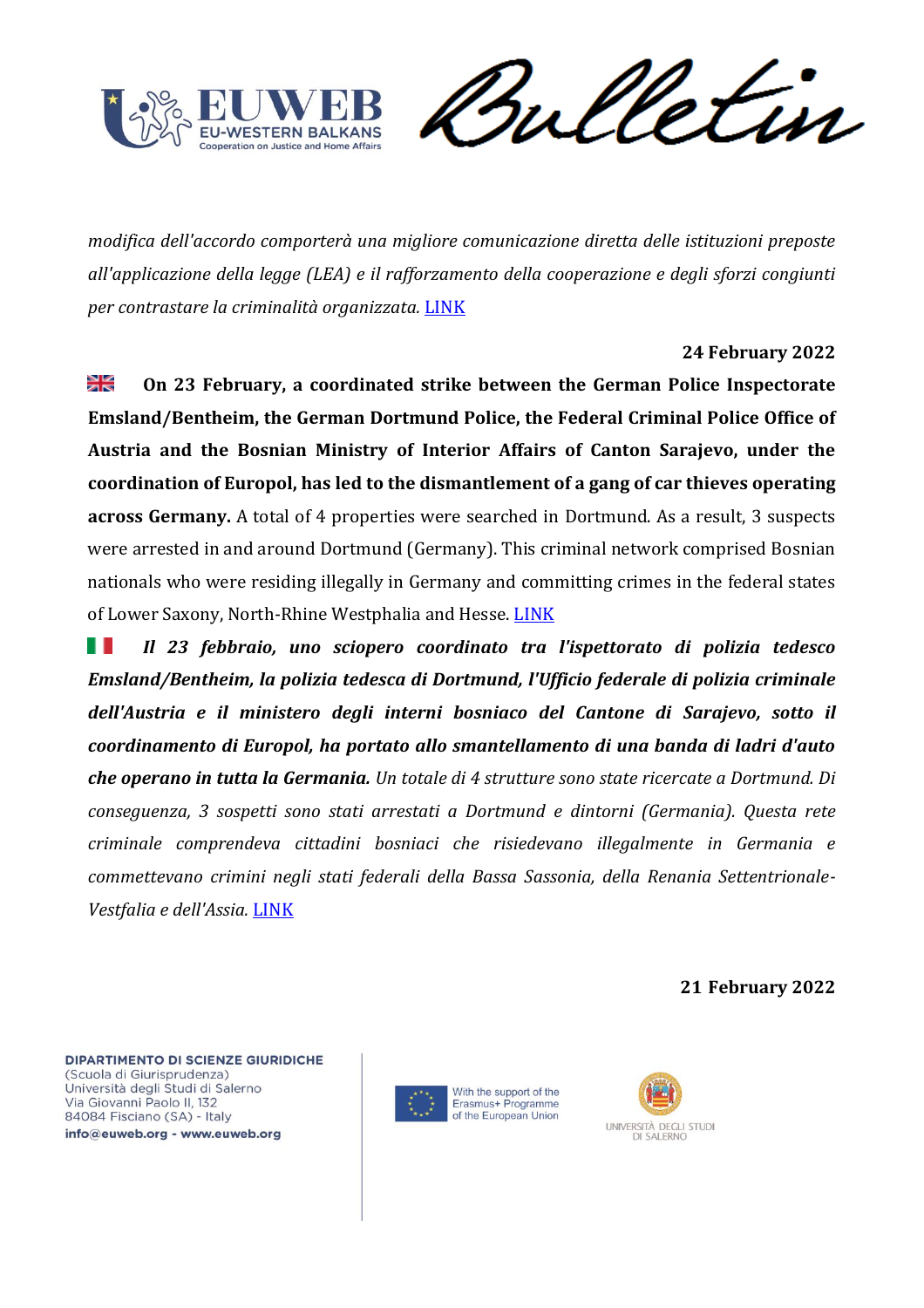*modifica dell'accordo comporterà una migliore comunicazione diretta delle istituzioni preposte all'applicazione della legge (LEA) e il rafforzamento della cooperazione e degli sforzi congiunti per contrastare la criminalità organizzata.* LINK

**24 February 2022**

**On 23 February, a coordinated strike between the German Police Inspectorate Emsland/Bentheim, the German Dortmund Police, the Federal Criminal Police Office of Austria and the Bosnian Ministry of Interior Affairs of Canton Sarajevo, under the coordination of Europol, has led to the dismantlement of a gang of car thieves operating across Germany.** A total of 4 properties were searched in Dortmund. As a result, 3 suspects were arrested in and around Dortmund (Germany). This criminal network comprised Bosnian nationals who were residing illegally in Germany and committing crimes in the federal states of Lower Saxony, North-Rhine Westphalia and Hesse. LINK

***Il 23 febbraio, uno sciopero coordinato tra l'ispettorato di polizia tedesco Emsland/Bentheim, la polizia tedesca di Dortmund, l'Ufficio federale di polizia criminale dell'Austria e il ministero degli interni bosniaco del Cantone di Sarajevo, sotto il coordinamento di Europol, ha portato allo smantellamento di una banda di ladri d'auto che operano in tutta la Germania.*** *Un totale di 4 strutture sono state ricercate a Dortmund. Di conseguenza, 3 sospetti sono stati arrestati a Dortmund e dintorni (Germania). Questa rete criminale comprendeva cittadini bosniaci che risiedevano illegalmente in Germania e commettevano crimini negli stati federali della Bassa Sassonia, della Renania Settentrionale-Vestfalia e dell'Assia.* LINK

**21 February 2022**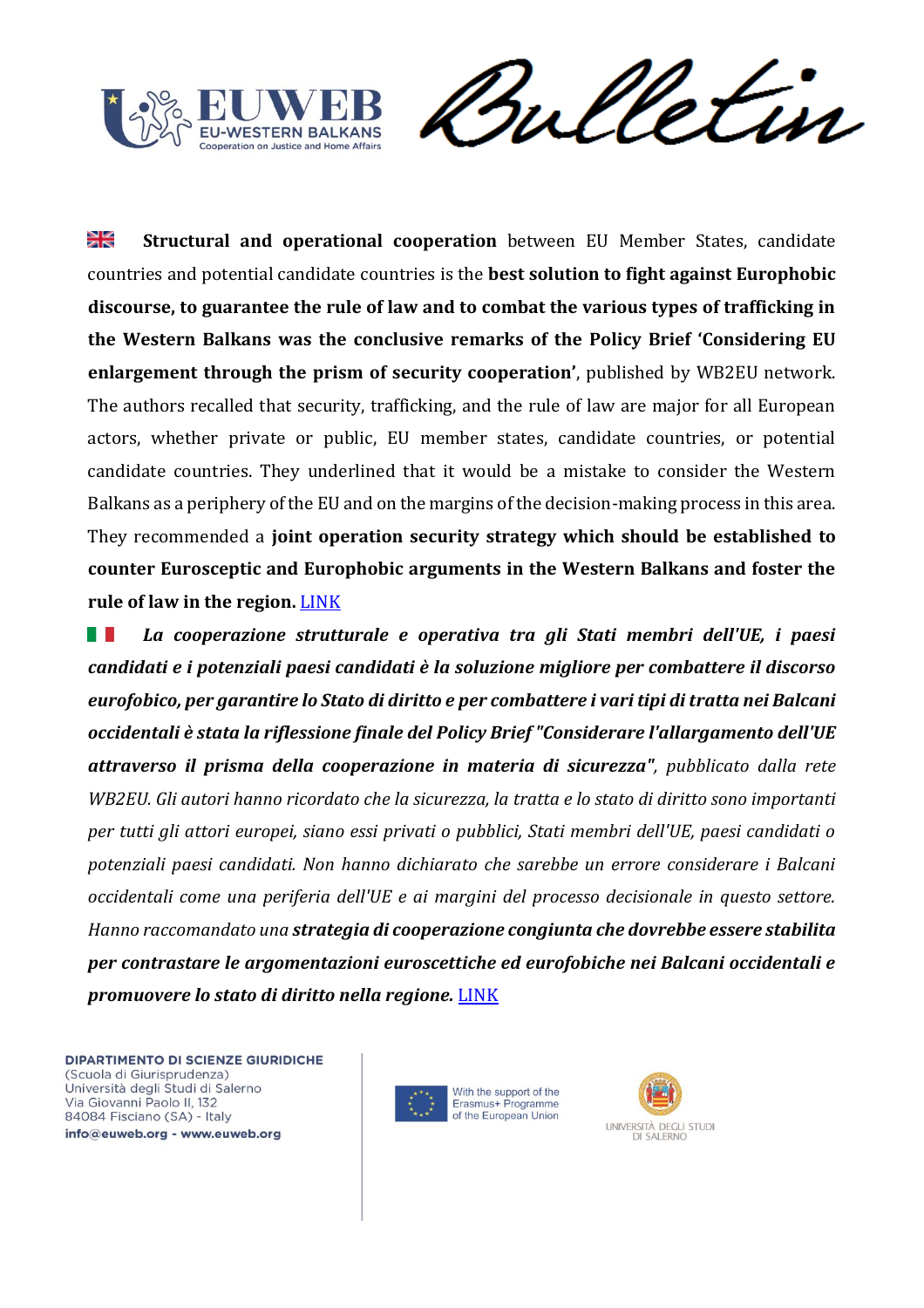**Structural and operational cooperation** between EU Member States, candidate countries and potential candidate countries is the **best solution to fight against Europhobic discourse, to guarantee the rule of law and to combat the various types of trafficking in the Western Balkans was the conclusive remarks of the Policy Brief 'Considering EU enlargement through the prism of security cooperation'**, published by WB2EU network. The authors recalled that security, trafficking, and the rule of law are major for all European actors, whether private or public, EU member states, candidate countries, or potential candidate countries. They underlined that it would be a mistake to consider the Western Balkans as a periphery of the EU and on the margins of the decision-making process in this area. They recommended a **joint operation security strategy which should be established to counter Eurosceptic and Europhobic arguments in the Western Balkans and foster the rule of law in the region.** LINK

***La cooperazione strutturale e operativa tra gli Stati membri dell'UE, i paesi candidati e i potenziali paesi candidati è la soluzione migliore per combattere il discorso eurofobico, per garantire lo Stato di diritto e per combattere i vari tipi di tratta nei Balcani occidentali è stata la riflessione finale del Policy Brief "Considerare l'allargamento dell'UE attraverso il prisma della cooperazione in materia di sicurezza"***, *pubblicato dalla rete WB2EU. Gli autori hanno ricordato che la sicurezza, la tratta e lo stato di diritto sono importanti per tutti gli attori europei, siano essi privati o pubblici, Stati membri dell'UE, paesi candidati o potenziali paesi candidati. Non hanno dichiarato che sarebbe un errore considerare i Balcani occidentali come una periferia dell'UE e ai margini del processo decisionale in questo settore. Hanno raccomandato una* ***strategia di cooperazione congiunta che dovrebbe essere stabilita per contrastare le argomentazioni euroscettiche ed eurofobiche nei Balcani occidentali e promuovere lo stato di diritto nella regione.*** LINK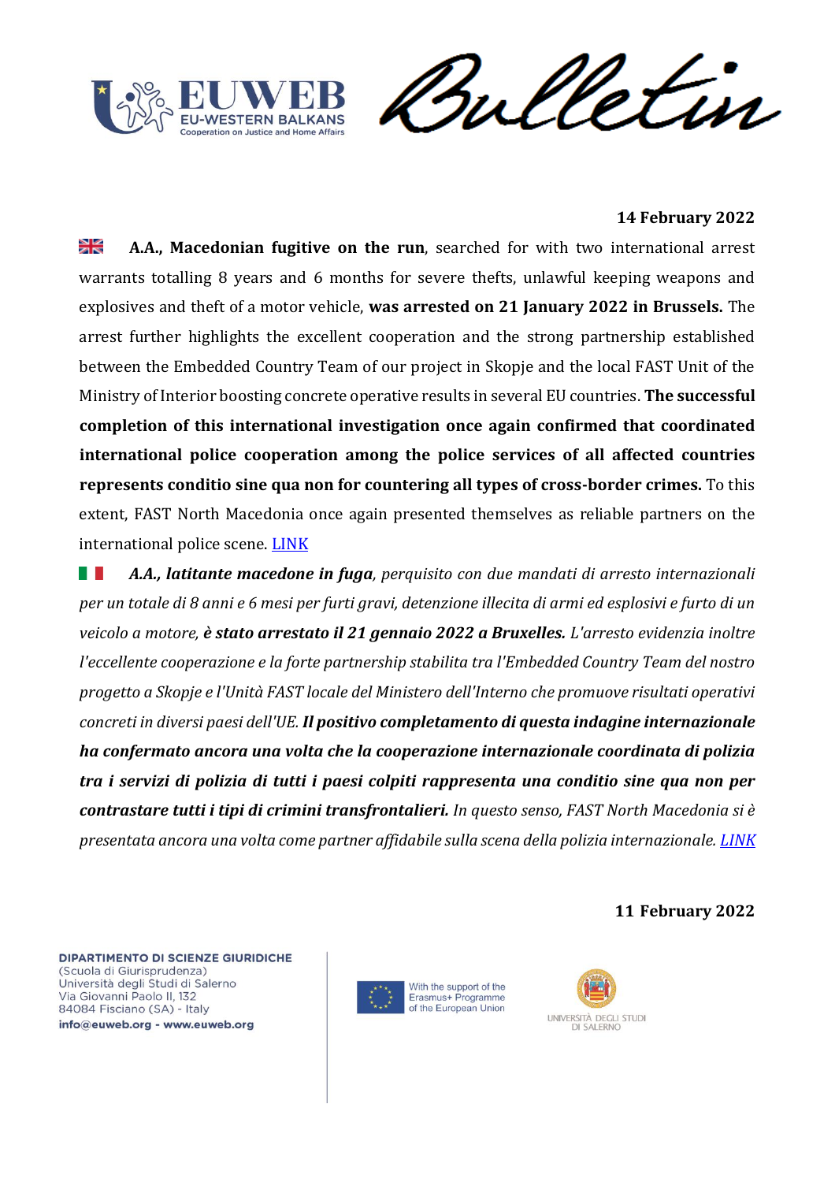**14 February 2022**

🇬🇧 **A.A., Macedonian fugitive on the run**, searched for with two international arrest warrants totalling 8 years and 6 months for severe thefts, unlawful keeping weapons and explosives and theft of a motor vehicle, **was arrested on 21 January 2022 in Brussels.** The arrest further highlights the excellent cooperation and the strong partnership established between the Embedded Country Team of our project in Skopje and the local FAST Unit of the Ministry of Interior boosting concrete operative results in several EU countries. **The successful completion of this international investigation once again confirmed that coordinated international police cooperation among the police services of all affected countries represents conditio sine qua non for countering all types of cross-border crimes.** To this extent, FAST North Macedonia once again presented themselves as reliable partners on the international police scene. [LINK]

🇮🇹 ***A.A., latitante macedone in fuga****, perquisito con due mandati di arresto internazionali per un totale di 8 anni e 6 mesi per furti gravi, detenzione illecita di armi ed esplosivi e furto di un veicolo a motore,* ***è stato arrestato il 21 gennaio 2022 a Bruxelles.*** *L'arresto evidenzia inoltre l'eccellente cooperazione e la forte partnership stabilita tra l'Embedded Country Team del nostro progetto a Skopje e l'Unità FAST locale del Ministero dell'Interno che promuove risultati operativi concreti in diversi paesi dell'UE.* ***Il positivo completamento di questa indagine internazionale ha confermato ancora una volta che la cooperazione internazionale coordinata di polizia tra i servizi di polizia di tutti i paesi colpiti rappresenta una conditio sine qua non per contrastare tutti i tipi di crimini transfrontalieri.*** *In questo senso, FAST North Macedonia si è presentata ancora una volta come partner affidabile sulla scena della polizia internazionale.* [LINK]

**11 February 2022**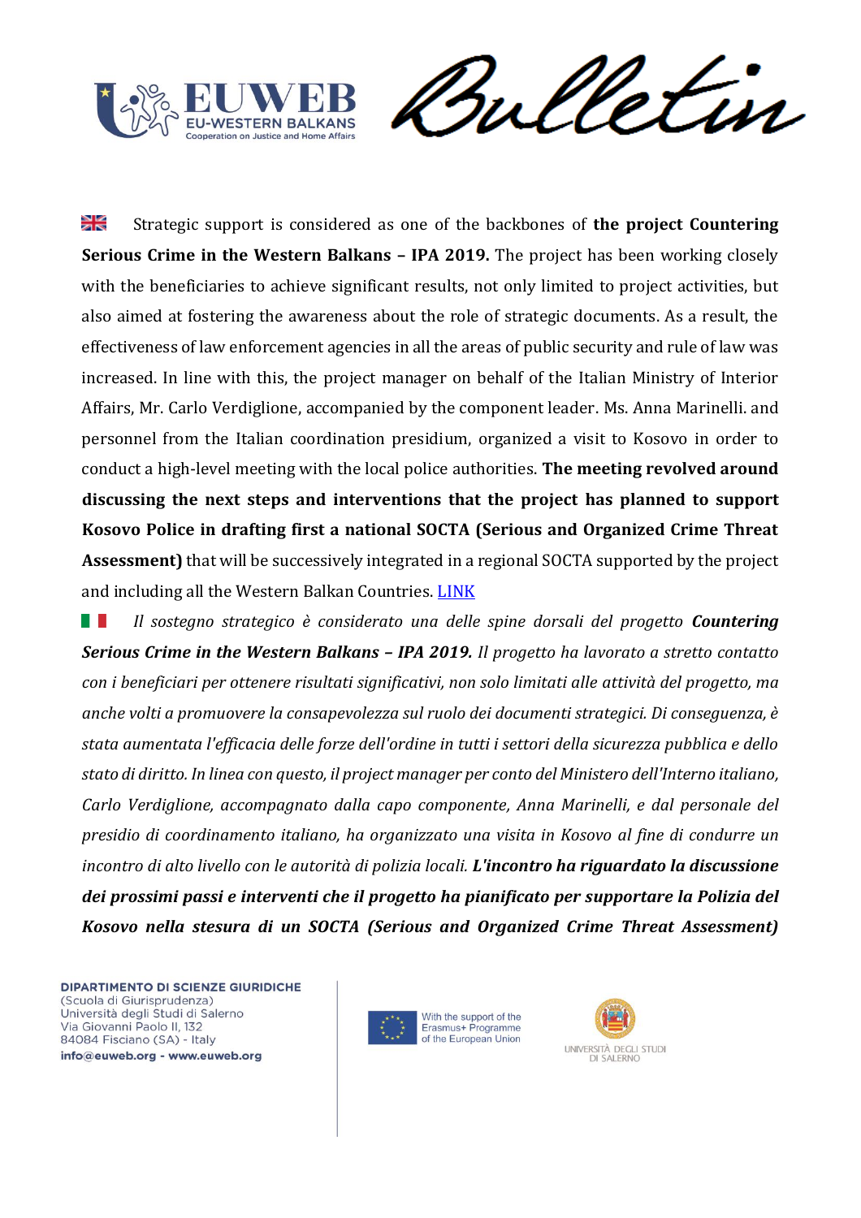Strategic support is considered as one of the backbones of **the project Countering Serious Crime in the Western Balkans – IPA 2019.** The project has been working closely with the beneficiaries to achieve significant results, not only limited to project activities, but also aimed at fostering the awareness about the role of strategic documents. As a result, the effectiveness of law enforcement agencies in all the areas of public security and rule of law was increased. In line with this, the project manager on behalf of the Italian Ministry of Interior Affairs, Mr. Carlo Verdiglione, accompanied by the component leader. Ms. Anna Marinelli. and personnel from the Italian coordination presidium, organized a visit to Kosovo in order to conduct a high-level meeting with the local police authorities. **The meeting revolved around discussing the next steps and interventions that the project has planned to support Kosovo Police in drafting first a national SOCTA (Serious and Organized Crime Threat Assessment)** that will be successively integrated in a regional SOCTA supported by the project and including all the Western Balkan Countries. LINK

*Il sostegno strategico è considerato una delle spine dorsali del progetto* ***Countering Serious Crime in the Western Balkans – IPA 2019.*** *Il progetto ha lavorato a stretto contatto con i beneficiari per ottenere risultati significativi, non solo limitati alle attività del progetto, ma anche volti a promuovere la consapevolezza sul ruolo dei documenti strategici. Di conseguenza, è stata aumentata l'efficacia delle forze dell'ordine in tutti i settori della sicurezza pubblica e dello stato di diritto. In linea con questo, il project manager per conto del Ministero dell'Interno italiano, Carlo Verdiglione, accompagnato dalla capo componente, Anna Marinelli, e dal personale del presidio di coordinamento italiano, ha organizzato una visita in Kosovo al fine di condurre un incontro di alto livello con le autorità di polizia locali.* ***L'incontro ha riguardato la discussione dei prossimi passi e interventi che il progetto ha pianificato per supportare la Polizia del Kosovo nella stesura di un SOCTA (Serious and Organized Crime Threat Assessment)***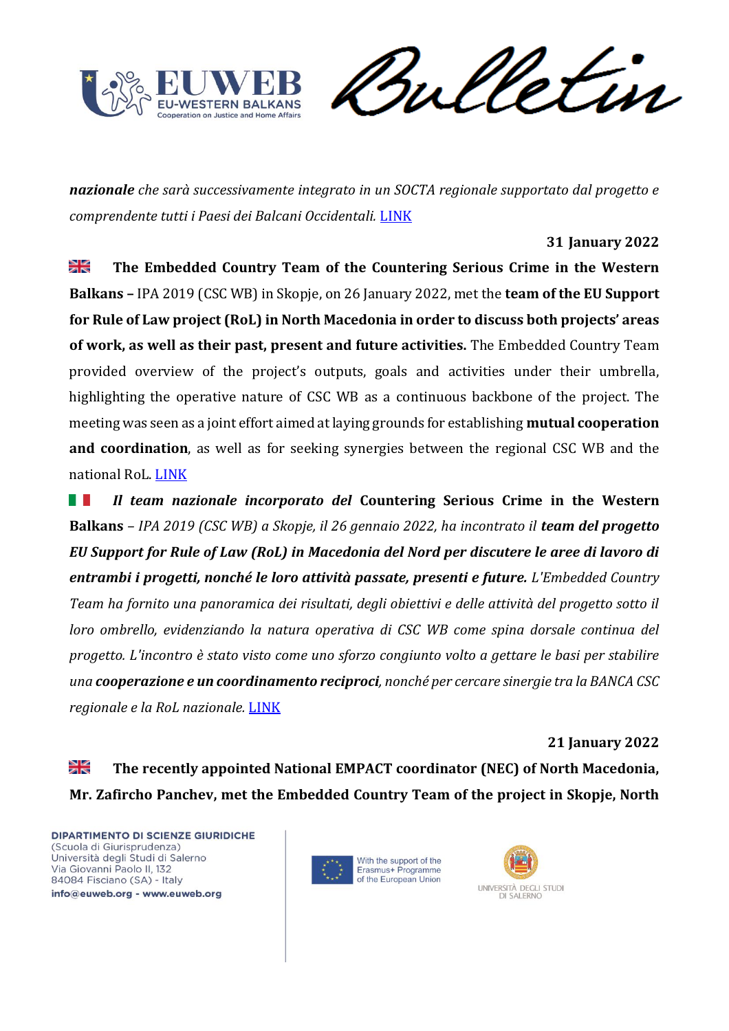***nazionale** che sarà successivamente integrato in un SOCTA regionale supportato dal progetto e comprendente tutti i Paesi dei Balcani Occidentali.* LINK

**31 January 2022**

🇬🇧 **The Embedded Country Team of the Countering Serious Crime in the Western Balkans –** IPA 2019 (CSC WB) in Skopje, on 26 January 2022, met the **team of the EU Support for Rule of Law project (RoL) in North Macedonia in order to discuss both projects' areas of work, as well as their past, present and future activities.** The Embedded Country Team provided overview of the project's outputs, goals and activities under their umbrella, highlighting the operative nature of CSC WB as a continuous backbone of the project. The meeting was seen as a joint effort aimed at laying grounds for establishing **mutual cooperation and coordination**, as well as for seeking synergies between the regional CSC WB and the national RoL. LINK

🇮🇹 ***Il team nazionale incorporato del*** **Countering Serious Crime in the Western Balkans** – *IPA 2019 (CSC WB) a Skopje, il 26 gennaio 2022, ha incontrato il* ***team del progetto EU Support for Rule of Law (RoL) in Macedonia del Nord per discutere le aree di lavoro di entrambi i progetti, nonché le loro attività passate, presenti e future.*** *L'Embedded Country Team ha fornito una panoramica dei risultati, degli obiettivi e delle attività del progetto sotto il loro ombrello, evidenziando la natura operativa di CSC WB come spina dorsale continua del progetto. L'incontro è stato visto come uno sforzo congiunto volto a gettare le basi per stabilire una* ***cooperazione e un coordinamento reciproci****, nonché per cercare sinergie tra la BANCA CSC regionale e la RoL nazionale.* LINK

**21 January 2022**

🇬🇧 **The recently appointed National EMPACT coordinator (NEC) of North Macedonia, Mr. Zafircho Panchev, met the Embedded Country Team of the project in Skopje, North**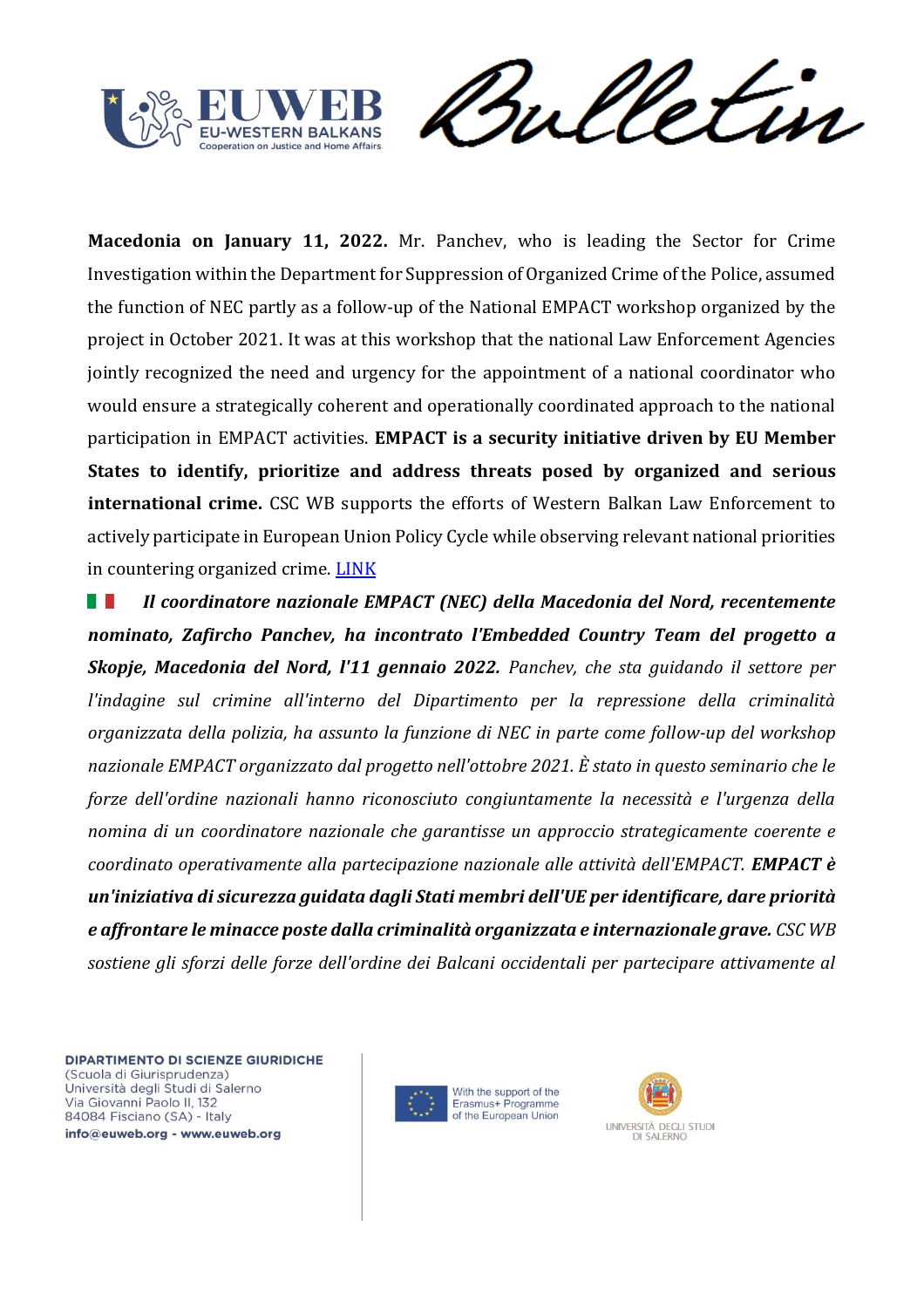**Macedonia on January 11, 2022.** Mr. Panchev, who is leading the Sector for Crime Investigation within the Department for Suppression of Organized Crime of the Police, assumed the function of NEC partly as a follow-up of the National EMPACT workshop organized by the project in October 2021. It was at this workshop that the national Law Enforcement Agencies jointly recognized the need and urgency for the appointment of a national coordinator who would ensure a strategically coherent and operationally coordinated approach to the national participation in EMPACT activities. **EMPACT is a security initiative driven by EU Member States to identify, prioritize and address threats posed by organized and serious international crime.** CSC WB supports the efforts of Western Balkan Law Enforcement to actively participate in European Union Policy Cycle while observing relevant national priorities in countering organized crime. LINK

***Il coordinatore nazionale EMPACT (NEC) della Macedonia del Nord, recentemente nominato, Zafircho Panchev, ha incontrato l'Embedded Country Team del progetto a Skopje, Macedonia del Nord, l'11 gennaio 2022.*** *Panchev, che sta guidando il settore per l'indagine sul crimine all'interno del Dipartimento per la repressione della criminalità organizzata della polizia, ha assunto la funzione di NEC in parte come follow-up del workshop nazionale EMPACT organizzato dal progetto nell'ottobre 2021. È stato in questo seminario che le forze dell'ordine nazionali hanno riconosciuto congiuntamente la necessità e l'urgenza della nomina di un coordinatore nazionale che garantisse un approccio strategicamente coerente e coordinato operativamente alla partecipazione nazionale alle attività dell'EMPACT.* ***EMPACT è un'iniziativa di sicurezza guidata dagli Stati membri dell'UE per identificare, dare priorità e affrontare le minacce poste dalla criminalità organizzata e internazionale grave.*** *CSC WB sostiene gli sforzi delle forze dell'ordine dei Balcani occidentali per partecipare attivamente al*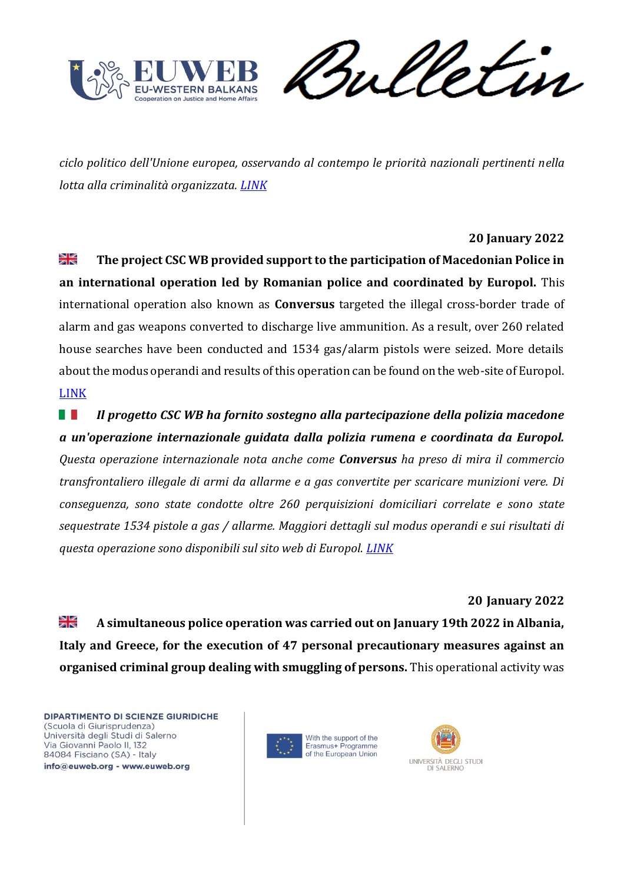*ciclo politico dell'Unione europea, osservando al contempo le priorità nazionali pertinenti nella lotta alla criminalità organizzata.* [LINK]

**20 January 2022**

**The project CSC WB provided support to the participation of Macedonian Police in an international operation led by Romanian police and coordinated by Europol.** This international operation also known as **Conversus** targeted the illegal cross-border trade of alarm and gas weapons converted to discharge live ammunition. As a result, over 260 related house searches have been conducted and 1534 gas/alarm pistols were seized. More details about the modus operandi and results of this operation can be found on the web-site of Europol. [LINK]

***Il progetto CSC WB ha fornito sostegno alla partecipazione della polizia macedone a un'operazione internazionale guidata dalla polizia rumena e coordinata da Europol.*** *Questa operazione internazionale nota anche come* ***Conversus*** *ha preso di mira il commercio transfrontaliero illegale di armi da allarme e a gas convertite per scaricare munizioni vere. Di conseguenza, sono state condotte oltre 260 perquisizioni domiciliari correlate e sono state sequestrate 1534 pistole a gas / allarme. Maggiori dettagli sul modus operandi e sui risultati di questa operazione sono disponibili sul sito web di Europol.* [LINK]

**20 January 2022**

**A simultaneous police operation was carried out on January 19th 2022 in Albania, Italy and Greece, for the execution of 47 personal precautionary measures against an organised criminal group dealing with smuggling of persons.** This operational activity was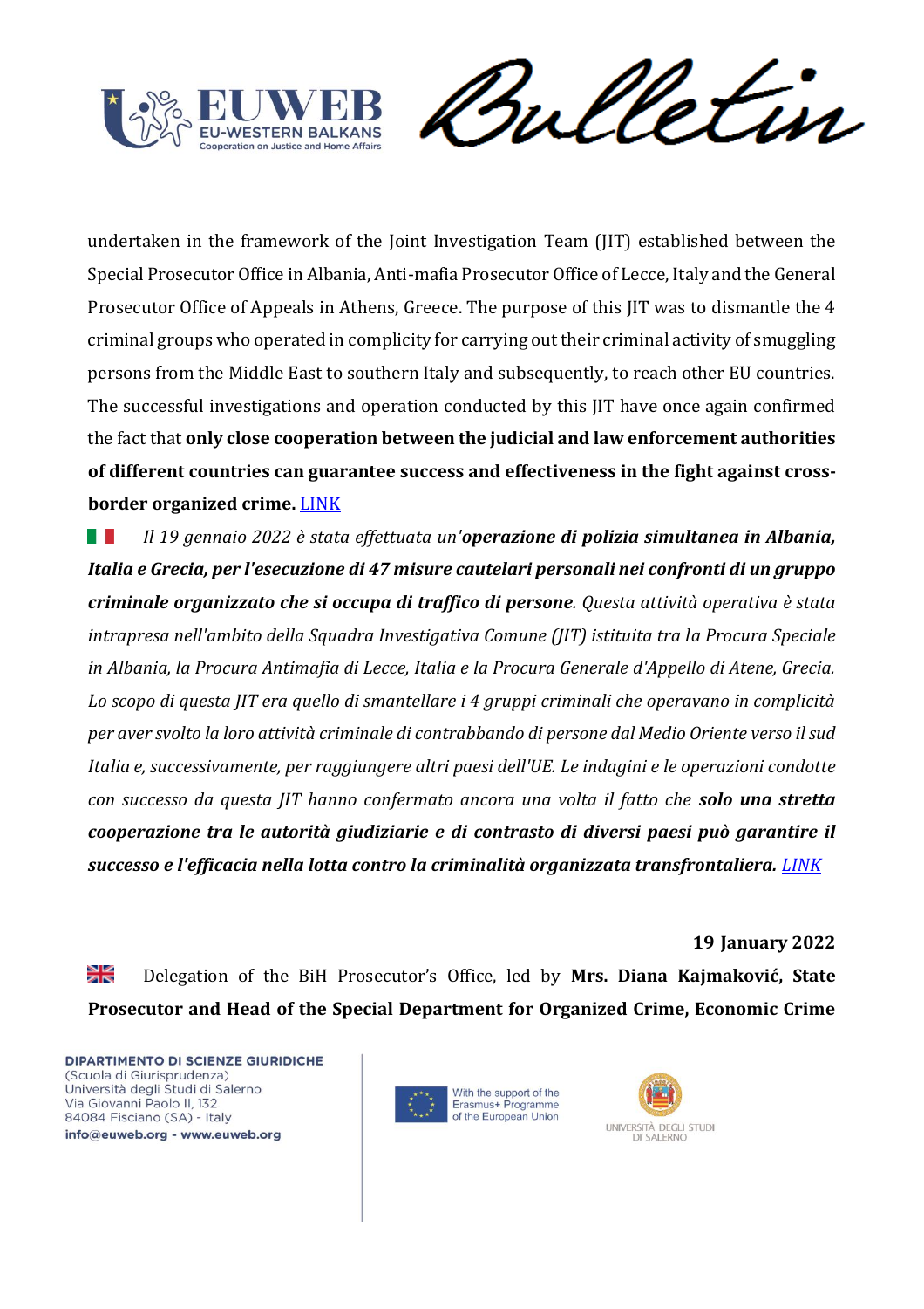undertaken in the framework of the Joint Investigation Team (JIT) established between the Special Prosecutor Office in Albania, Anti-mafia Prosecutor Office of Lecce, Italy and the General Prosecutor Office of Appeals in Athens, Greece. The purpose of this JIT was to dismantle the 4 criminal groups who operated in complicity for carrying out their criminal activity of smuggling persons from the Middle East to southern Italy and subsequently, to reach other EU countries. The successful investigations and operation conducted by this JIT have once again confirmed the fact that **only close cooperation between the judicial and law enforcement authorities of different countries can guarantee success and effectiveness in the fight against cross-border organized crime.** LINK

*Il 19 gennaio 2022 è stata effettuata un'**operazione di polizia simultanea in Albania, Italia e Grecia, per l'esecuzione di 47 misure cautelari personali nei confronti di un gruppo criminale organizzato che si occupa di traffico di persone**. Questa attività operativa è stata intrapresa nell'ambito della Squadra Investigativa Comune (JIT) istituita tra la Procura Speciale in Albania, la Procura Antimafia di Lecce, Italia e la Procura Generale d'Appello di Atene, Grecia. Lo scopo di questa JIT era quello di smantellare i 4 gruppi criminali che operavano in complicità per aver svolto la loro attività criminale di contrabbando di persone dal Medio Oriente verso il sud Italia e, successivamente, per raggiungere altri paesi dell'UE. Le indagini e le operazioni condotte con successo da questa JIT hanno confermato ancora una volta il fatto che **solo una stretta cooperazione tra le autorità giudiziarie e di contrasto di diversi paesi può garantire il successo e l'efficacia nella lotta contro la criminalità organizzata transfrontaliera.** LINK*

**19 January 2022**

Delegation of the BiH Prosecutor's Office, led by **Mrs. Diana Kajmaković, State Prosecutor and Head of the Special Department for Organized Crime, Economic Crime**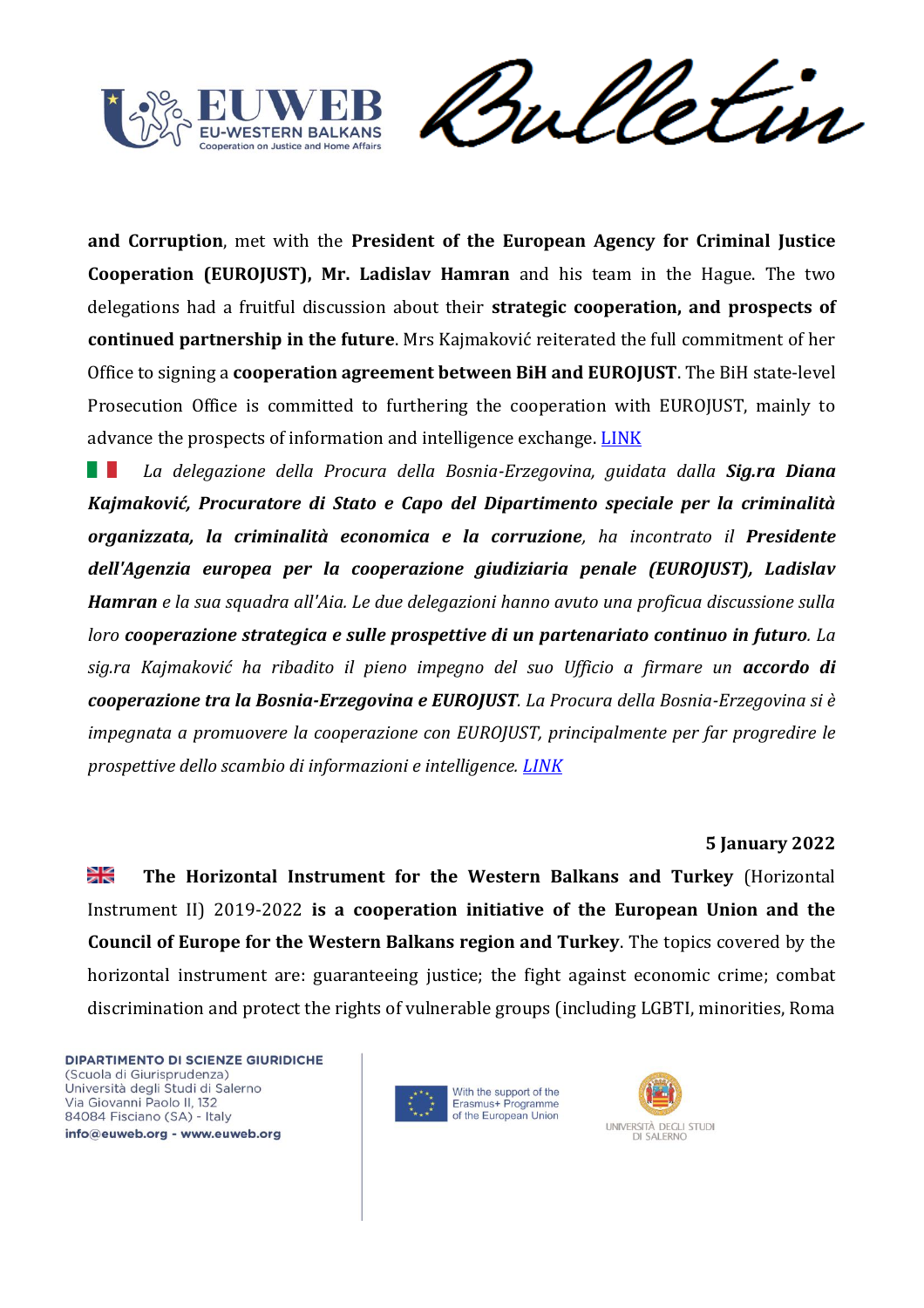**and Corruption**, met with the **President of the European Agency for Criminal Justice Cooperation (EUROJUST), Mr. Ladislav Hamran** and his team in the Hague. The two delegations had a fruitful discussion about their **strategic cooperation, and prospects of continued partnership in the future**. Mrs Kajmaković reiterated the full commitment of her Office to signing a **cooperation agreement between BiH and EUROJUST**. The BiH state-level Prosecution Office is committed to furthering the cooperation with EUROJUST, mainly to advance the prospects of information and intelligence exchange. LINK

*La delegazione della Procura della Bosnia-Erzegovina, guidata dalla **Sig.ra Diana Kajmaković, Procuratore di Stato e Capo del Dipartimento speciale per la criminalità organizzata, la criminalità economica e la corruzione**, ha incontrato il **Presidente dell'Agenzia europea per la cooperazione giudiziaria penale (EUROJUST), Ladislav Hamran** e la sua squadra all'Aia. Le due delegazioni hanno avuto una proficua discussione sulla loro **cooperazione strategica e sulle prospettive di un partenariato continuo in futuro**. La sig.ra Kajmaković ha ribadito il pieno impegno del suo Ufficio a firmare un **accordo di cooperazione tra la Bosnia-Erzegovina e EUROJUST**. La Procura della Bosnia-Erzegovina si è impegnata a promuovere la cooperazione con EUROJUST, principalmente per far progredire le prospettive dello scambio di informazioni e intelligence.* LINK

**5 January 2022**

**The Horizontal Instrument for the Western Balkans and Turkey** (Horizontal Instrument II) 2019-2022 **is a cooperation initiative of the European Union and the Council of Europe for the Western Balkans region and Turkey**. The topics covered by the horizontal instrument are: guaranteeing justice; the fight against economic crime; combat discrimination and protect the rights of vulnerable groups (including LGBTI, minorities, Roma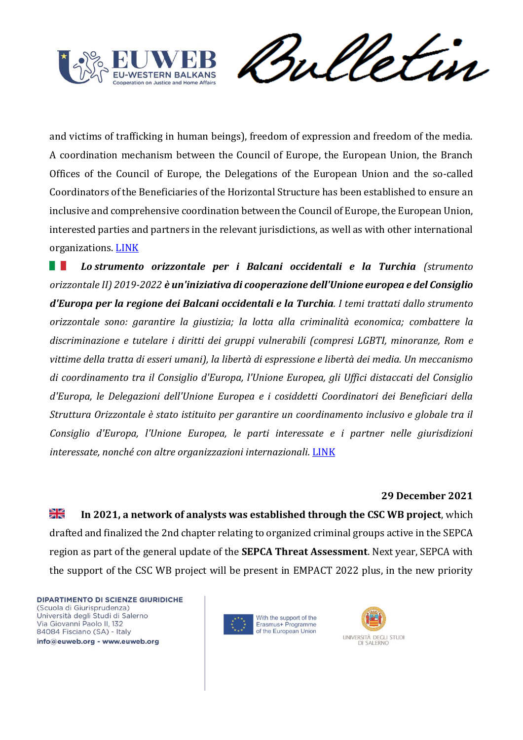and victims of trafficking in human beings), freedom of expression and freedom of the media. A coordination mechanism between the Council of Europe, the European Union, the Branch Offices of the Council of Europe, the Delegations of the European Union and the so-called Coordinators of the Beneficiaries of the Horizontal Structure has been established to ensure an inclusive and comprehensive coordination between the Council of Europe, the European Union, interested parties and partners in the relevant jurisdictions, as well as with other international organizations. LINK

***Lo strumento orizzontale per i Balcani occidentali e la Turchia*** *(strumento orizzontale II) 2019-2022* ***è un'iniziativa di cooperazione dell'Unione europea e del Consiglio d'Europa per la regione dei Balcani occidentali e la Turchia****. I temi trattati dallo strumento orizzontale sono: garantire la giustizia; la lotta alla criminalità economica; combattere la discriminazione e tutelare i diritti dei gruppi vulnerabili (compresi LGBTI, minoranze, Rom e vittime della tratta di esseri umani), la libertà di espressione e libertà dei media. Un meccanismo di coordinamento tra il Consiglio d'Europa, l'Unione Europea, gli Uffici distaccati del Consiglio d'Europa, le Delegazioni dell'Unione Europea e i cosiddetti Coordinatori dei Beneficiari della Struttura Orizzontale è stato istituito per garantire un coordinamento inclusivo e globale tra il Consiglio d'Europa, l'Unione Europea, le parti interessate e i partner nelle giurisdizioni interessate, nonché con altre organizzazioni internazionali.* LINK

**29 December 2021**

**In 2021, a network of analysts was established through the CSC WB project**, which drafted and finalized the 2nd chapter relating to organized criminal groups active in the SEPCA region as part of the general update of the **SEPCA Threat Assessment**. Next year, SEPCA with the support of the CSC WB project will be present in EMPACT 2022 plus, in the new priority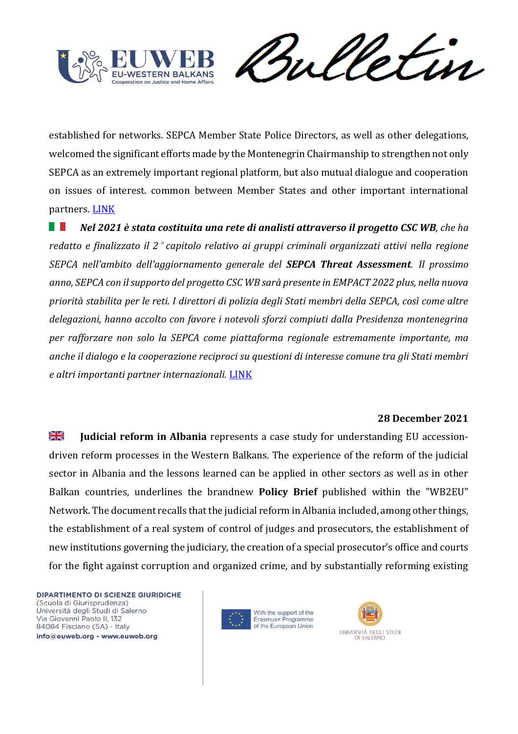established for networks. SEPCA Member State Police Directors, as well as other delegations, welcomed the significant efforts made by the Montenegrin Chairmanship to strengthen not only SEPCA as an extremely important regional platform, but also mutual dialogue and cooperation on issues of interest. common between Member States and other important international partners. [LINK]

***Nel 2021 è stata costituita una rete di analisti attraverso il progetto CSC WB****, che ha redatto e finalizzato il 2 ° capitolo relativo ai gruppi criminali organizzati attivi nella regione SEPCA nell'ambito dell'aggiornamento generale del* ***SEPCA Threat Assessment****. Il prossimo anno, SEPCA con il supporto del progetto CSC WB sarà presente in EMPACT 2022 plus, nella nuova priorità stabilita per le reti. I direttori di polizia degli Stati membri della SEPCA, così come altre delegazioni, hanno accolto con favore i notevoli sforzi compiuti dalla Presidenza montenegrina per rafforzare non solo la SEPCA come piattaforma regionale estremamente importante, ma anche il dialogo e la cooperazione reciproci su questioni di interesse comune tra gli Stati membri e altri importanti partner internazionali.* [LINK]

**28 December 2021**

**Judicial reform in Albania** represents a case study for understanding EU accession-driven reform processes in the Western Balkans. The experience of the reform of the judicial sector in Albania and the lessons learned can be applied in other sectors as well as in other Balkan countries, underlines the brandnew **Policy Brief** published within the "WB2EU" Network. The document recalls that the judicial reform in Albania included, among other things, the establishment of a real system of control of judges and prosecutors, the establishment of new institutions governing the judiciary, the creation of a special prosecutor's office and courts for the fight against corruption and organized crime, and by substantially reforming existing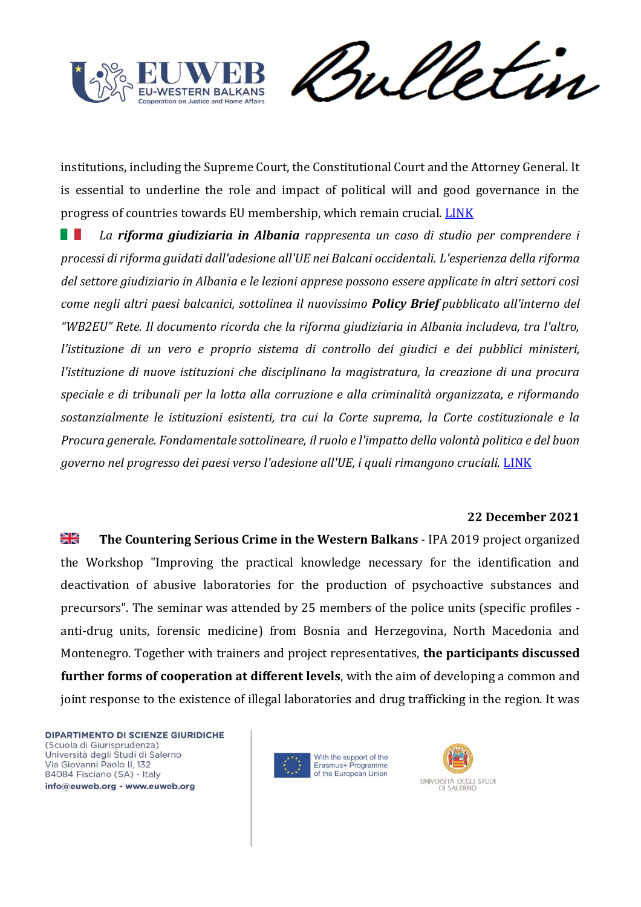institutions, including the Supreme Court, the Constitutional Court and the Attorney General. It is essential to underline the role and impact of political will and good governance in the progress of countries towards EU membership, which remain crucial. LINK

*La **riforma giudiziaria in Albania** rappresenta un caso di studio per comprendere i processi di riforma guidati dall'adesione all'UE nei Balcani occidentali. L'esperienza della riforma del settore giudiziario in Albania e le lezioni apprese possono essere applicate in altri settori così come negli altri paesi balcanici, sottolinea il nuovissimo **Policy Brief** pubblicato all'interno del "WB2EU" Rete. Il documento ricorda che la riforma giudiziaria in Albania includeva, tra l'altro, l'istituzione di un vero e proprio sistema di controllo dei giudici e dei pubblici ministeri, l'istituzione di nuove istituzioni che disciplinano la magistratura, la creazione di una procura speciale e di tribunali per la lotta alla corruzione e alla criminalità organizzata, e riformando sostanzialmente le istituzioni esistenti, tra cui la Corte suprema, la Corte costituzionale e la Procura generale. Fondamentale sottolineare, il ruolo e l'impatto della volontà politica e del buon governo nel progresso dei paesi verso l'adesione all'UE, i quali rimangono cruciali.* LINK

**22 December 2021**

**The Countering Serious Crime in the Western Balkans** - IPA 2019 project organized the Workshop "Improving the practical knowledge necessary for the identification and deactivation of abusive laboratories for the production of psychoactive substances and precursors". The seminar was attended by 25 members of the police units (specific profiles - anti-drug units, forensic medicine) from Bosnia and Herzegovina, North Macedonia and Montenegro. Together with trainers and project representatives, **the participants discussed further forms of cooperation at different levels**, with the aim of developing a common and joint response to the existence of illegal laboratories and drug trafficking in the region. It was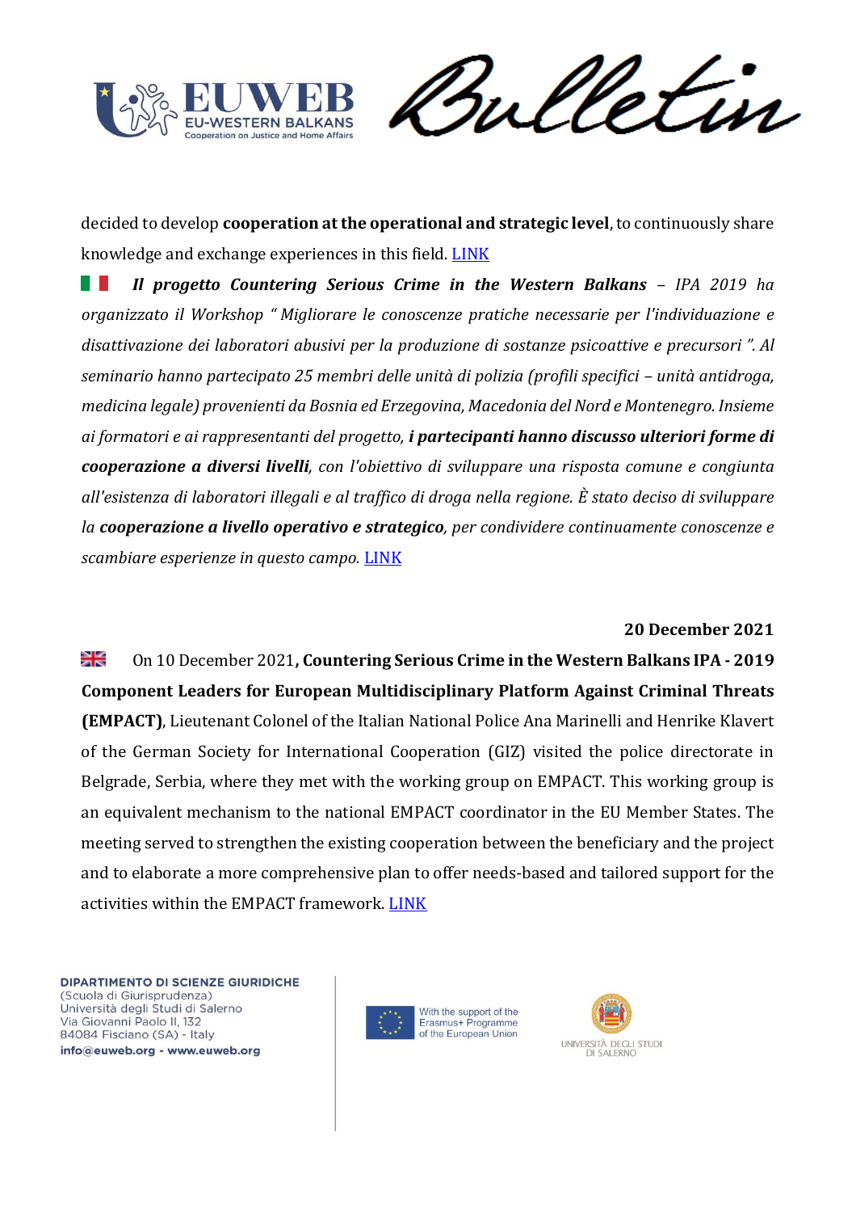decided to develop **cooperation at the operational and strategic level**, to continuously share knowledge and exchange experiences in this field. LINK

🇮🇹 ***Il progetto Countering Serious Crime in the Western Balkans*** *– IPA 2019 ha organizzato il Workshop " Migliorare le conoscenze pratiche necessarie per l'individuazione e disattivazione dei laboratori abusivi per la produzione di sostanze psicoattive e precursori ". Al seminario hanno partecipato 25 membri delle unità di polizia (profili specifici – unità antidroga, medicina legale) provenienti da Bosnia ed Erzegovina, Macedonia del Nord e Montenegro. Insieme ai formatori e ai rappresentanti del progetto,* ***i partecipanti hanno discusso ulteriori forme di cooperazione a diversi livelli****, con l'obiettivo di sviluppare una risposta comune e congiunta all'esistenza di laboratori illegali e al traffico di droga nella regione. È stato deciso di sviluppare la* ***cooperazione a livello operativo e strategico****, per condividere continuamente conoscenze e scambiare esperienze in questo campo.* LINK

**20 December 2021**

🇬🇧 On 10 December 2021**, Countering Serious Crime in the Western Balkans IPA - 2019 Component Leaders for European Multidisciplinary Platform Against Criminal Threats (EMPACT)**, Lieutenant Colonel of the Italian National Police Ana Marinelli and Henrike Klavert of the German Society for International Cooperation (GIZ) visited the police directorate in Belgrade, Serbia, where they met with the working group on EMPACT. This working group is an equivalent mechanism to the national EMPACT coordinator in the EU Member States. The meeting served to strengthen the existing cooperation between the beneficiary and the project and to elaborate a more comprehensive plan to offer needs-based and tailored support for the activities within the EMPACT framework. LINK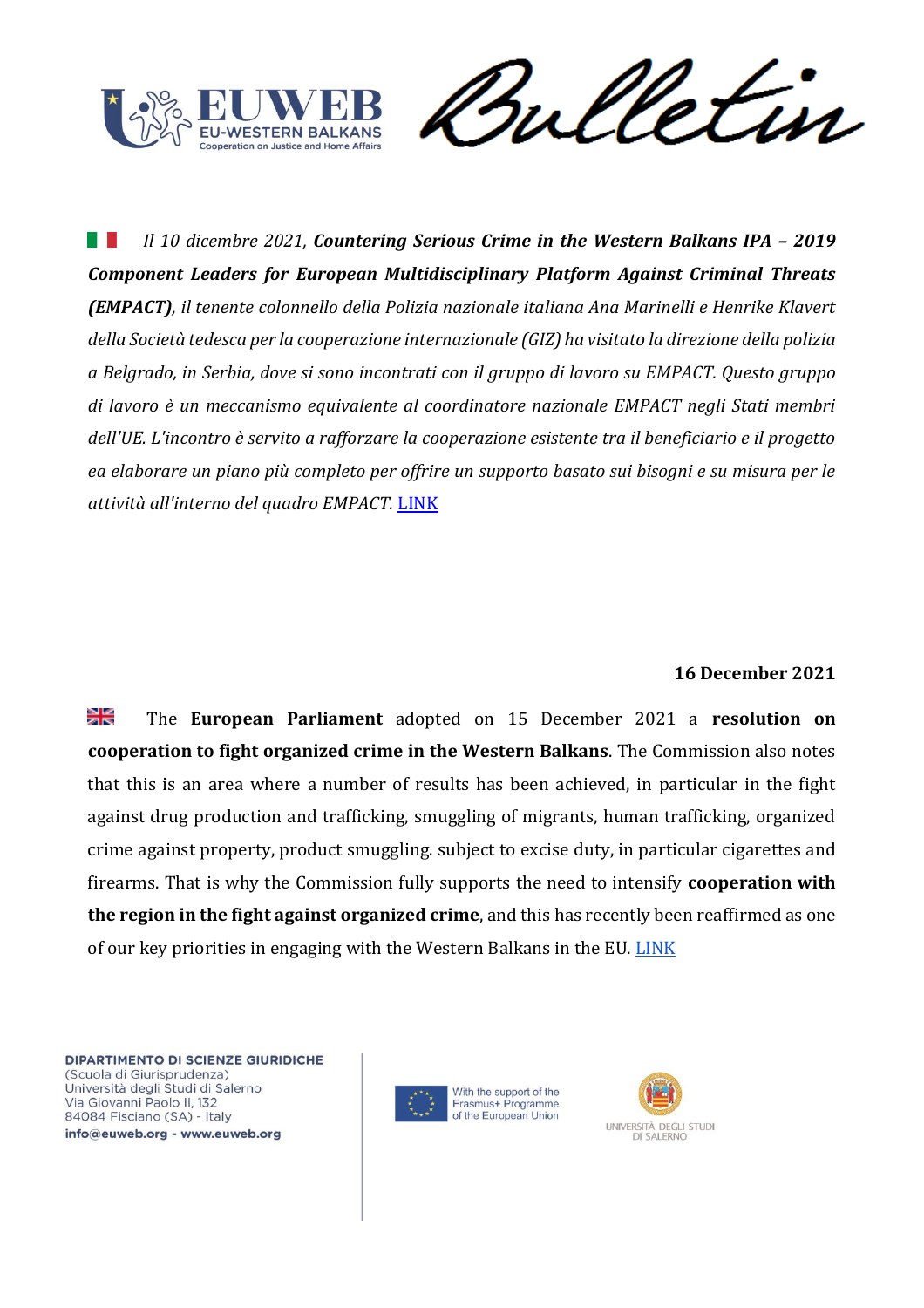*Il 10 dicembre 2021, **Countering Serious Crime in the Western Balkans IPA – 2019 Component Leaders for European Multidisciplinary Platform Against Criminal Threats (EMPACT)**, il tenente colonnello della Polizia nazionale italiana Ana Marinelli e Henrike Klavert della Società tedesca per la cooperazione internazionale (GIZ) ha visitato la direzione della polizia a Belgrado, in Serbia, dove si sono incontrati con il gruppo di lavoro su EMPACT. Questo gruppo di lavoro è un meccanismo equivalente al coordinatore nazionale EMPACT negli Stati membri dell'UE. L'incontro è servito a rafforzare la cooperazione esistente tra il beneficiario e il progetto ea elaborare un piano più completo per offrire un supporto basato sui bisogni e su misura per le attività all'interno del quadro EMPACT.* LINK

**16 December 2021**

The **European Parliament** adopted on 15 December 2021 a **resolution on cooperation to fight organized crime in the Western Balkans**. The Commission also notes that this is an area where a number of results has been achieved, in particular in the fight against drug production and trafficking, smuggling of migrants, human trafficking, organized crime against property, product smuggling. subject to excise duty, in particular cigarettes and firearms. That is why the Commission fully supports the need to intensify **cooperation with the region in the fight against organized crime**, and this has recently been reaffirmed as one of our key priorities in engaging with the Western Balkans in the EU. LINK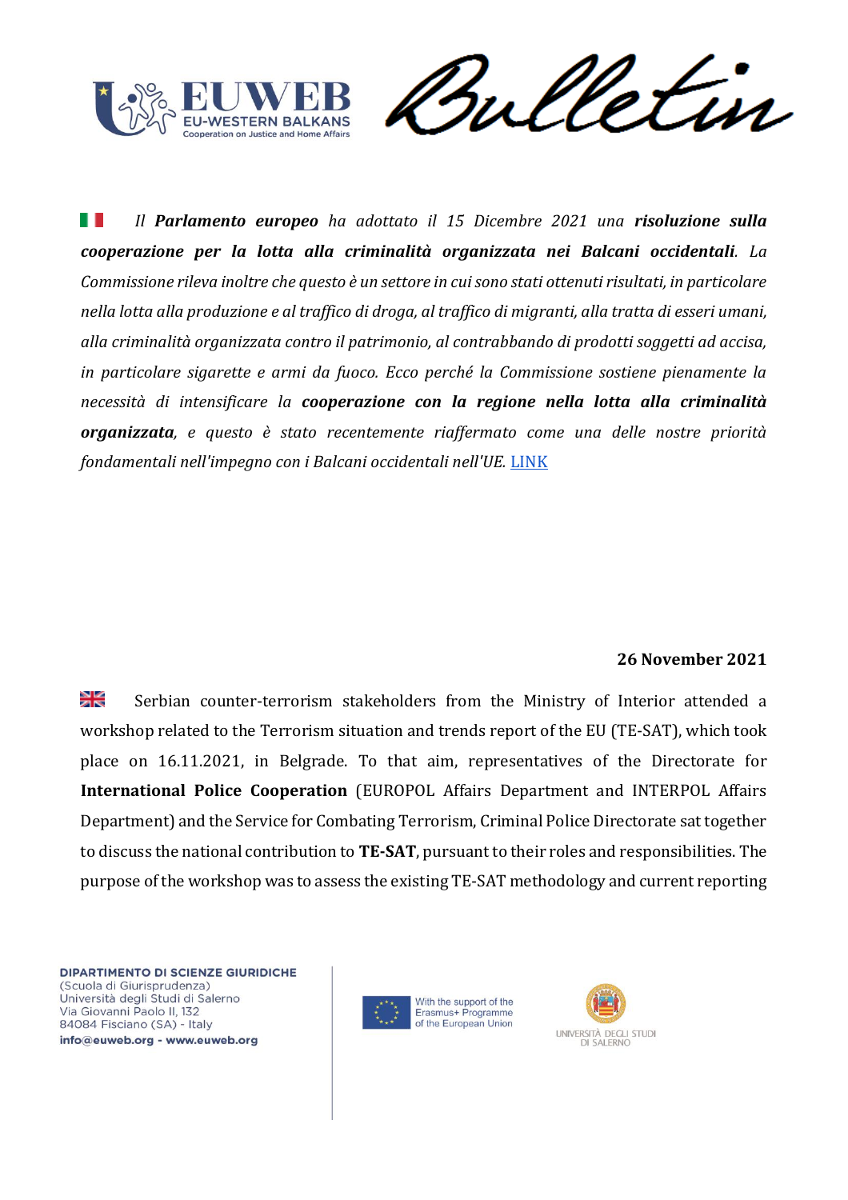*Il **Parlamento europeo** ha adottato il 15 Dicembre 2021 una **risoluzione sulla cooperazione per la lotta alla criminalità organizzata nei Balcani occidentali**. La Commissione rileva inoltre che questo è un settore in cui sono stati ottenuti risultati, in particolare nella lotta alla produzione e al traffico di droga, al traffico di migranti, alla tratta di esseri umani, alla criminalità organizzata contro il patrimonio, al contrabbando di prodotti soggetti ad accisa, in particolare sigarette e armi da fuoco. Ecco perché la Commissione sostiene pienamente la necessità di intensificare la **cooperazione con la regione nella lotta alla criminalità organizzata**, e questo è stato recentemente riaffermato come una delle nostre priorità fondamentali nell'impegno con i Balcani occidentali nell'UE.* LINK

**26 November 2021**

Serbian counter-terrorism stakeholders from the Ministry of Interior attended a workshop related to the Terrorism situation and trends report of the EU (TE-SAT), which took place on 16.11.2021, in Belgrade. To that aim, representatives of the Directorate for **International Police Cooperation** (EUROPOL Affairs Department and INTERPOL Affairs Department) and the Service for Combating Terrorism, Criminal Police Directorate sat together to discuss the national contribution to **TE-SAT**, pursuant to their roles and responsibilities. The purpose of the workshop was to assess the existing TE-SAT methodology and current reporting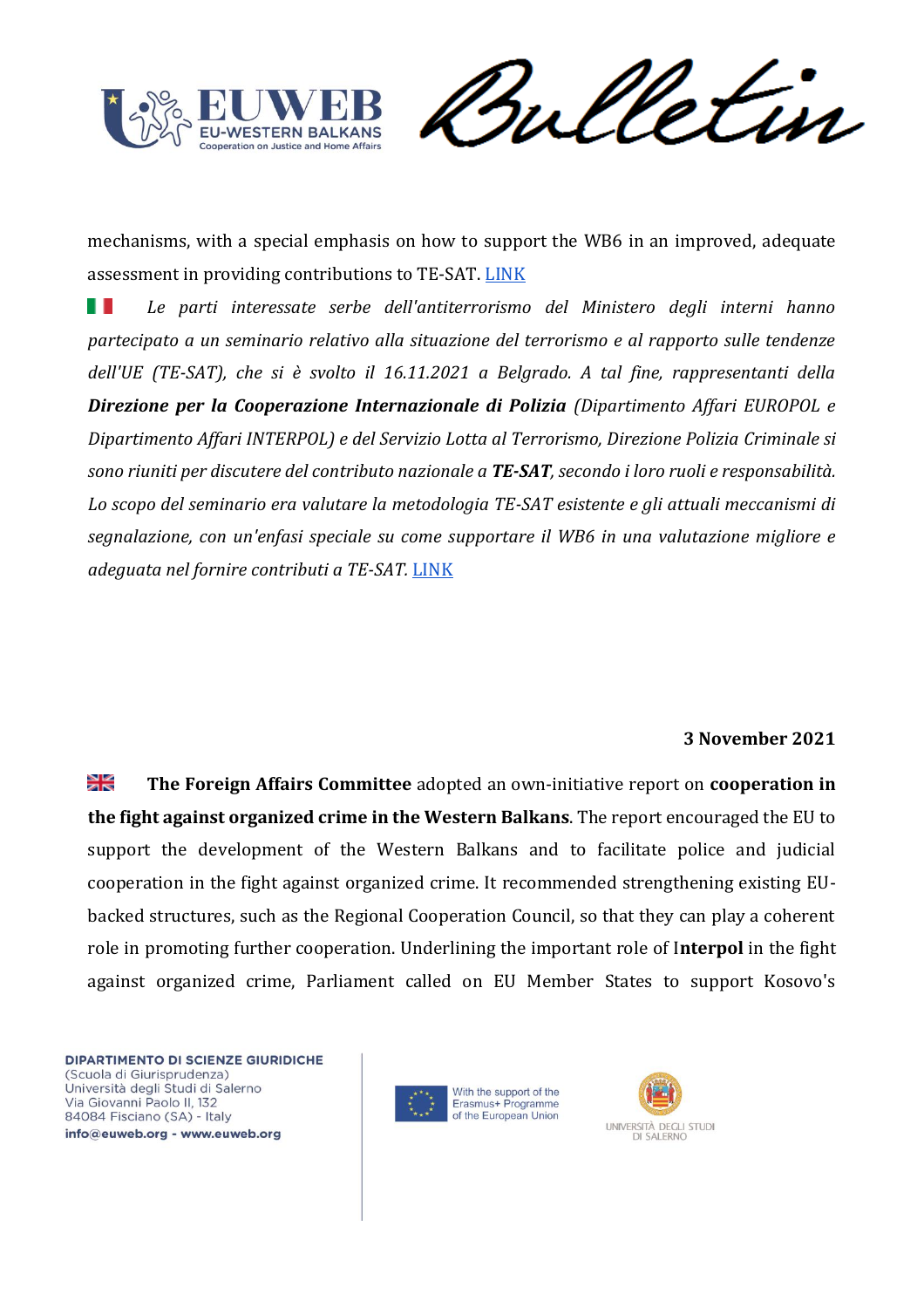mechanisms, with a special emphasis on how to support the WB6 in an improved, adequate assessment in providing contributions to TE-SAT. LINK

*Le parti interessate serbe dell'antiterrorismo del Ministero degli interni hanno partecipato a un seminario relativo alla situazione del terrorismo e al rapporto sulle tendenze dell'UE (TE-SAT), che si è svolto il 16.11.2021 a Belgrado. A tal fine, rappresentanti della* ***Direzione per la Cooperazione Internazionale di Polizia*** *(Dipartimento Affari EUROPOL e Dipartimento Affari INTERPOL) e del Servizio Lotta al Terrorismo, Direzione Polizia Criminale si sono riuniti per discutere del contributo nazionale a* ***TE-SAT****, secondo i loro ruoli e responsabilità. Lo scopo del seminario era valutare la metodologia TE-SAT esistente e gli attuali meccanismi di segnalazione, con un'enfasi speciale su come supportare il WB6 in una valutazione migliore e adeguata nel fornire contributi a TE-SAT.* LINK

**3 November 2021**

**The Foreign Affairs Committee** adopted an own-initiative report on **cooperation in the fight against organized crime in the Western Balkans**. The report encouraged the EU to support the development of the Western Balkans and to facilitate police and judicial cooperation in the fight against organized crime. It recommended strengthening existing EU-backed structures, such as the Regional Cooperation Council, so that they can play a coherent role in promoting further cooperation. Underlining the important role of I**nterpol** in the fight against organized crime, Parliament called on EU Member States to support Kosovo's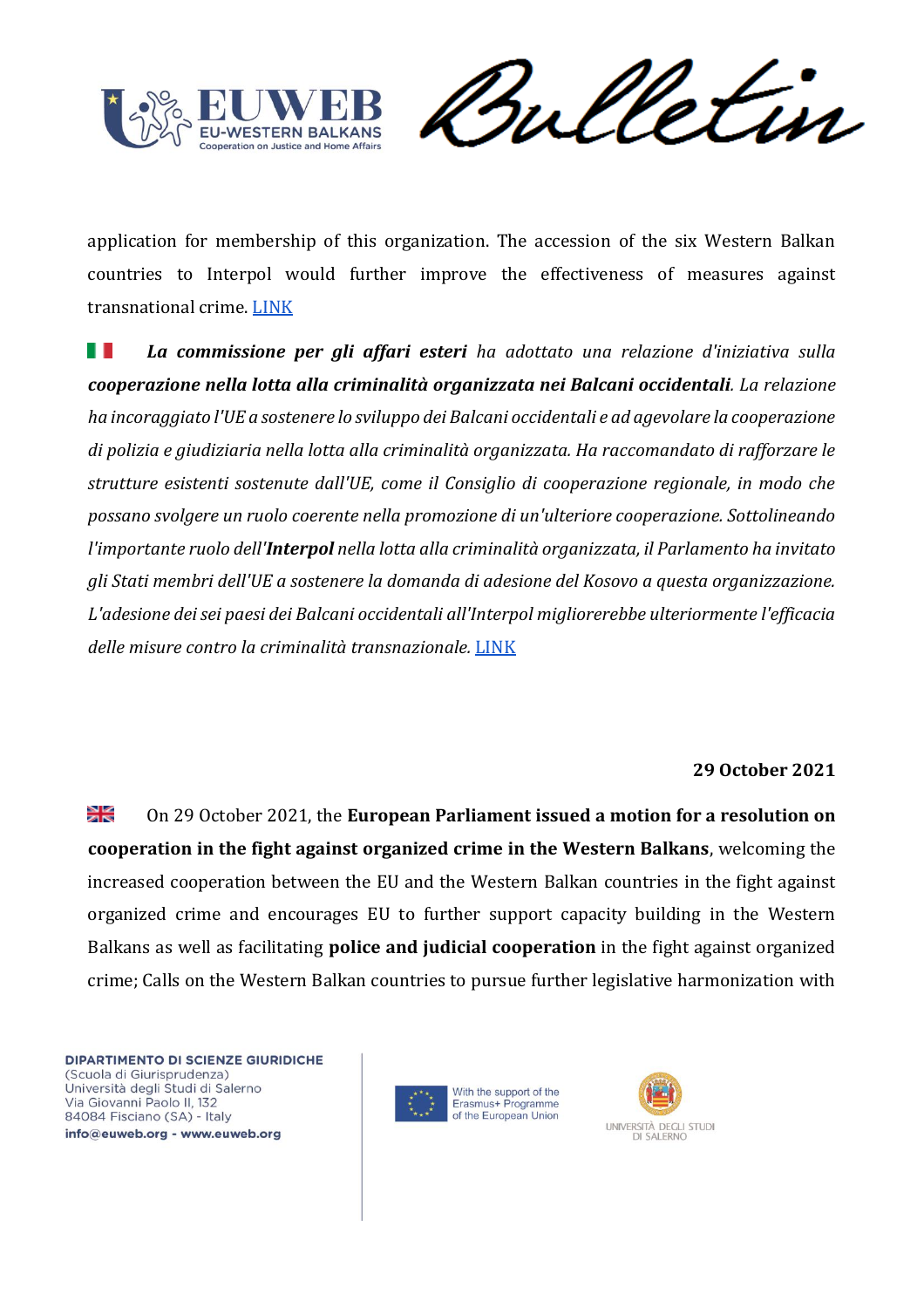application for membership of this organization. The accession of the six Western Balkan countries to Interpol would further improve the effectiveness of measures against transnational crime. LINK

🇮🇹 ***La commissione per gli affari esteri*** *ha adottato una relazione d'iniziativa sulla* ***cooperazione nella lotta alla criminalità organizzata nei Balcani occidentali****. La relazione ha incoraggiato l'UE a sostenere lo sviluppo dei Balcani occidentali e ad agevolare la cooperazione di polizia e giudiziaria nella lotta alla criminalità organizzata. Ha raccomandato di rafforzare le strutture esistenti sostenute dall'UE, come il Consiglio di cooperazione regionale, in modo che possano svolgere un ruolo coerente nella promozione di un'ulteriore cooperazione. Sottolineando l'importante ruolo dell'****Interpol*** *nella lotta alla criminalità organizzata, il Parlamento ha invitato gli Stati membri dell'UE a sostenere la domanda di adesione del Kosovo a questa organizzazione. L'adesione dei sei paesi dei Balcani occidentali all'Interpol migliorerebbe ulteriormente l'efficacia delle misure contro la criminalità transnazionale.* LINK

**29 October 2021**

🇬🇧 On 29 October 2021, the **European Parliament issued a motion for a resolution on cooperation in the fight against organized crime in the Western Balkans**, welcoming the increased cooperation between the EU and the Western Balkan countries in the fight against organized crime and encourages EU to further support capacity building in the Western Balkans as well as facilitating **police and judicial cooperation** in the fight against organized crime; Calls on the Western Balkan countries to pursue further legislative harmonization with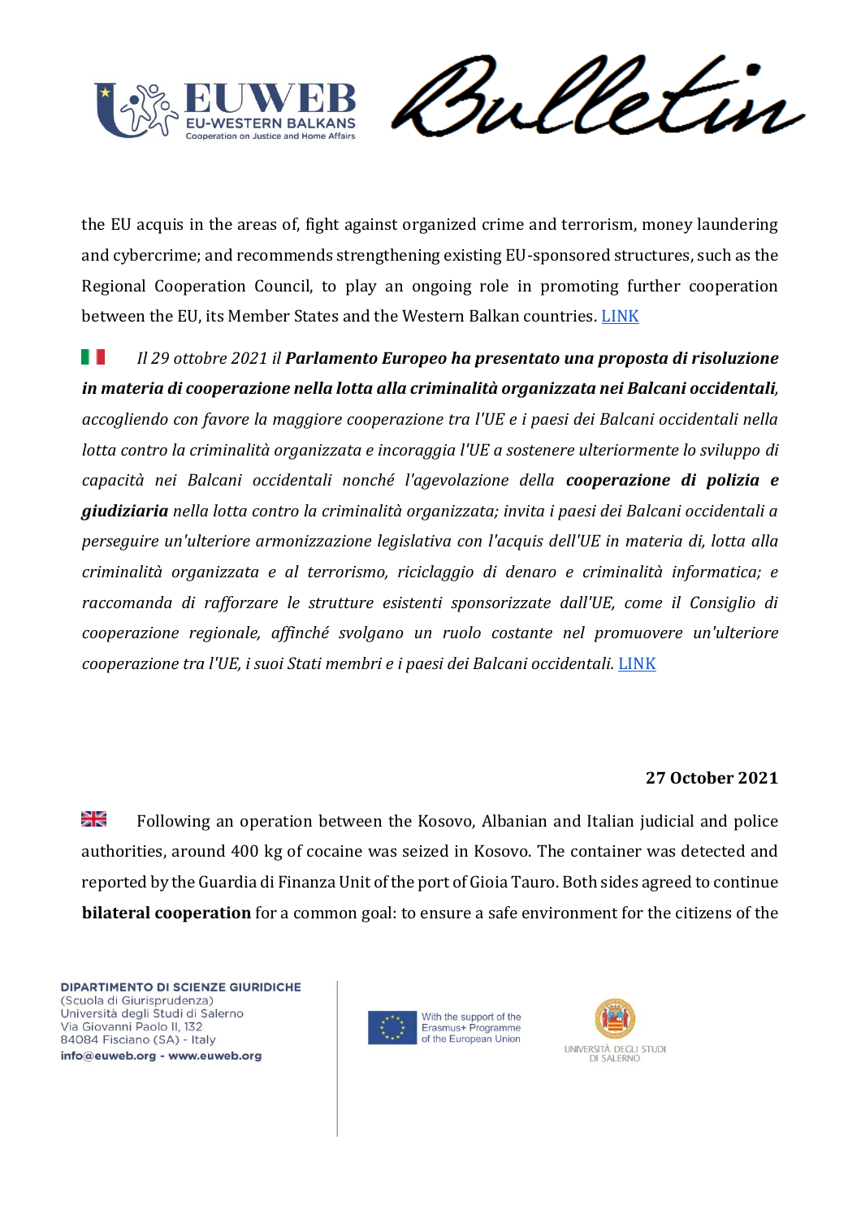the EU acquis in the areas of, fight against organized crime and terrorism, money laundering and cybercrime; and recommends strengthening existing EU-sponsored structures, such as the Regional Cooperation Council, to play an ongoing role in promoting further cooperation between the EU, its Member States and the Western Balkan countries. [LINK]

*Il 29 ottobre 2021 il **Parlamento Europeo ha presentato una proposta di risoluzione in materia di cooperazione nella lotta alla criminalità organizzata nei Balcani occidentali**, accogliendo con favore la maggiore cooperazione tra l'UE e i paesi dei Balcani occidentali nella lotta contro la criminalità organizzata e incoraggia l'UE a sostenere ulteriormente lo sviluppo di capacità nei Balcani occidentali nonché l'agevolazione della **cooperazione di polizia e giudiziaria** nella lotta contro la criminalità organizzata; invita i paesi dei Balcani occidentali a perseguire un'ulteriore armonizzazione legislativa con l'acquis dell'UE in materia di, lotta alla criminalità organizzata e al terrorismo, riciclaggio di denaro e criminalità informatica; e raccomanda di rafforzare le strutture esistenti sponsorizzate dall'UE, come il Consiglio di cooperazione regionale, affinché svolgano un ruolo costante nel promuovere un'ulteriore cooperazione tra l'UE, i suoi Stati membri e i paesi dei Balcani occidentali.* [LINK]

**27 October 2021**

Following an operation between the Kosovo, Albanian and Italian judicial and police authorities, around 400 kg of cocaine was seized in Kosovo. The container was detected and reported by the Guardia di Finanza Unit of the port of Gioia Tauro. Both sides agreed to continue **bilateral cooperation** for a common goal: to ensure a safe environment for the citizens of the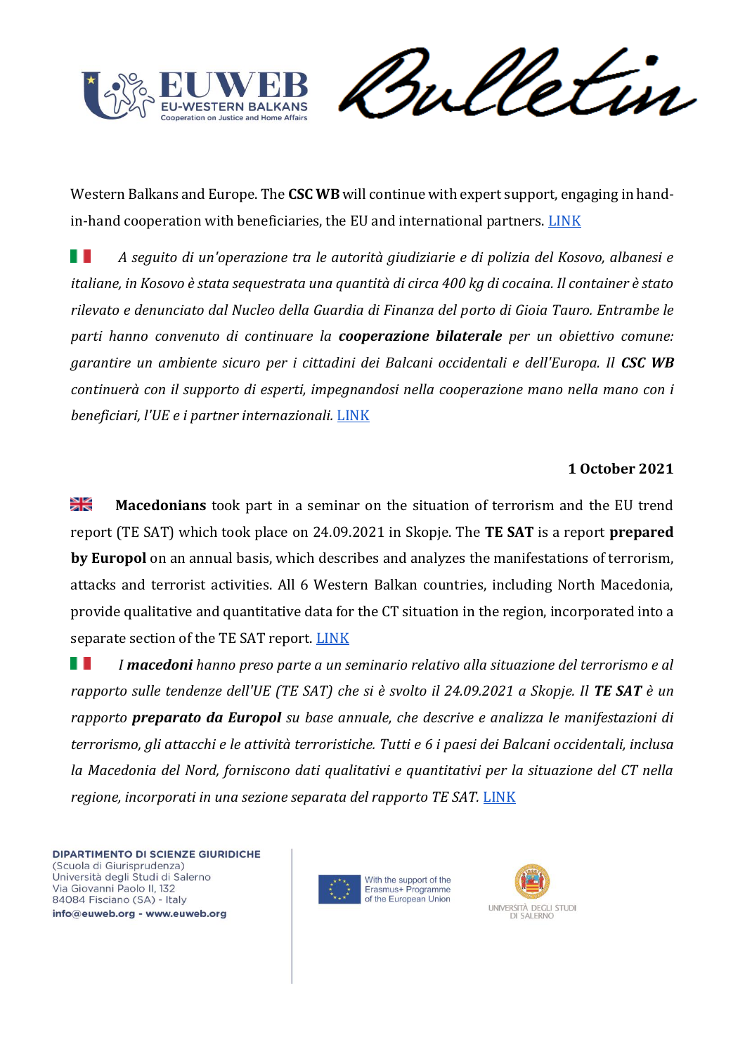Western Balkans and Europe. The **CSC WB** will continue with expert support, engaging in hand-in-hand cooperation with beneficiaries, the EU and international partners. LINK

*A seguito di un'operazione tra le autorità giudiziarie e di polizia del Kosovo, albanesi e italiane, in Kosovo è stata sequestrata una quantità di circa 400 kg di cocaina. Il container è stato rilevato e denunciato dal Nucleo della Guardia di Finanza del porto di Gioia Tauro. Entrambe le parti hanno convenuto di continuare la **cooperazione bilaterale** per un obiettivo comune: garantire un ambiente sicuro per i cittadini dei Balcani occidentali e dell'Europa. Il **CSC WB** continuerà con il supporto di esperti, impegnandosi nella cooperazione mano nella mano con i beneficiari, l'UE e i partner internazionali.* LINK

**1 October 2021**

**Macedonians** took part in a seminar on the situation of terrorism and the EU trend report (TE SAT) which took place on 24.09.2021 in Skopje. The **TE SAT** is a report **prepared by Europol** on an annual basis, which describes and analyzes the manifestations of terrorism, attacks and terrorist activities. All 6 Western Balkan countries, including North Macedonia, provide qualitative and quantitative data for the CT situation in the region, incorporated into a separate section of the TE SAT report. LINK

*I **macedoni** hanno preso parte a un seminario relativo alla situazione del terrorismo e al rapporto sulle tendenze dell'UE (TE SAT) che si è svolto il 24.09.2021 a Skopje. Il **TE SAT** è un rapporto **preparato da Europol** su base annuale, che descrive e analizza le manifestazioni di terrorismo, gli attacchi e le attività terroristiche. Tutti e 6 i paesi dei Balcani occidentali, inclusa la Macedonia del Nord, forniscono dati qualitativi e quantitativi per la situazione del CT nella regione, incorporati in una sezione separata del rapporto TE SAT.* LINK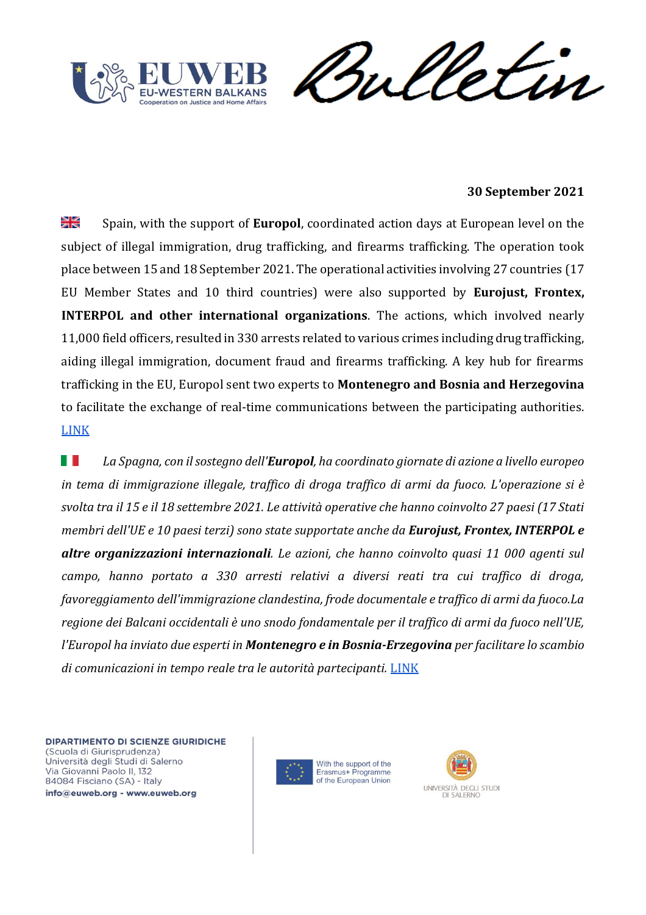**30 September 2021**

Spain, with the support of **Europol**, coordinated action days at European level on the subject of illegal immigration, drug trafficking, and firearms trafficking. The operation took place between 15 and 18 September 2021. The operational activities involving 27 countries (17 EU Member States and 10 third countries) were also supported by **Eurojust, Frontex, INTERPOL and other international organizations**. The actions, which involved nearly 11,000 field officers, resulted in 330 arrests related to various crimes including drug trafficking, aiding illegal immigration, document fraud and firearms trafficking. A key hub for firearms trafficking in the EU, Europol sent two experts to **Montenegro and Bosnia and Herzegovina** to facilitate the exchange of real-time communications between the participating authorities. [LINK]

*La Spagna, con il sostegno dell'**Europol**, ha coordinato giornate di azione a livello europeo in tema di immigrazione illegale, traffico di droga traffico di armi da fuoco. L'operazione si è svolta tra il 15 e il 18 settembre 2021. Le attività operative che hanno coinvolto 27 paesi (17 Stati membri dell'UE e 10 paesi terzi) sono state supportate anche da **Eurojust, Frontex, INTERPOL e altre organizzazioni internazionali**. Le azioni, che hanno coinvolto quasi 11 000 agenti sul campo, hanno portato a 330 arresti relativi a diversi reati tra cui traffico di droga, favoreggiamento dell'immigrazione clandestina, frode documentale e traffico di armi da fuoco.La regione dei Balcani occidentali è uno snodo fondamentale per il traffico di armi da fuoco nell'UE, l'Europol ha inviato due esperti in **Montenegro e in Bosnia-Erzegovina** per facilitare lo scambio di comunicazioni in tempo reale tra le autorità partecipanti.* [LINK]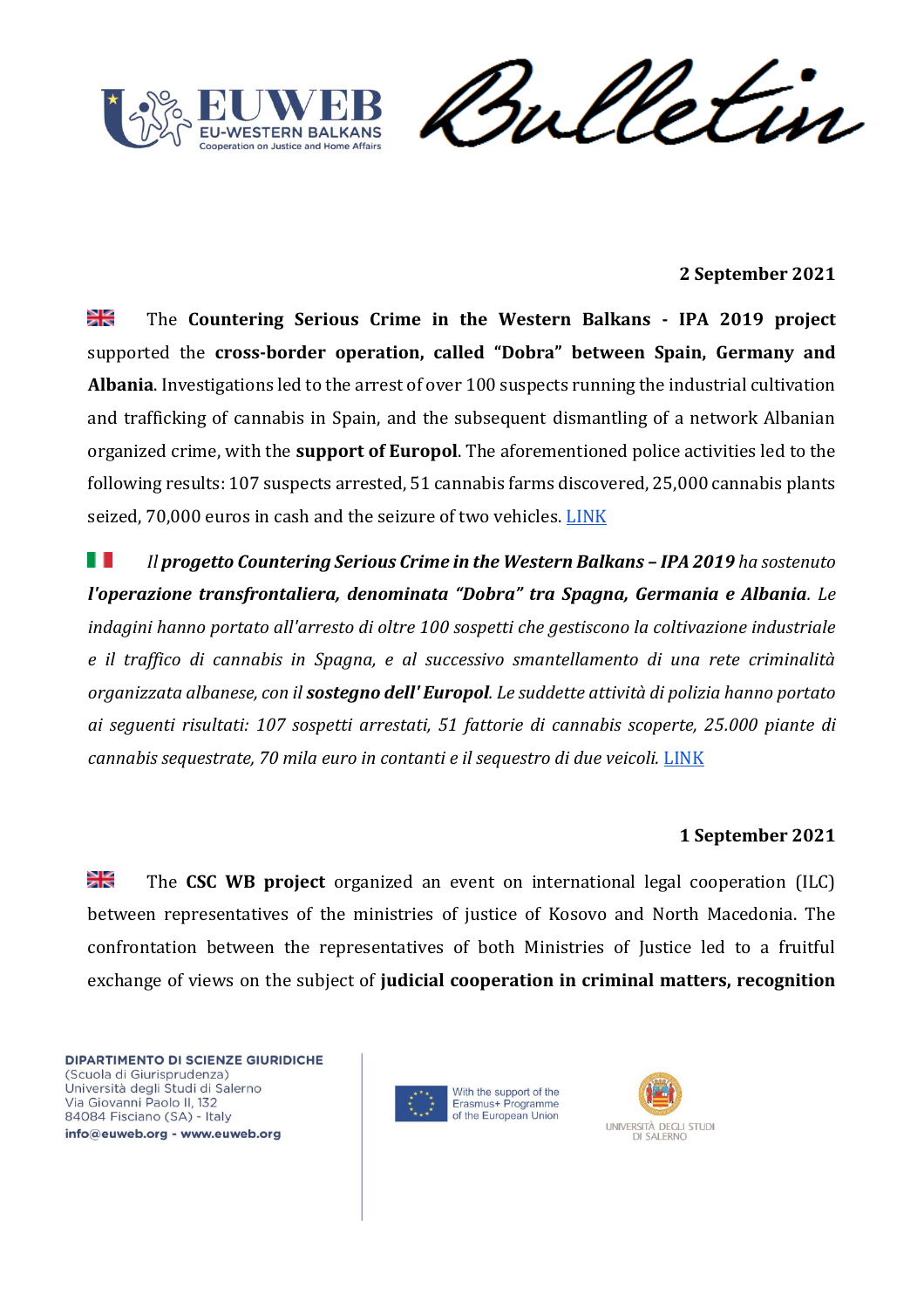**2 September 2021**

The **Countering Serious Crime in the Western Balkans - IPA 2019 project** supported the **cross-border operation, called "Dobra" between Spain, Germany and Albania**. Investigations led to the arrest of over 100 suspects running the industrial cultivation and trafficking of cannabis in Spain, and the subsequent dismantling of a network Albanian organized crime, with the **support of Europol**. The aforementioned police activities led to the following results: 107 suspects arrested, 51 cannabis farms discovered, 25,000 cannabis plants seized, 70,000 euros in cash and the seizure of two vehicles. LINK

*Il **progetto Countering Serious Crime in the Western Balkans – IPA 2019** ha sostenuto **l'operazione transfrontaliera, denominata "Dobra" tra Spagna, Germania e Albania**. Le indagini hanno portato all'arresto di oltre 100 sospetti che gestiscono la coltivazione industriale e il traffico di cannabis in Spagna, e al successivo smantellamento di una rete criminalità organizzata albanese, con il **sostegno dell' Europol**. Le suddette attività di polizia hanno portato ai seguenti risultati: 107 sospetti arrestati, 51 fattorie di cannabis scoperte, 25.000 piante di cannabis sequestrate, 70 mila euro in contanti e il sequestro di due veicoli.* LINK

**1 September 2021**

The **CSC WB project** organized an event on international legal cooperation (ILC) between representatives of the ministries of justice of Kosovo and North Macedonia. The confrontation between the representatives of both Ministries of Justice led to a fruitful exchange of views on the subject of **judicial cooperation in criminal matters, recognition**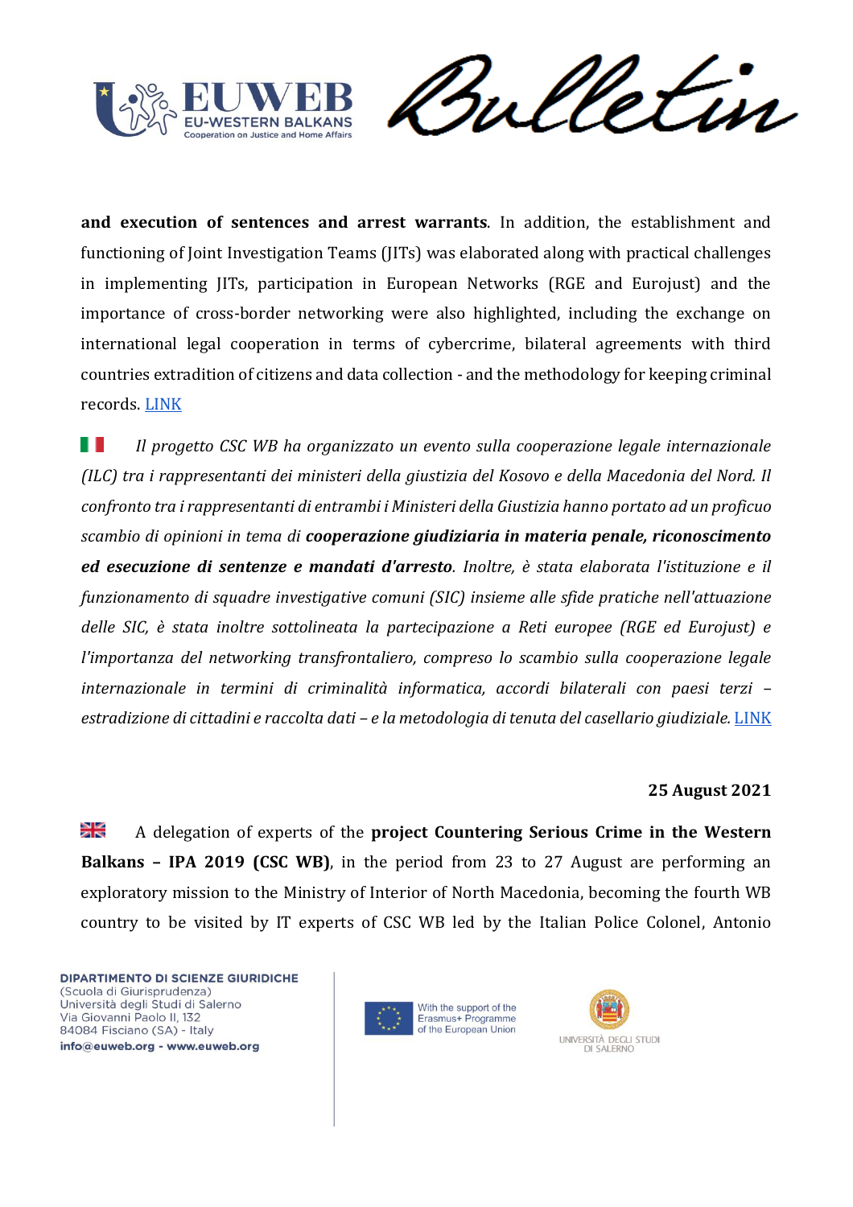**and execution of sentences and arrest warrants**. In addition, the establishment and functioning of Joint Investigation Teams (JITs) was elaborated along with practical challenges in implementing JITs, participation in European Networks (RGE and Eurojust) and the importance of cross-border networking were also highlighted, including the exchange on international legal cooperation in terms of cybercrime, bilateral agreements with third countries extradition of citizens and data collection - and the methodology for keeping criminal records. LINK

*Il progetto CSC WB ha organizzato un evento sulla cooperazione legale internazionale (ILC) tra i rappresentanti dei ministeri della giustizia del Kosovo e della Macedonia del Nord. Il confronto tra i rappresentanti di entrambi i Ministeri della Giustizia hanno portato ad un proficuo scambio di opinioni in tema di **cooperazione giudiziaria in materia penale, riconoscimento ed esecuzione di sentenze e mandati d'arresto**. Inoltre, è stata elaborata l'istituzione e il funzionamento di squadre investigative comuni (SIC) insieme alle sfide pratiche nell'attuazione delle SIC, è stata inoltre sottolineata la partecipazione a Reti europee (RGE ed Eurojust) e l'importanza del networking transfrontaliero, compreso lo scambio sulla cooperazione legale internazionale in termini di criminalità informatica, accordi bilaterali con paesi terzi – estradizione di cittadini e raccolta dati – e la metodologia di tenuta del casellario giudiziale.* LINK

**25 August 2021**

A delegation of experts of the **project Countering Serious Crime in the Western Balkans – IPA 2019 (CSC WB)**, in the period from 23 to 27 August are performing an exploratory mission to the Ministry of Interior of North Macedonia, becoming the fourth WB country to be visited by IT experts of CSC WB led by the Italian Police Colonel, Antonio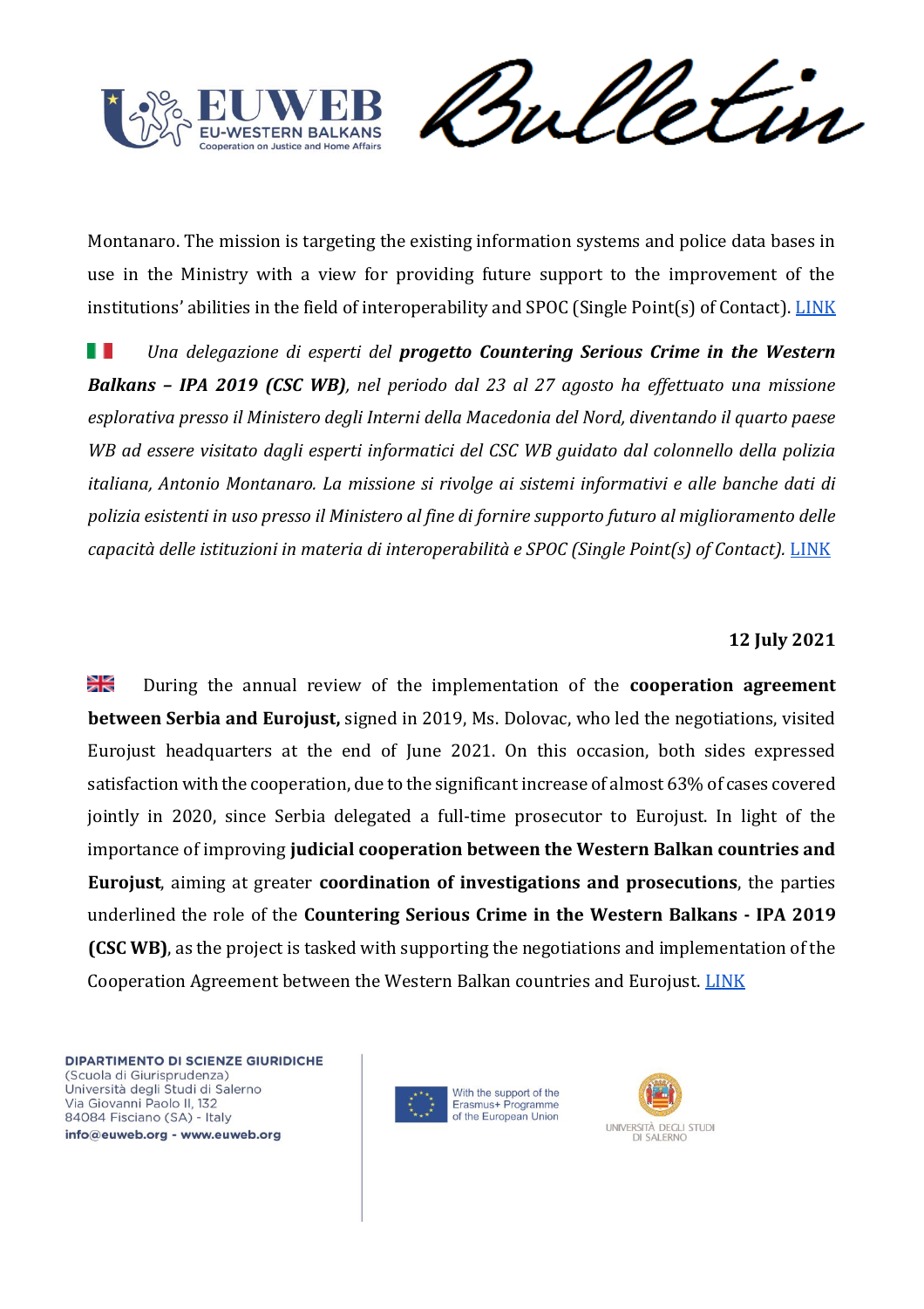Montanaro. The mission is targeting the existing information systems and police data bases in use in the Ministry with a view for providing future support to the improvement of the institutions' abilities in the field of interoperability and SPOC (Single Point(s) of Contact). LINK

*Una delegazione di esperti del **progetto Countering Serious Crime in the Western Balkans – IPA 2019 (CSC WB)**, nel periodo dal 23 al 27 agosto ha effettuato una missione esplorativa presso il Ministero degli Interni della Macedonia del Nord, diventando il quarto paese WB ad essere visitato dagli esperti informatici del CSC WB guidato dal colonnello della polizia italiana, Antonio Montanaro. La missione si rivolge ai sistemi informativi e alle banche dati di polizia esistenti in uso presso il Ministero al fine di fornire supporto futuro al miglioramento delle capacità delle istituzioni in materia di interoperabilità e SPOC (Single Point(s) of Contact).* LINK

**12 July 2021**

During the annual review of the implementation of the **cooperation agreement between Serbia and Eurojust,** signed in 2019, Ms. Dolovac, who led the negotiations, visited Eurojust headquarters at the end of June 2021. On this occasion, both sides expressed satisfaction with the cooperation, due to the significant increase of almost 63% of cases covered jointly in 2020, since Serbia delegated a full-time prosecutor to Eurojust. In light of the importance of improving **judicial cooperation between the Western Balkan countries and Eurojust**, aiming at greater **coordination of investigations and prosecutions**, the parties underlined the role of the **Countering Serious Crime in the Western Balkans - IPA 2019 (CSC WB)**, as the project is tasked with supporting the negotiations and implementation of the Cooperation Agreement between the Western Balkan countries and Eurojust. LINK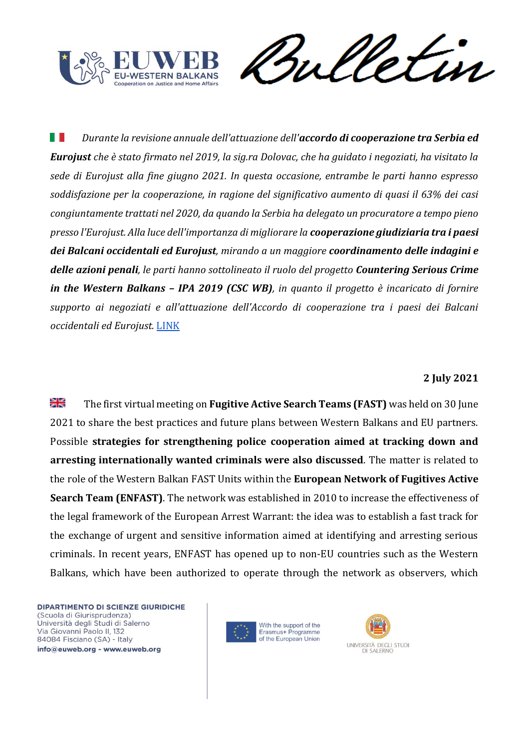*Durante la revisione annuale dell'attuazione dell'**accordo di cooperazione tra Serbia ed Eurojust** che è stato firmato nel 2019, la sig.ra Dolovac, che ha guidato i negoziati, ha visitato la sede di Eurojust alla fine giugno 2021. In questa occasione, entrambe le parti hanno espresso soddisfazione per la cooperazione, in ragione del significativo aumento di quasi il 63% dei casi congiuntamente trattati nel 2020, da quando la Serbia ha delegato un procuratore a tempo pieno presso l'Eurojust. Alla luce dell'importanza di migliorare la **cooperazione giudiziaria tra i paesi dei Balcani occidentali ed Eurojust**, mirando a un maggiore **coordinamento delle indagini e delle azioni penali**, le parti hanno sottolineato il ruolo del progetto **Countering Serious Crime in the Western Balkans – IPA 2019 (CSC WB)**, in quanto il progetto è incaricato di fornire supporto ai negoziati e all'attuazione dell'Accordo di cooperazione tra i paesi dei Balcani occidentali ed Eurojust.* LINK

**2 July 2021**

The first virtual meeting on **Fugitive Active Search Teams (FAST)** was held on 30 June 2021 to share the best practices and future plans between Western Balkans and EU partners. Possible **strategies for strengthening police cooperation aimed at tracking down and arresting internationally wanted criminals were also discussed**. The matter is related to the role of the Western Balkan FAST Units within the **European Network of Fugitives Active Search Team (ENFAST)**. The network was established in 2010 to increase the effectiveness of the legal framework of the European Arrest Warrant: the idea was to establish a fast track for the exchange of urgent and sensitive information aimed at identifying and arresting serious criminals. In recent years, ENFAST has opened up to non-EU countries such as the Western Balkans, which have been authorized to operate through the network as observers, which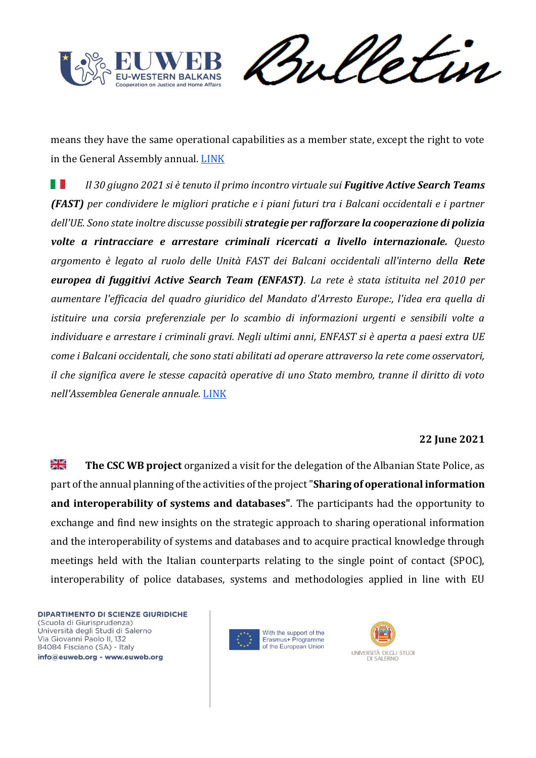means they have the same operational capabilities as a member state, except the right to vote in the General Assembly annual. LINK

*Il 30 giugno 2021 si è tenuto il primo incontro virtuale sui* ***Fugitive Active Search Teams (FAST)*** *per condividere le migliori pratiche e i piani futuri tra i Balcani occidentali e i partner dell'UE. Sono state inoltre discusse possibili* ***strategie per rafforzare la cooperazione di polizia volte a rintracciare e arrestare criminali ricercati a livello internazionale.*** *Questo argomento è legato al ruolo delle Unità FAST dei Balcani occidentali all'interno della* ***Rete europea di fuggitivi Active Search Team (ENFAST)****. La rete è stata istituita nel 2010 per aumentare l'efficacia del quadro giuridico del Mandato d'Arresto Europe:, l'idea era quella di istituire una corsia preferenziale per lo scambio di informazioni urgenti e sensibili volte a individuare e arrestare i criminali gravi. Negli ultimi anni, ENFAST si è aperta a paesi extra UE come i Balcani occidentali, che sono stati abilitati ad operare attraverso la rete come osservatori, il che significa avere le stesse capacità operative di uno Stato membro, tranne il diritto di voto nell'Assemblea Generale annuale.* LINK

**22 June 2021**

**The CSC WB project** organized a visit for the delegation of the Albanian State Police, as part of the annual planning of the activities of the project "**Sharing of operational information and interoperability of systems and databases"**. The participants had the opportunity to exchange and find new insights on the strategic approach to sharing operational information and the interoperability of systems and databases and to acquire practical knowledge through meetings held with the Italian counterparts relating to the single point of contact (SPOC), interoperability of police databases, systems and methodologies applied in line with EU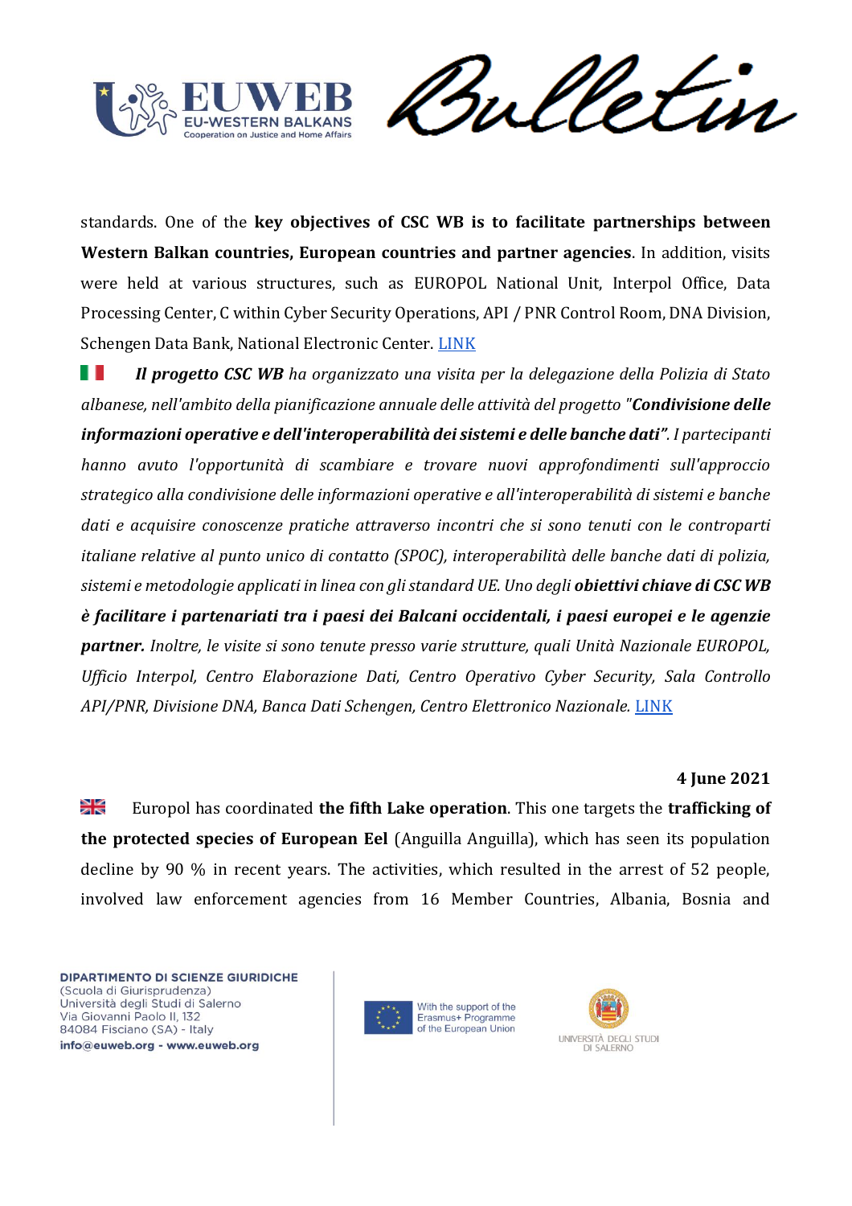standards. One of the **key objectives of CSC WB is to facilitate partnerships between Western Balkan countries, European countries and partner agencies**. In addition, visits were held at various structures, such as EUROPOL National Unit, Interpol Office, Data Processing Center, C within Cyber Security Operations, API / PNR Control Room, DNA Division, Schengen Data Bank, National Electronic Center. LINK

***Il progetto CSC WB** ha organizzato una visita per la delegazione della Polizia di Stato albanese, nell'ambito della pianificazione annuale delle attività del progetto "**Condivisione delle informazioni operative e dell'interoperabilità dei sistemi e delle banche dati"**. I partecipanti hanno avuto l'opportunità di scambiare e trovare nuovi approfondimenti sull'approccio strategico alla condivisione delle informazioni operative e all'interoperabilità di sistemi e banche dati e acquisire conoscenze pratiche attraverso incontri che si sono tenuti con le controparti italiane relative al punto unico di contatto (SPOC), interoperabilità delle banche dati di polizia, sistemi e metodologie applicati in linea con gli standard UE. Uno degli **obiettivi chiave di CSC WB è facilitare i partenariati tra i paesi dei Balcani occidentali, i paesi europei e le agenzie partner.** Inoltre, le visite si sono tenute presso varie strutture, quali Unità Nazionale EUROPOL, Ufficio Interpol, Centro Elaborazione Dati, Centro Operativo Cyber Security, Sala Controllo API/PNR, Divisione DNA, Banca Dati Schengen, Centro Elettronico Nazionale.* LINK

**4 June 2021**

Europol has coordinated **the fifth Lake operation**. This one targets the **trafficking of the protected species of European Eel** (Anguilla Anguilla), which has seen its population decline by 90 % in recent years. The activities, which resulted in the arrest of 52 people, involved law enforcement agencies from 16 Member Countries, Albania, Bosnia and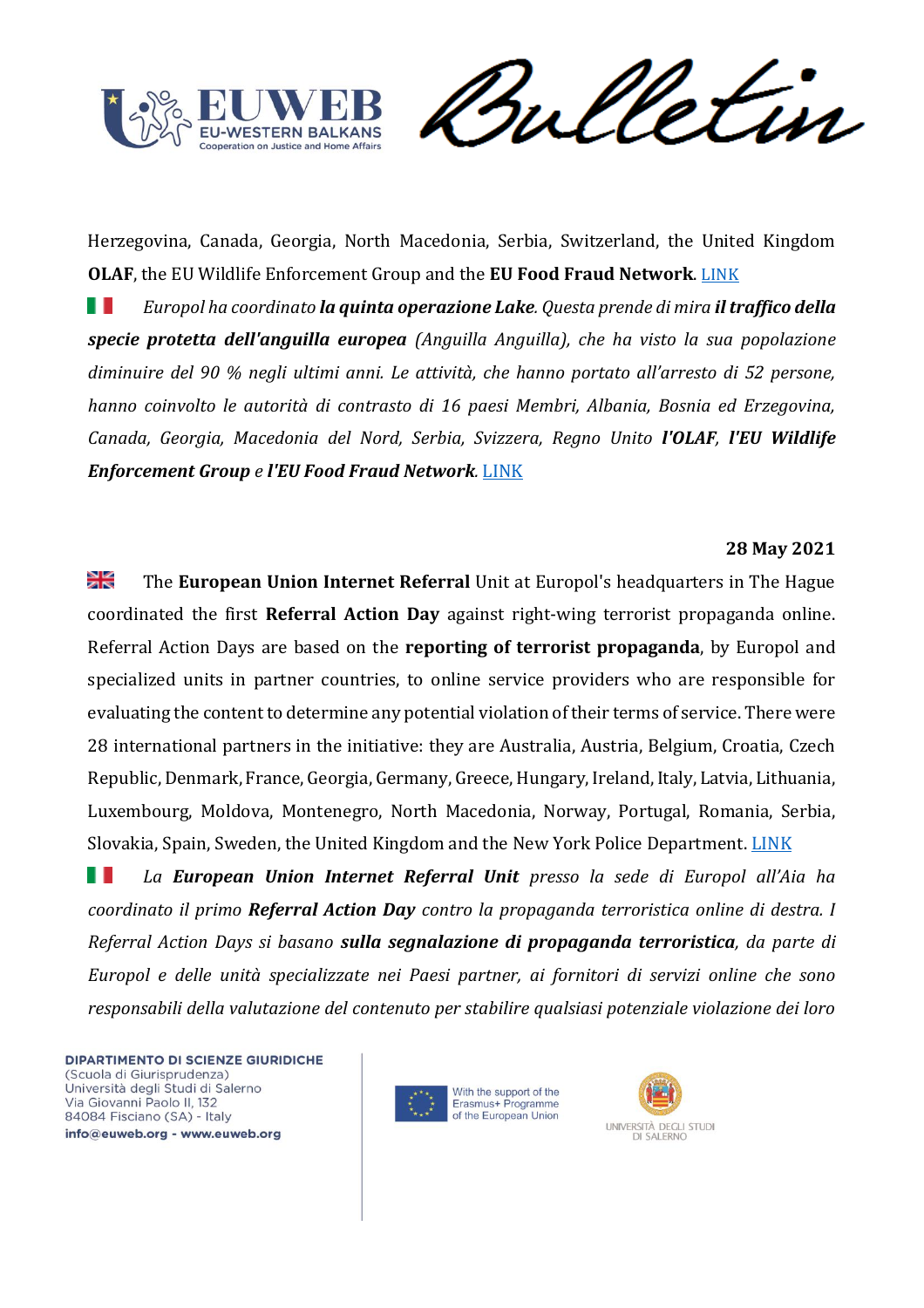Herzegovina, Canada, Georgia, North Macedonia, Serbia, Switzerland, the United Kingdom **OLAF**, the EU Wildlife Enforcement Group and the **EU Food Fraud Network**. LINK

*Europol ha coordinato* ***la quinta operazione Lake****. Questa prende di mira* ***il traffico della specie protetta dell'anguilla europea*** *(Anguilla Anguilla), che ha visto la sua popolazione diminuire del 90 % negli ultimi anni. Le attività, che hanno portato all'arresto di 52 persone, hanno coinvolto le autorità di contrasto di 16 paesi Membri, Albania, Bosnia ed Erzegovina, Canada, Georgia, Macedonia del Nord, Serbia, Svizzera, Regno Unito* ***l'OLAF****,* ***l'EU Wildlife Enforcement Group*** *e* ***l'EU Food Fraud Network****.* LINK

**28 May 2021**

The **European Union Internet Referral** Unit at Europol's headquarters in The Hague coordinated the first **Referral Action Day** against right-wing terrorist propaganda online. Referral Action Days are based on the **reporting of terrorist propaganda**, by Europol and specialized units in partner countries, to online service providers who are responsible for evaluating the content to determine any potential violation of their terms of service. There were 28 international partners in the initiative: they are Australia, Austria, Belgium, Croatia, Czech Republic, Denmark, France, Georgia, Germany, Greece, Hungary, Ireland, Italy, Latvia, Lithuania, Luxembourg, Moldova, Montenegro, North Macedonia, Norway, Portugal, Romania, Serbia, Slovakia, Spain, Sweden, the United Kingdom and the New York Police Department. LINK

*La* ***European Union Internet Referral Unit*** *presso la sede di Europol all'Aia ha coordinato il primo* ***Referral Action Day*** *contro la propaganda terroristica online di destra. I Referral Action Days si basano* ***sulla segnalazione di propaganda terroristica****, da parte di Europol e delle unità specializzate nei Paesi partner, ai fornitori di servizi online che sono responsabili della valutazione del contenuto per stabilire qualsiasi potenziale violazione dei loro*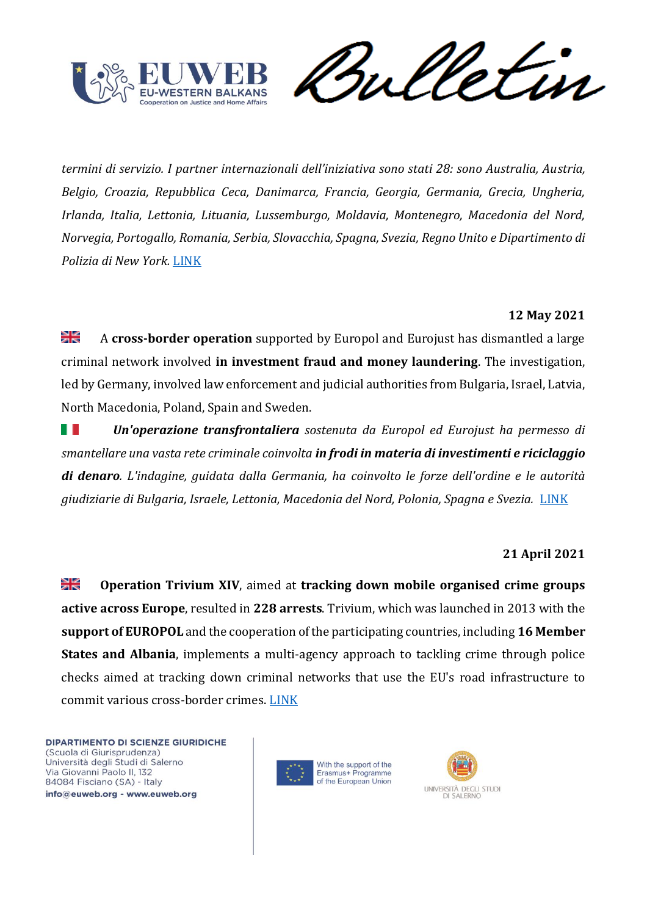*termini di servizio. I partner internazionali dell'iniziativa sono stati 28: sono Australia, Austria, Belgio, Croazia, Repubblica Ceca, Danimarca, Francia, Georgia, Germania, Grecia, Ungheria, Irlanda, Italia, Lettonia, Lituania, Lussemburgo, Moldavia, Montenegro, Macedonia del Nord, Norvegia, Portogallo, Romania, Serbia, Slovacchia, Spagna, Svezia, Regno Unito e Dipartimento di Polizia di New York.* LINK

**12 May 2021**

A **cross-border operation** supported by Europol and Eurojust has dismantled a large criminal network involved **in investment fraud and money laundering**. The investigation, led by Germany, involved law enforcement and judicial authorities from Bulgaria, Israel, Latvia, North Macedonia, Poland, Spain and Sweden.

***Un'operazione transfrontaliera*** *sostenuta da Europol ed Eurojust ha permesso di smantellare una vasta rete criminale coinvolta* ***in frodi in materia di investimenti e riciclaggio di denaro****. L'indagine, guidata dalla Germania, ha coinvolto le forze dell'ordine e le autorità giudiziarie di Bulgaria, Israele, Lettonia, Macedonia del Nord, Polonia, Spagna e Svezia.* LINK

**21 April 2021**

**Operation Trivium XIV**, aimed at **tracking down mobile organised crime groups active across Europe**, resulted in **228 arrests**. Trivium, which was launched in 2013 with the **support of EUROPOL** and the cooperation of the participating countries, including **16 Member States and Albania**, implements a multi-agency approach to tackling crime through police checks aimed at tracking down criminal networks that use the EU's road infrastructure to commit various cross-border crimes. LINK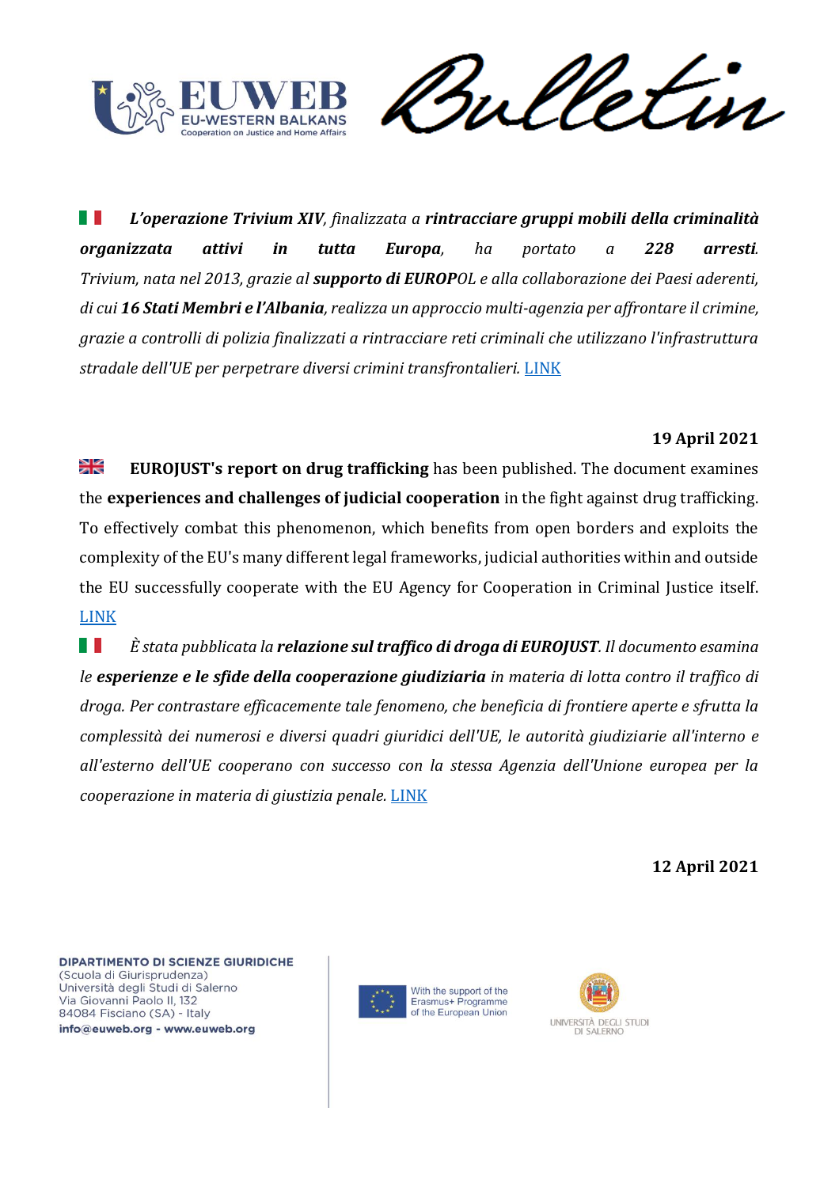*L'operazione Trivium XIV*, *finalizzata a* ***rintracciare gruppi mobili della criminalità organizzata attivi in tutta Europa***, *ha portato a* ***228 arresti***. *Trivium, nata nel 2013, grazie al* ***supporto di EUROP****OL e alla collaborazione dei Paesi aderenti, di cui* ***16 Stati Membri e l'Albania***, *realizza un approccio multi-agenzia per affrontare il crimine, grazie a controlli di polizia finalizzati a rintracciare reti criminali che utilizzano l'infrastruttura stradale dell'UE per perpetrare diversi crimini transfrontalieri.* LINK

**19 April 2021**

**EUROJUST's report on drug trafficking** has been published. The document examines the **experiences and challenges of judicial cooperation** in the fight against drug trafficking. To effectively combat this phenomenon, which benefits from open borders and exploits the complexity of the EU's many different legal frameworks, judicial authorities within and outside the EU successfully cooperate with the EU Agency for Cooperation in Criminal Justice itself. LINK

*È stata pubblicata la* ***relazione sul traffico di droga di EUROJUST***. *Il documento esamina le* ***esperienze e le sfide della cooperazione giudiziaria*** *in materia di lotta contro il traffico di droga. Per contrastare efficacemente tale fenomeno, che beneficia di frontiere aperte e sfrutta la complessità dei numerosi e diversi quadri giuridici dell'UE, le autorità giudiziarie all'interno e all'esterno dell'UE cooperano con successo con la stessa Agenzia dell'Unione europea per la cooperazione in materia di giustizia penale.* LINK

**12 April 2021**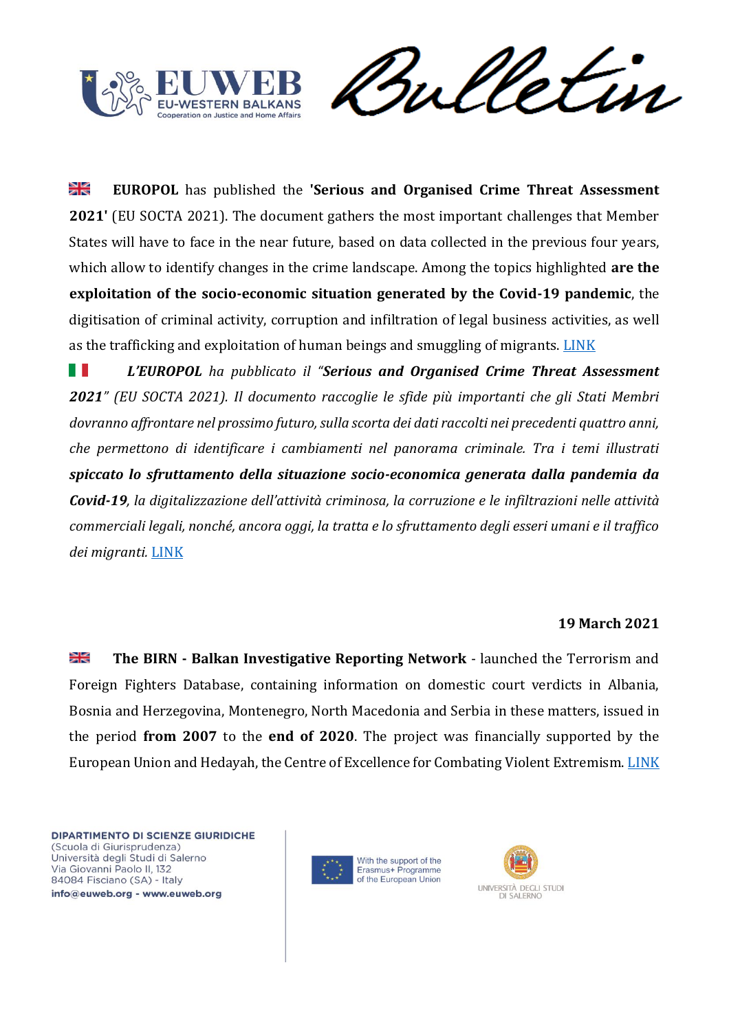🇬🇧 **EUROPOL** has published the **'Serious and Organised Crime Threat Assessment 2021'** (EU SOCTA 2021). The document gathers the most important challenges that Member States will have to face in the near future, based on data collected in the previous four years, which allow to identify changes in the crime landscape. Among the topics highlighted **are the exploitation of the socio-economic situation generated by the Covid-19 pandemic**, the digitisation of criminal activity, corruption and infiltration of legal business activities, as well as the trafficking and exploitation of human beings and smuggling of migrants. LINK

🇮🇹 *L'**EUROPOL** ha pubblicato il "**Serious and Organised Crime Threat Assessment 2021**" (EU SOCTA 2021). Il documento raccoglie le sfide più importanti che gli Stati Membri dovranno affrontare nel prossimo futuro, sulla scorta dei dati raccolti nei precedenti quattro anni, che permettono di identificare i cambiamenti nel panorama criminale. Tra i temi illustrati **spiccato lo sfruttamento della situazione socio-economica generata dalla pandemia da Covid-19**, la digitalizzazione dell'attività criminosa, la corruzione e le infiltrazioni nelle attività commerciali legali, nonché, ancora oggi, la tratta e lo sfruttamento degli esseri umani e il traffico dei migranti.* LINK

**19 March 2021**

🇬🇧 **The BIRN - Balkan Investigative Reporting Network** - launched the Terrorism and Foreign Fighters Database, containing information on domestic court verdicts in Albania, Bosnia and Herzegovina, Montenegro, North Macedonia and Serbia in these matters, issued in the period **from 2007** to the **end of 2020**. The project was financially supported by the European Union and Hedayah, the Centre of Excellence for Combating Violent Extremism. LINK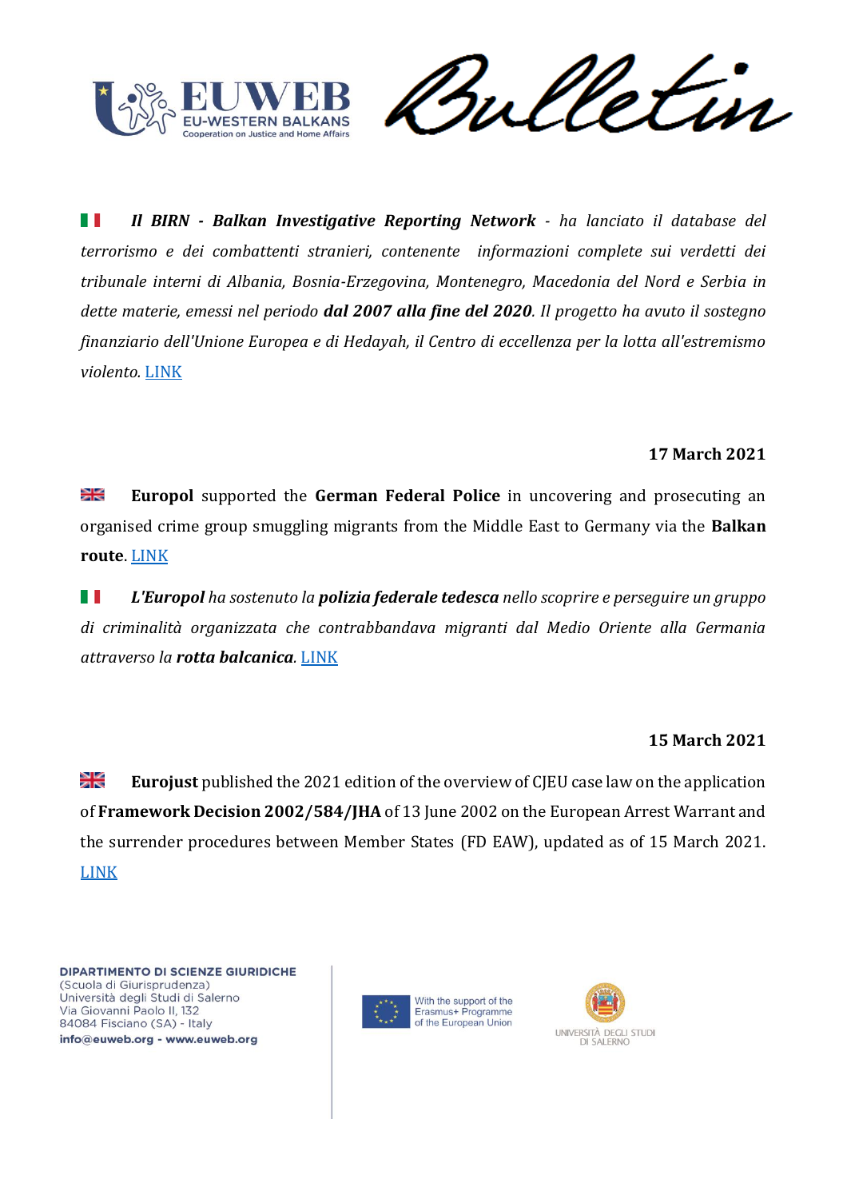***Il BIRN - Balkan Investigative Reporting Network** - ha lanciato il database del terrorismo e dei combattenti stranieri, contenente informazioni complete sui verdetti dei tribunale interni di Albania, Bosnia-Erzegovina, Montenegro, Macedonia del Nord e Serbia in dette materie, emessi nel periodo **dal 2007 alla fine del 2020**. Il progetto ha avuto il sostegno finanziario dell'Unione Europea e di Hedayah, il Centro di eccellenza per la lotta all'estremismo violento.* LINK

**17 March 2021**

**Europol** supported the **German Federal Police** in uncovering and prosecuting an organised crime group smuggling migrants from the Middle East to Germany via the **Balkan route**. LINK

***L'Europol** ha sostenuto la **polizia federale tedesca** nello scoprire e perseguire un gruppo di criminalità organizzata che contrabbandava migranti dal Medio Oriente alla Germania attraverso la **rotta balcanica**.* LINK

**15 March 2021**

**Eurojust** published the 2021 edition of the overview of CJEU case law on the application of **Framework Decision 2002/584/JHA** of 13 June 2002 on the European Arrest Warrant and the surrender procedures between Member States (FD EAW), updated as of 15 March 2021. LINK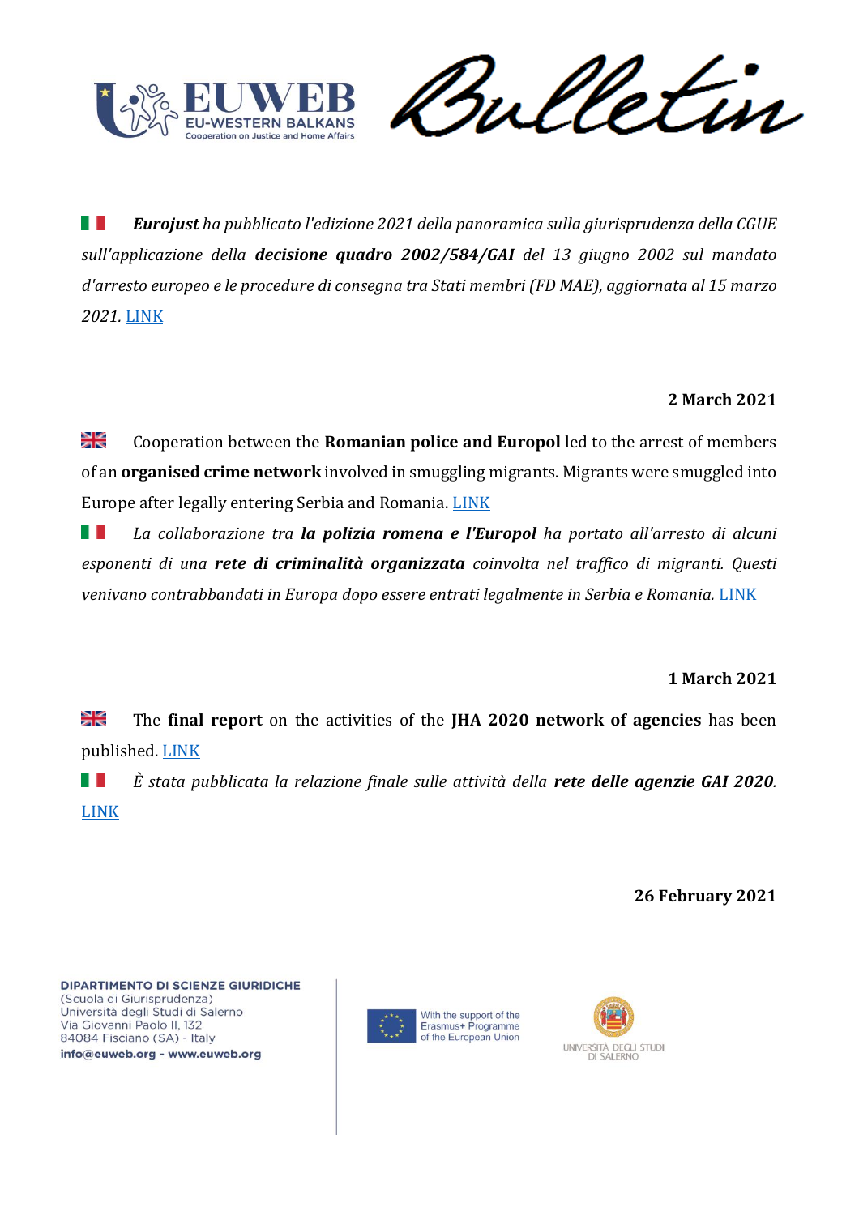***Eurojust** ha pubblicato l'edizione 2021 della panoramica sulla giurisprudenza della CGUE sull'applicazione della **decisione quadro 2002/584/GAI** del 13 giugno 2002 sul mandato d'arresto europeo e le procedure di consegna tra Stati membri (FD MAE), aggiornata al 15 marzo 2021.* LINK

**2 March 2021**

Cooperation between the **Romanian police and Europol** led to the arrest of members of an **organised crime network** involved in smuggling migrants. Migrants were smuggled into Europe after legally entering Serbia and Romania. LINK

*La collaborazione tra **la polizia romena e l'Europol** ha portato all'arresto di alcuni esponenti di una **rete di criminalità organizzata** coinvolta nel traffico di migranti. Questi venivano contrabbandati in Europa dopo essere entrati legalmente in Serbia e Romania.* LINK

**1 March 2021**

The **final report** on the activities of the **JHA 2020 network of agencies** has been published. LINK

*È stata pubblicata la relazione finale sulle attività della **rete delle agenzie GAI 2020**.* LINK

**26 February 2021**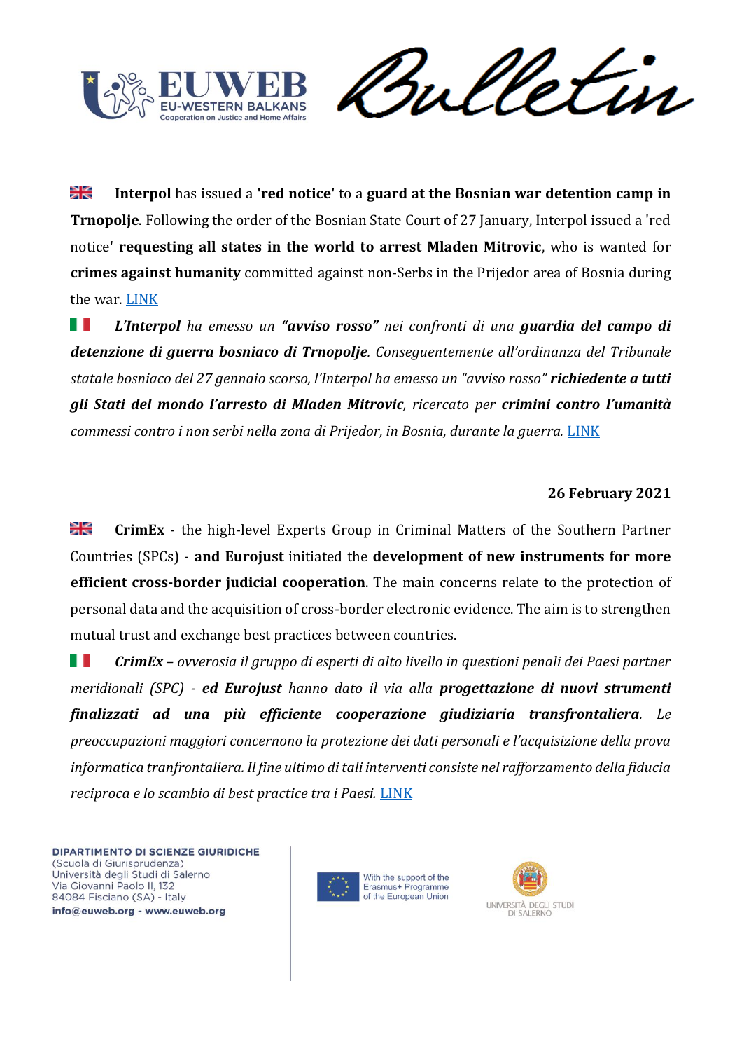**Interpol** has issued a **'red notice'** to a **guard at the Bosnian war detention camp in Trnopolje**. Following the order of the Bosnian State Court of 27 January, Interpol issued a 'red notice' **requesting all states in the world to arrest Mladen Mitrovic**, who is wanted for **crimes against humanity** committed against non-Serbs in the Prijedor area of Bosnia during the war. LINK

***L'Interpol*** *ha emesso un* ***"avviso rosso"*** *nei confronti di una* ***guardia del campo di detenzione di guerra bosniaco di Trnopolje****. Conseguentemente all'ordinanza del Tribunale statale bosniaco del 27 gennaio scorso, l'Interpol ha emesso un "avviso rosso"* ***richiedente a tutti gli Stati del mondo l'arresto di Mladen Mitrovic****, ricercato per* ***crimini contro l'umanità*** *commessi contro i non serbi nella zona di Prijedor, in Bosnia, durante la guerra.* LINK

**26 February 2021**

**CrimEx** - the high-level Experts Group in Criminal Matters of the Southern Partner Countries (SPCs) - **and Eurojust** initiated the **development of new instruments for more efficient cross-border judicial cooperation**. The main concerns relate to the protection of personal data and the acquisition of cross-border electronic evidence. The aim is to strengthen mutual trust and exchange best practices between countries.

***CrimEx*** *– ovverosia il gruppo di esperti di alto livello in questioni penali dei Paesi partner meridionali (SPC) -* ***ed Eurojust*** *hanno dato il via alla* ***progettazione di nuovi strumenti finalizzati ad una più efficiente cooperazione giudiziaria transfrontaliera****. Le preoccupazioni maggiori concernono la protezione dei dati personali e l'acquisizione della prova informatica tranfrontaliera. Il fine ultimo di tali interventi consiste nel rafforzamento della fiducia reciproca e lo scambio di best practice tra i Paesi.* LINK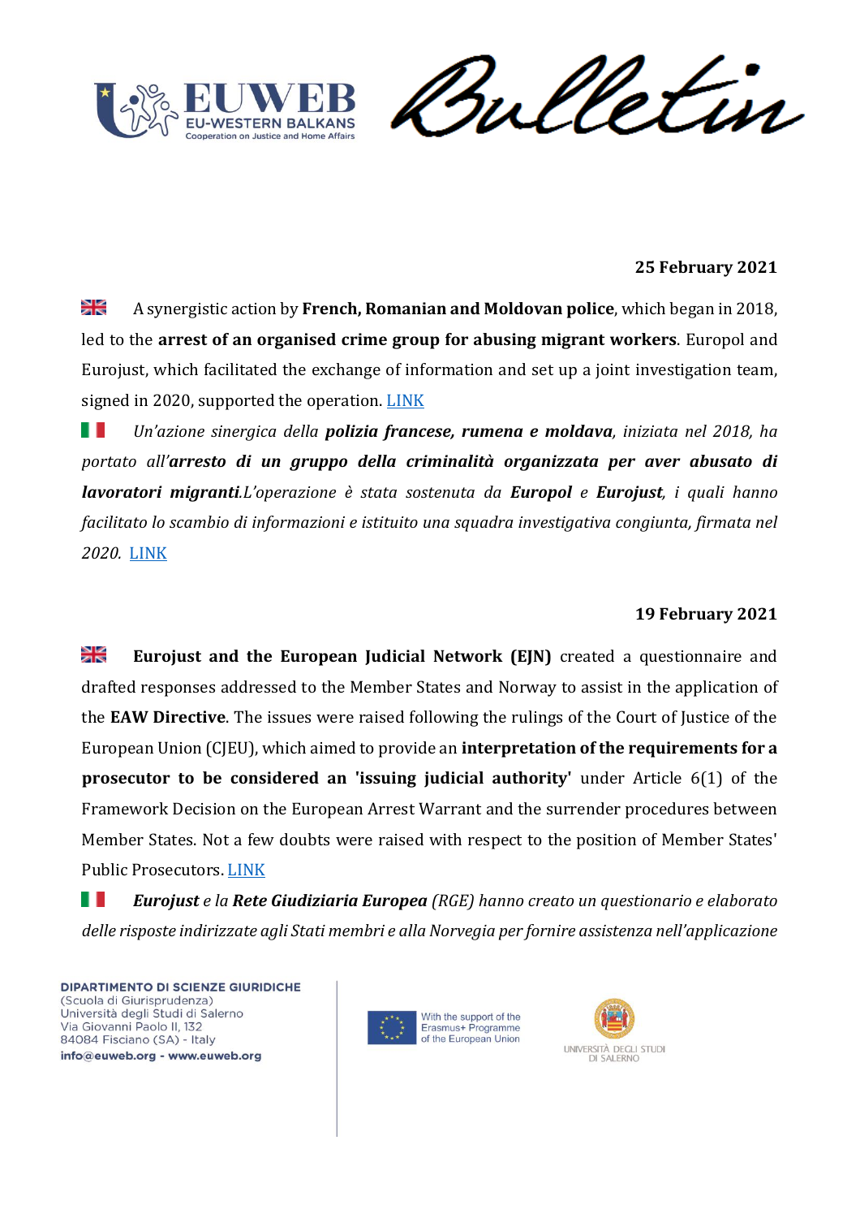**25 February 2021**

A synergistic action by **French, Romanian and Moldovan police**, which began in 2018, led to the **arrest of an organised crime group for abusing migrant workers**. Europol and Eurojust, which facilitated the exchange of information and set up a joint investigation team, signed in 2020, supported the operation. LINK

*Un'azione sinergica della **polizia francese, rumena e moldava**, iniziata nel 2018, ha portato all'**arresto di un gruppo della criminalità organizzata per aver abusato di lavoratori migranti**.L'operazione è stata sostenuta da **Europol** e **Eurojust**, i quali hanno facilitato lo scambio di informazioni e istituito una squadra investigativa congiunta, firmata nel 2020.* LINK

**19 February 2021**

**Eurojust and the European Judicial Network (EJN)** created a questionnaire and drafted responses addressed to the Member States and Norway to assist in the application of the **EAW Directive**. The issues were raised following the rulings of the Court of Justice of the European Union (CJEU), which aimed to provide an **interpretation of the requirements for a prosecutor to be considered an 'issuing judicial authority'** under Article 6(1) of the Framework Decision on the European Arrest Warrant and the surrender procedures between Member States. Not a few doubts were raised with respect to the position of Member States' Public Prosecutors. LINK

***Eurojust** e la **Rete Giudiziaria Europea** (RGE) hanno creato un questionario e elaborato delle risposte indirizzate agli Stati membri e alla Norvegia per fornire assistenza nell'applicazione*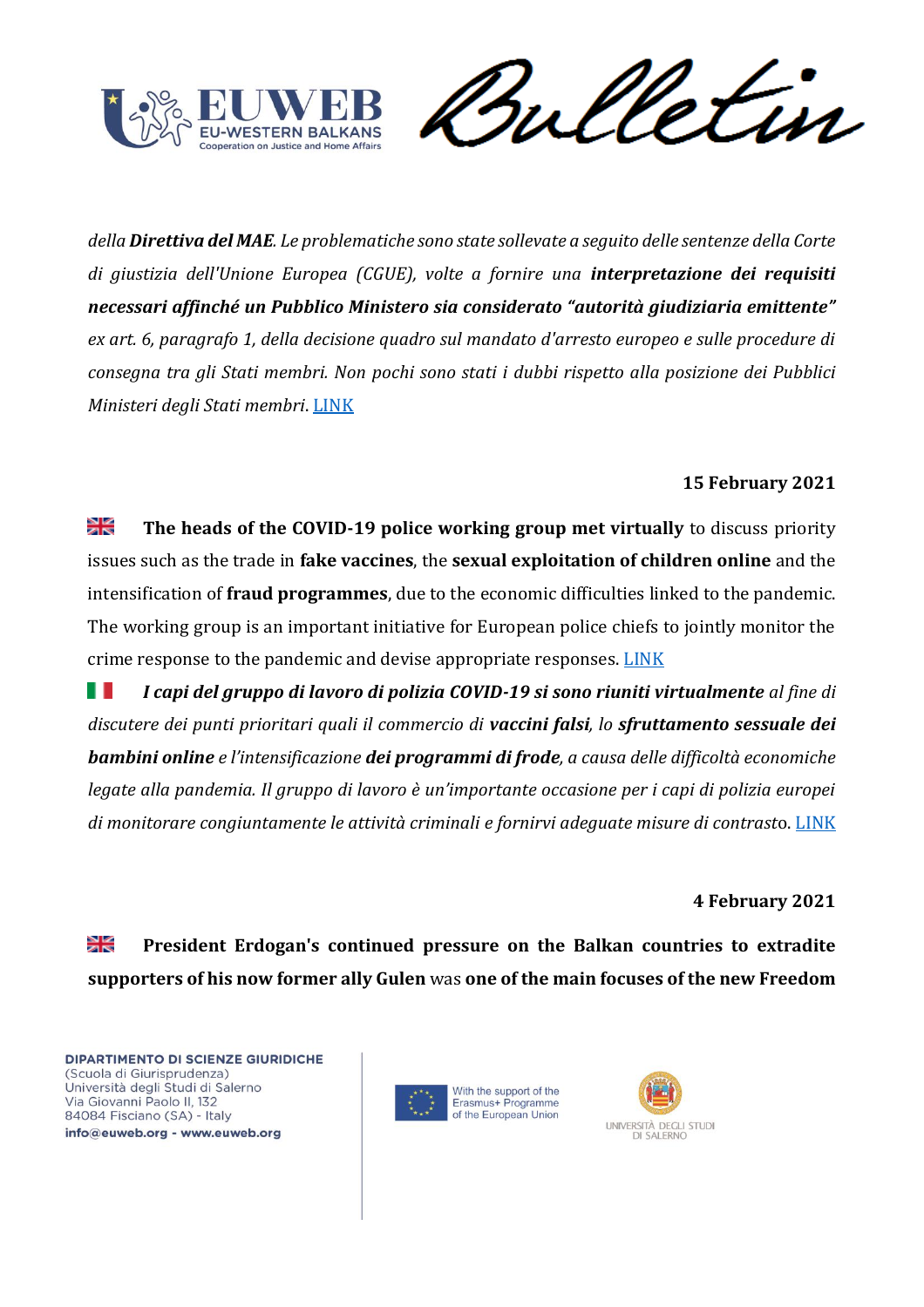*della **Direttiva del MAE**. Le problematiche sono state sollevate a seguito delle sentenze della Corte di giustizia dell'Unione Europea (CGUE), volte a fornire una **interpretazione dei requisiti necessari affinché un Pubblico Ministero sia considerato "autorità giudiziaria emittente"** ex art. 6, paragrafo 1, della decisione quadro sul mandato d'arresto europeo e sulle procedure di consegna tra gli Stati membri. Non pochi sono stati i dubbi rispetto alla posizione dei Pubblici Ministeri degli Stati membri.* LINK

**15 February 2021**

**The heads of the COVID-19 police working group met virtually** to discuss priority issues such as the trade in **fake vaccines**, the **sexual exploitation of children online** and the intensification of **fraud programmes**, due to the economic difficulties linked to the pandemic. The working group is an important initiative for European police chiefs to jointly monitor the crime response to the pandemic and devise appropriate responses. LINK

***I capi del gruppo di lavoro di polizia COVID-19 si sono riuniti virtualmente** al fine di discutere dei punti prioritari quali il commercio di **vaccini falsi**, lo **sfruttamento sessuale dei bambini online** e l'intensificazione **dei programmi di frode**, a causa delle difficoltà economiche legate alla pandemia. Il gruppo di lavoro è un'importante occasione per i capi di polizia europei di monitorare congiuntamente le attività criminali e fornirvi adeguate misure di contrasto*. LINK

**4 February 2021**

**President Erdogan's continued pressure on the Balkan countries to extradite supporters of his now former ally Gulen** was **one of the main focuses of the new Freedom**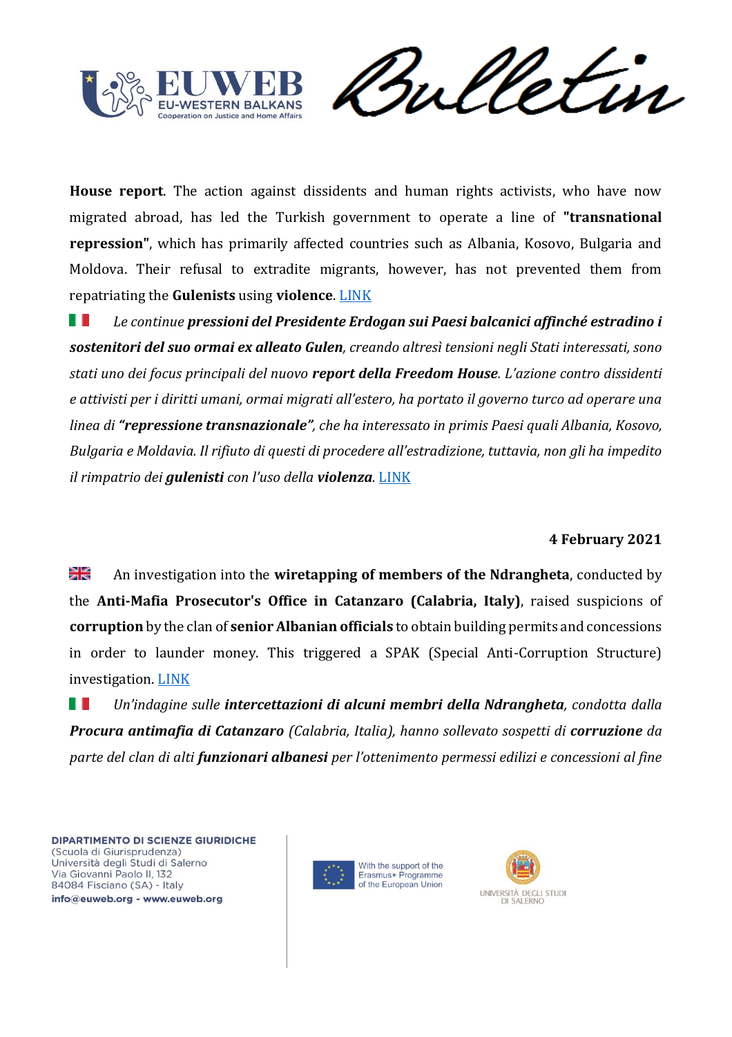**House report**. The action against dissidents and human rights activists, who have now migrated abroad, has led the Turkish government to operate a line of **"transnational repression"**, which has primarily affected countries such as Albania, Kosovo, Bulgaria and Moldova. Their refusal to extradite migrants, however, has not prevented them from repatriating the **Gulenists** using **violence**. LINK

*Le continue **pressioni del Presidente Erdogan sui Paesi balcanici affinché estradino i sostenitori del suo ormai ex alleato Gulen**, creando altresì tensioni negli Stati interessati, sono stati uno dei focus principali del nuovo **report della Freedom House**. L'azione contro dissidenti e attivisti per i diritti umani, ormai migrati all'estero, ha portato il governo turco ad operare una linea di **"repressione transnazionale"**, che ha interessato in primis Paesi quali Albania, Kosovo, Bulgaria e Moldavia. Il rifiuto di questi di procedere all'estradizione, tuttavia, non gli ha impedito il rimpatrio dei **gulenisti** con l'uso della **violenza**.* LINK

**4 February 2021**

An investigation into the **wiretapping of members of the Ndrangheta**, conducted by the **Anti-Mafia Prosecutor's Office in Catanzaro (Calabria, Italy)**, raised suspicions of **corruption** by the clan of **senior Albanian officials** to obtain building permits and concessions in order to launder money. This triggered a SPAK (Special Anti-Corruption Structure) investigation. LINK

*Un'indagine sulle **intercettazioni di alcuni membri della Ndrangheta**, condotta dalla **Procura antimafia di Catanzaro** (Calabria, Italia), hanno sollevato sospetti di **corruzione** da parte del clan di alti **funzionari albanesi** per l'ottenimento permessi edilizi e concessioni al fine*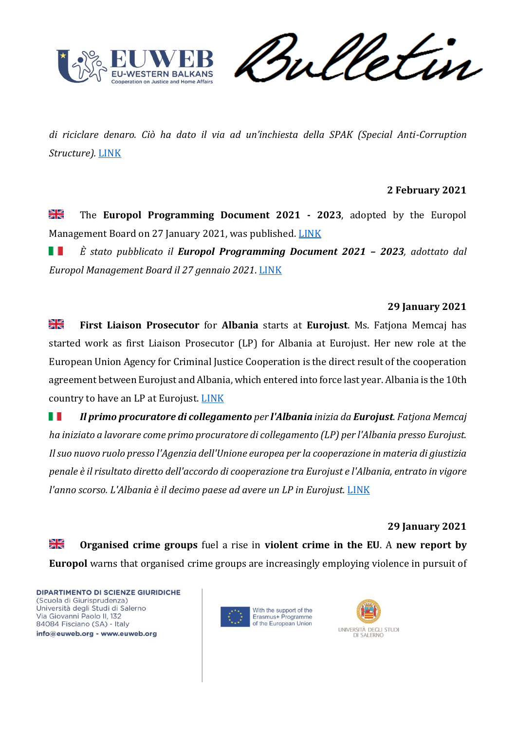*di riciclare denaro. Ciò ha dato il via ad un'inchiesta della SPAK (Special Anti-Corruption Structure).* LINK

**2 February 2021**

The **Europol Programming Document 2021 - 2023**, adopted by the Europol Management Board on 27 January 2021, was published. LINK

*È stato pubblicato il **Europol Programming Document 2021 – 2023**, adottato dal Europol Management Board il 27 gennaio 2021*. LINK

**29 January 2021**

**First Liaison Prosecutor** for **Albania** starts at **Eurojust**. Ms. Fatjona Memcaj has started work as first Liaison Prosecutor (LP) for Albania at Eurojust. Her new role at the European Union Agency for Criminal Justice Cooperation is the direct result of the cooperation agreement between Eurojust and Albania, which entered into force last year. Albania is the 10th country to have an LP at Eurojust. LINK

***Il primo procuratore di collegamento** per **l'Albania** inizia da **Eurojust**. Fatjona Memcaj ha iniziato a lavorare come primo procuratore di collegamento (LP) per l'Albania presso Eurojust. Il suo nuovo ruolo presso l'Agenzia dell'Unione europea per la cooperazione in materia di giustizia penale è il risultato diretto dell'accordo di cooperazione tra Eurojust e l'Albania, entrato in vigore l'anno scorso. L'Albania è il decimo paese ad avere un LP in Eurojust.* LINK

**29 January 2021**

**Organised crime groups** fuel a rise in **violent crime in the EU**. A **new report by Europol** warns that organised crime groups are increasingly employing violence in pursuit of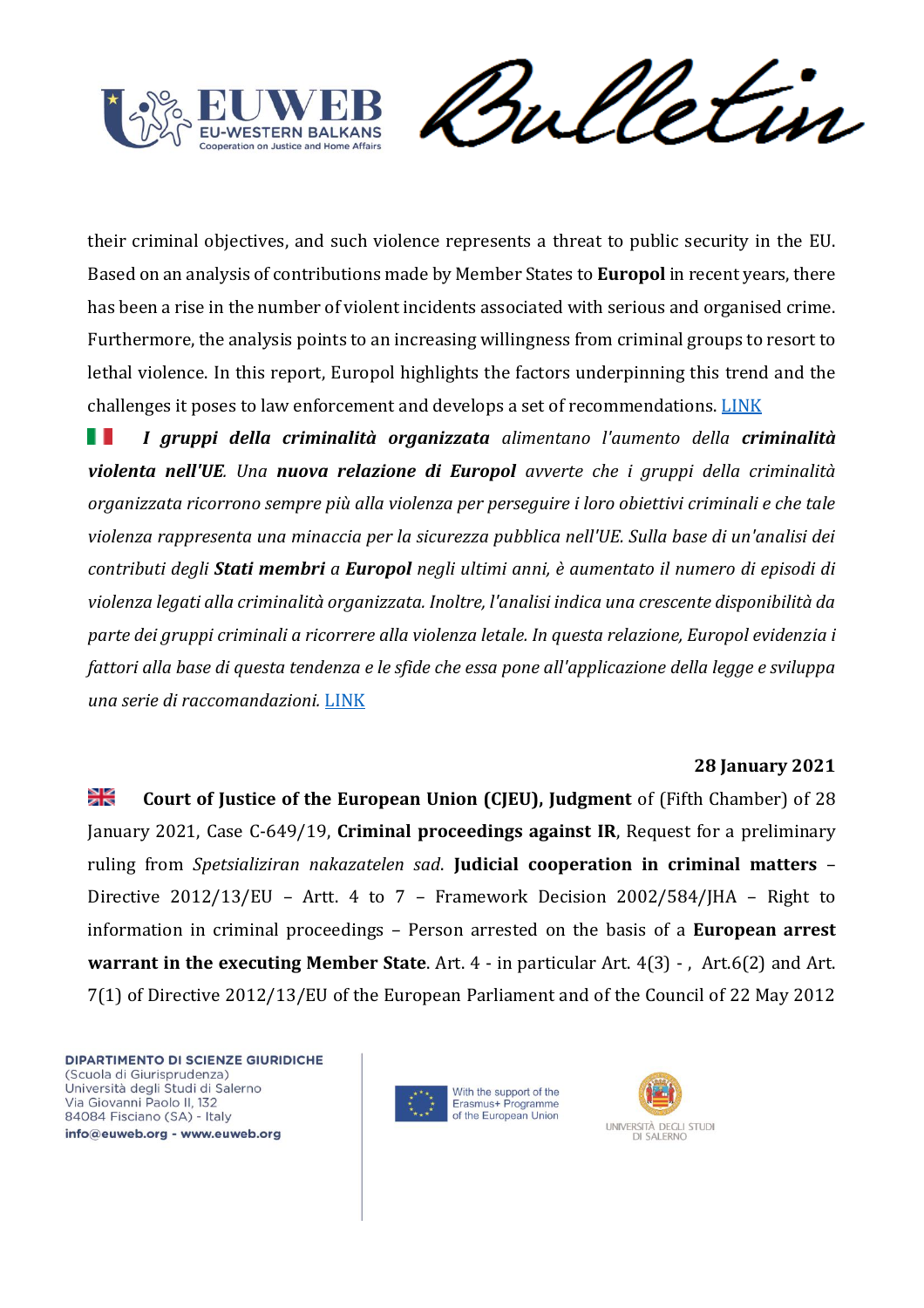their criminal objectives, and such violence represents a threat to public security in the EU. Based on an analysis of contributions made by Member States to **Europol** in recent years, there has been a rise in the number of violent incidents associated with serious and organised crime. Furthermore, the analysis points to an increasing willingness from criminal groups to resort to lethal violence. In this report, Europol highlights the factors underpinning this trend and the challenges it poses to law enforcement and develops a set of recommendations. LINK

*__I gruppi della criminalità organizzata__ alimentano l'aumento della __criminalità violenta nell'UE__. Una __nuova relazione di Europol__ avverte che i gruppi della criminalità organizzata ricorrono sempre più alla violenza per perseguire i loro obiettivi criminali e che tale violenza rappresenta una minaccia per la sicurezza pubblica nell'UE. Sulla base di un'analisi dei contributi degli __Stati membri__ a __Europol__ negli ultimi anni, è aumentato il numero di episodi di violenza legati alla criminalità organizzata. Inoltre, l'analisi indica una crescente disponibilità da parte dei gruppi criminali a ricorrere alla violenza letale. In questa relazione, Europol evidenzia i fattori alla base di questa tendenza e le sfide che essa pone all'applicazione della legge e sviluppa una serie di raccomandazioni.* LINK

**28 January 2021**

**Court of Justice of the European Union (CJEU), Judgment** of (Fifth Chamber) of 28 January 2021, Case C-649/19, **Criminal proceedings against IR**, Request for a preliminary ruling from *Spetsializiran nakazatelen sad*. **Judicial cooperation in criminal matters** – Directive 2012/13/EU – Artt. 4 to 7 – Framework Decision 2002/584/JHA – Right to information in criminal proceedings – Person arrested on the basis of a **European arrest warrant in the executing Member State**. Art. 4 - in particular Art. 4(3) - , Art.6(2) and Art. 7(1) of Directive 2012/13/EU of the European Parliament and of the Council of 22 May 2012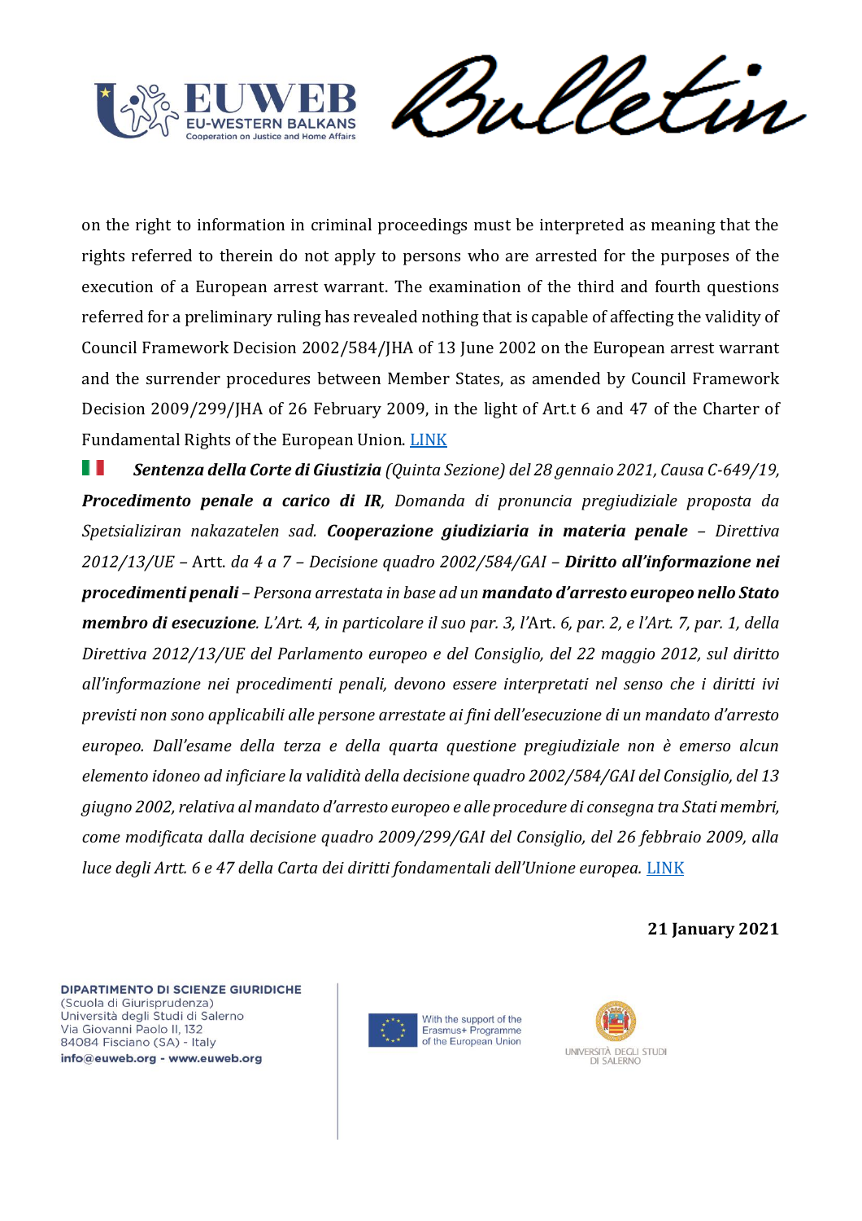on the right to information in criminal proceedings must be interpreted as meaning that the rights referred to therein do not apply to persons who are arrested for the purposes of the execution of a European arrest warrant. The examination of the third and fourth questions referred for a preliminary ruling has revealed nothing that is capable of affecting the validity of Council Framework Decision 2002/584/JHA of 13 June 2002 on the European arrest warrant and the surrender procedures between Member States, as amended by Council Framework Decision 2009/299/JHA of 26 February 2009, in the light of Art.t 6 and 47 of the Charter of Fundamental Rights of the European Union. LINK

***Sentenza della Corte di Giustizia*** *(Quinta Sezione) del 28 gennaio 2021, Causa C-649/19,* ***Procedimento penale a carico di IR****, Domanda di pronuncia pregiudiziale proposta da Spetsializiran nakazatelen sad.* ***Cooperazione giudiziaria in materia penale*** *– Direttiva 2012/13/UE –* Artt. *da 4 a 7 – Decisione quadro 2002/584/GAI –* ***Diritto all'informazione nei procedimenti penali*** *– Persona arrestata in base ad un* ***mandato d'arresto europeo nello Stato membro di esecuzione****. L'Art. 4, in particolare il suo par. 3, l'*Art. *6, par. 2, e l'Art. 7, par. 1, della Direttiva 2012/13/UE del Parlamento europeo e del Consiglio, del 22 maggio 2012, sul diritto all'informazione nei procedimenti penali, devono essere interpretati nel senso che i diritti ivi previsti non sono applicabili alle persone arrestate ai fini dell'esecuzione di un mandato d'arresto europeo. Dall'esame della terza e della quarta questione pregiudiziale non è emerso alcun elemento idoneo ad inficiare la validità della decisione quadro 2002/584/GAI del Consiglio, del 13 giugno 2002, relativa al mandato d'arresto europeo e alle procedure di consegna tra Stati membri, come modificata dalla decisione quadro 2009/299/GAI del Consiglio, del 26 febbraio 2009, alla luce degli Artt. 6 e 47 della Carta dei diritti fondamentali dell'Unione europea.* LINK

**21 January 2021**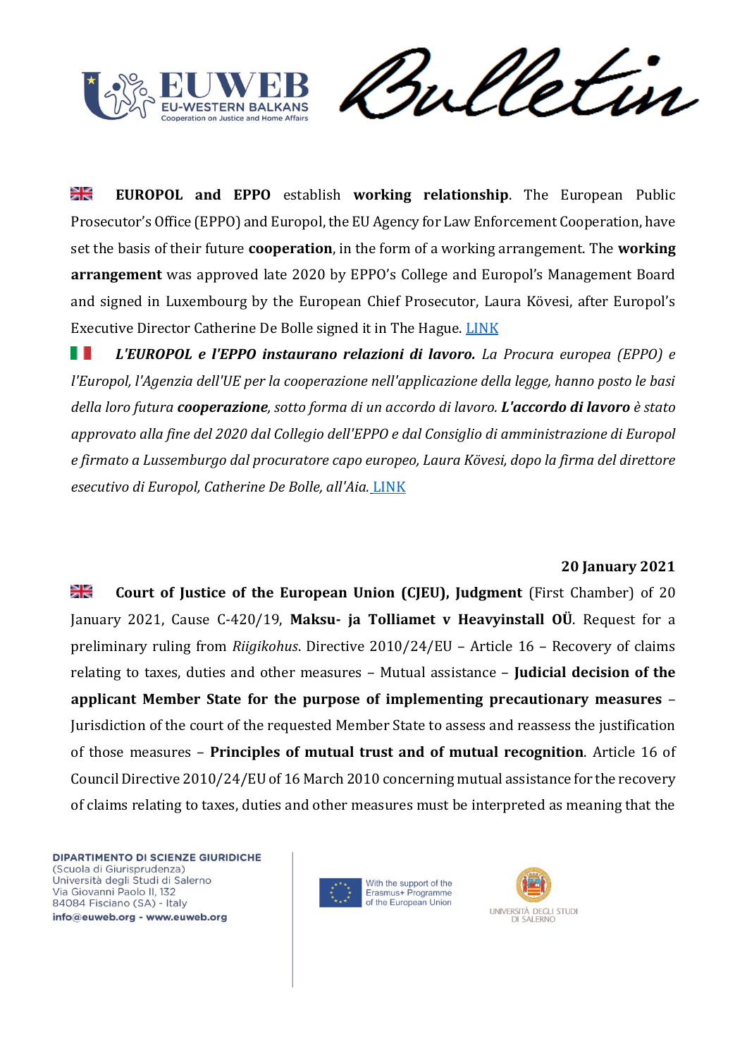**EUROPOL and EPPO** establish **working relationship**. The European Public Prosecutor's Office (EPPO) and Europol, the EU Agency for Law Enforcement Cooperation, have set the basis of their future **cooperation**, in the form of a working arrangement. The **working arrangement** was approved late 2020 by EPPO's College and Europol's Management Board and signed in Luxembourg by the European Chief Prosecutor, Laura Kövesi, after Europol's Executive Director Catherine De Bolle signed it in The Hague. LINK

***L'EUROPOL e l'EPPO instaurano relazioni di lavoro.*** *La Procura europea (EPPO) e l'Europol, l'Agenzia dell'UE per la cooperazione nell'applicazione della legge, hanno posto le basi della loro futura* ***cooperazione****, sotto forma di un accordo di lavoro.* ***L'accordo di lavoro*** *è stato approvato alla fine del 2020 dal Collegio dell'EPPO e dal Consiglio di amministrazione di Europol e firmato a Lussemburgo dal procuratore capo europeo, Laura Kövesi, dopo la firma del direttore esecutivo di Europol, Catherine De Bolle, all'Aia.* LINK

**20 January 2021**

**Court of Justice of the European Union (CJEU), Judgment** (First Chamber) of 20 January 2021, Cause C-420/19, **Maksu- ja Tolliamet v Heavyinstall OÜ**. Request for a preliminary ruling from *Riigikohus*. Directive 2010/24/EU – Article 16 – Recovery of claims relating to taxes, duties and other measures – Mutual assistance – **Judicial decision of the applicant Member State for the purpose of implementing precautionary measures** – Jurisdiction of the court of the requested Member State to assess and reassess the justification of those measures – **Principles of mutual trust and of mutual recognition**. Article 16 of Council Directive 2010/24/EU of 16 March 2010 concerning mutual assistance for the recovery of claims relating to taxes, duties and other measures must be interpreted as meaning that the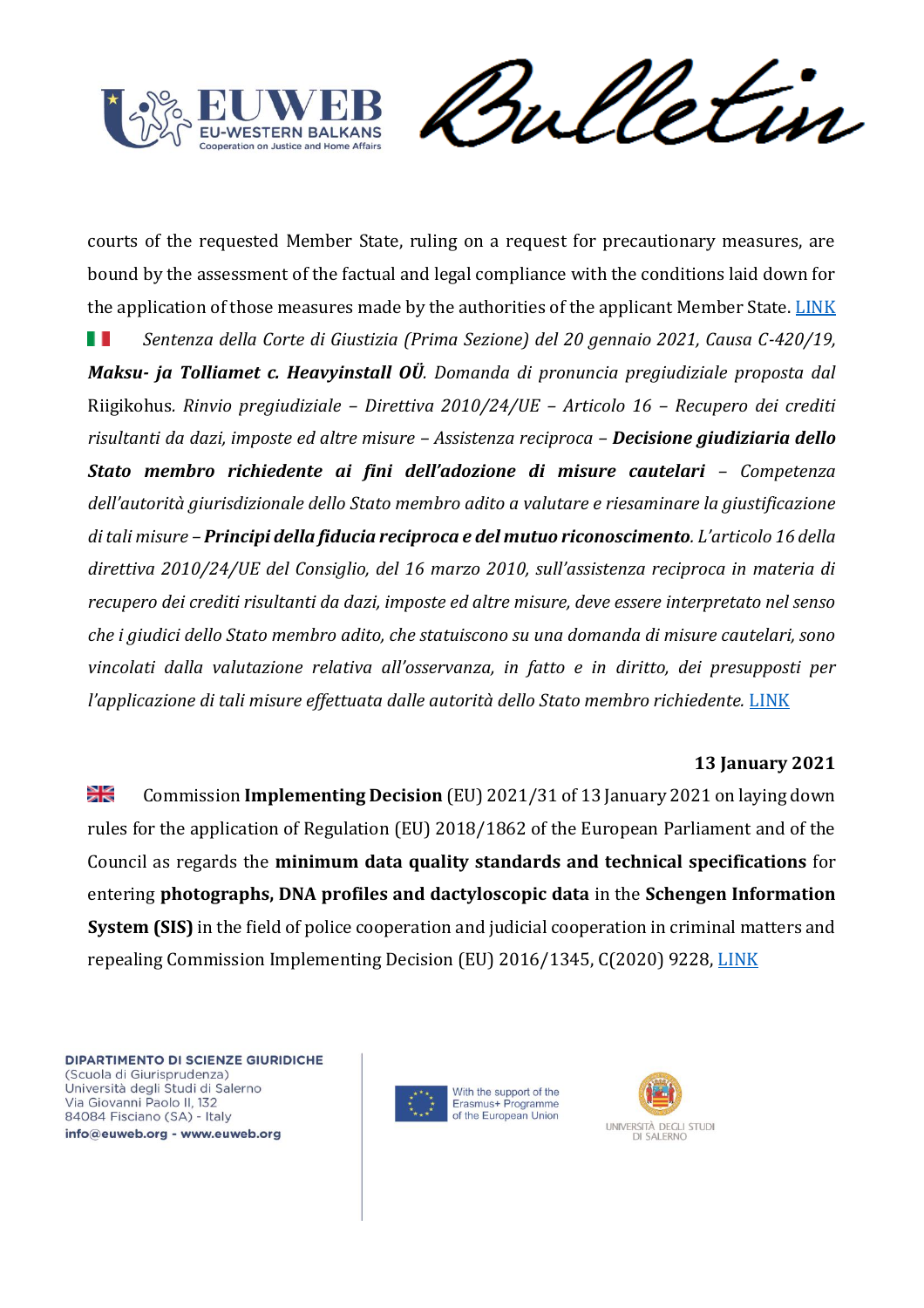courts of the requested Member State, ruling on a request for precautionary measures, are bound by the assessment of the factual and legal compliance with the conditions laid down for the application of those measures made by the authorities of the applicant Member State. LINK

*Sentenza della Corte di Giustizia (Prima Sezione) del 20 gennaio 2021, Causa C-420/19,* ***Maksu- ja Tolliamet c. Heavyinstall OÜ****. Domanda di pronuncia pregiudiziale proposta dal* Riigikohus*. Rinvio pregiudiziale – Direttiva 2010/24/UE – Articolo 16 – Recupero dei crediti risultanti da dazi, imposte ed altre misure – Assistenza reciproca –* ***Decisione giudiziaria dello Stato membro richiedente ai fini dell'adozione di misure cautelari*** *– Competenza dell'autorità giurisdizionale dello Stato membro adito a valutare e riesaminare la giustificazione di tali misure –* ***Principi della fiducia reciproca e del mutuo riconoscimento****. L'articolo 16 della direttiva 2010/24/UE del Consiglio, del 16 marzo 2010, sull'assistenza reciproca in materia di recupero dei crediti risultanti da dazi, imposte ed altre misure, deve essere interpretato nel senso che i giudici dello Stato membro adito, che statuiscono su una domanda di misure cautelari, sono vincolati dalla valutazione relativa all'osservanza, in fatto e in diritto, dei presupposti per l'applicazione di tali misure effettuata dalle autorità dello Stato membro richiedente.* LINK

**13 January 2021**

Commission **Implementing Decision** (EU) 2021/31 of 13 January 2021 on laying down rules for the application of Regulation (EU) 2018/1862 of the European Parliament and of the Council as regards the **minimum data quality standards and technical specifications** for entering **photographs, DNA profiles and dactyloscopic data** in the **Schengen Information System (SIS)** in the field of police cooperation and judicial cooperation in criminal matters and repealing Commission Implementing Decision (EU) 2016/1345, C(2020) 9228, LINK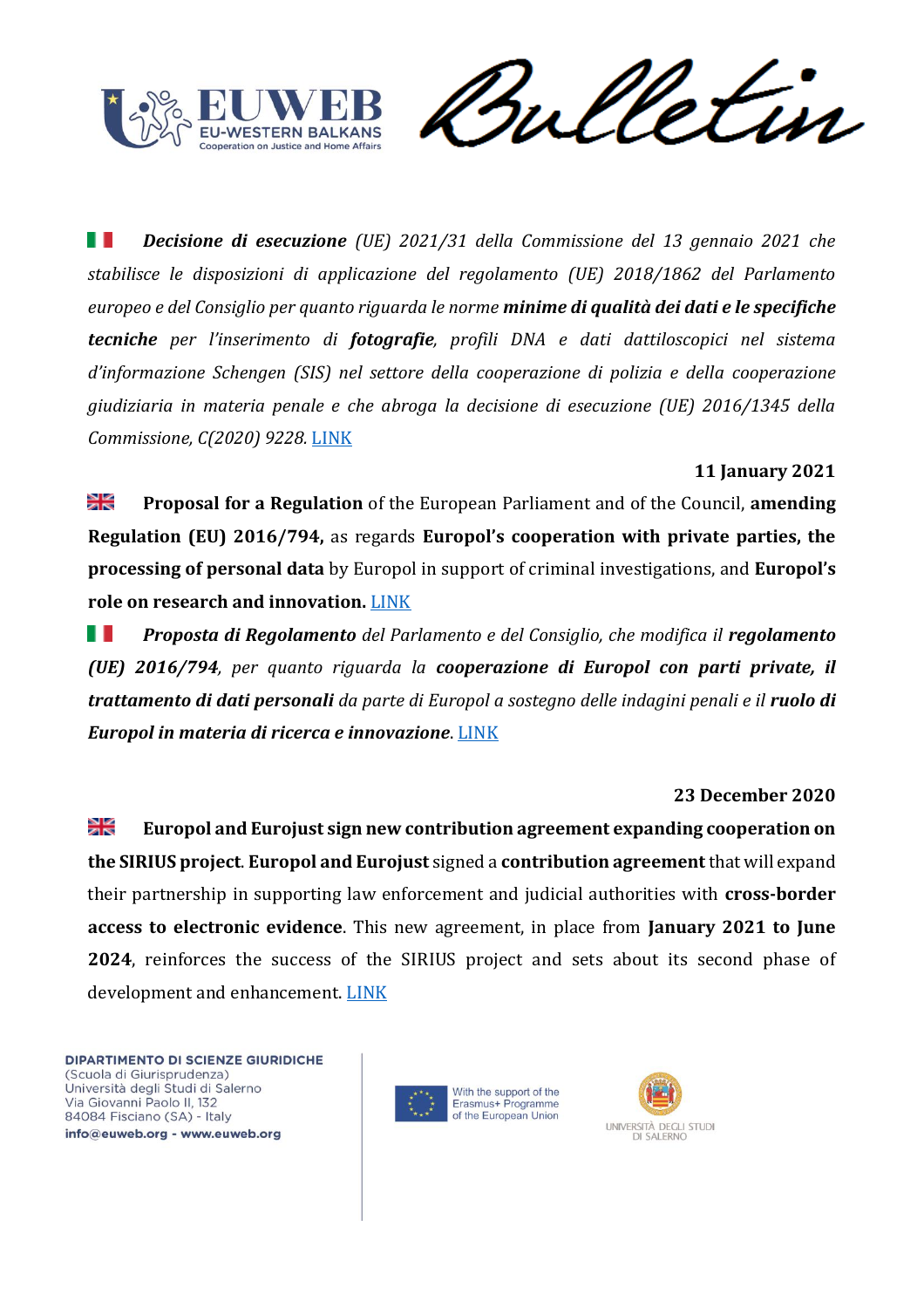🇮🇹 ***Decisione di esecuzione*** *(UE) 2021/31 della Commissione del 13 gennaio 2021 che stabilisce le disposizioni di applicazione del regolamento (UE) 2018/1862 del Parlamento europeo e del Consiglio per quanto riguarda le norme* ***minime di qualità dei dati e le specifiche tecniche*** *per l'inserimento di* ***fotografie****, profili DNA e dati dattiloscopici nel sistema d'informazione Schengen (SIS) nel settore della cooperazione di polizia e della cooperazione giudiziaria in materia penale e che abroga la decisione di esecuzione (UE) 2016/1345 della Commissione, C(2020) 9228.* LINK

**11 January 2021**

🇬🇧 **Proposal for a Regulation** of the European Parliament and of the Council, **amending Regulation (EU) 2016/794,** as regards **Europol's cooperation with private parties, the processing of personal data** by Europol in support of criminal investigations, and **Europol's role on research and innovation.** LINK

🇮🇹 ***Proposta di Regolamento*** *del Parlamento e del Consiglio, che modifica il* ***regolamento (UE) 2016/794****, per quanto riguarda la* ***cooperazione di Europol con parti private, il trattamento di dati personali*** *da parte di Europol a sostegno delle indagini penali e il* ***ruolo di Europol in materia di ricerca e innovazione****.* LINK

**23 December 2020**

🇬🇧 **Europol and Eurojust sign new contribution agreement expanding cooperation on the SIRIUS project**. **Europol and Eurojust** signed a **contribution agreement** that will expand their partnership in supporting law enforcement and judicial authorities with **cross-border access to electronic evidence**. This new agreement, in place from **January 2021 to June 2024**, reinforces the success of the SIRIUS project and sets about its second phase of development and enhancement. LINK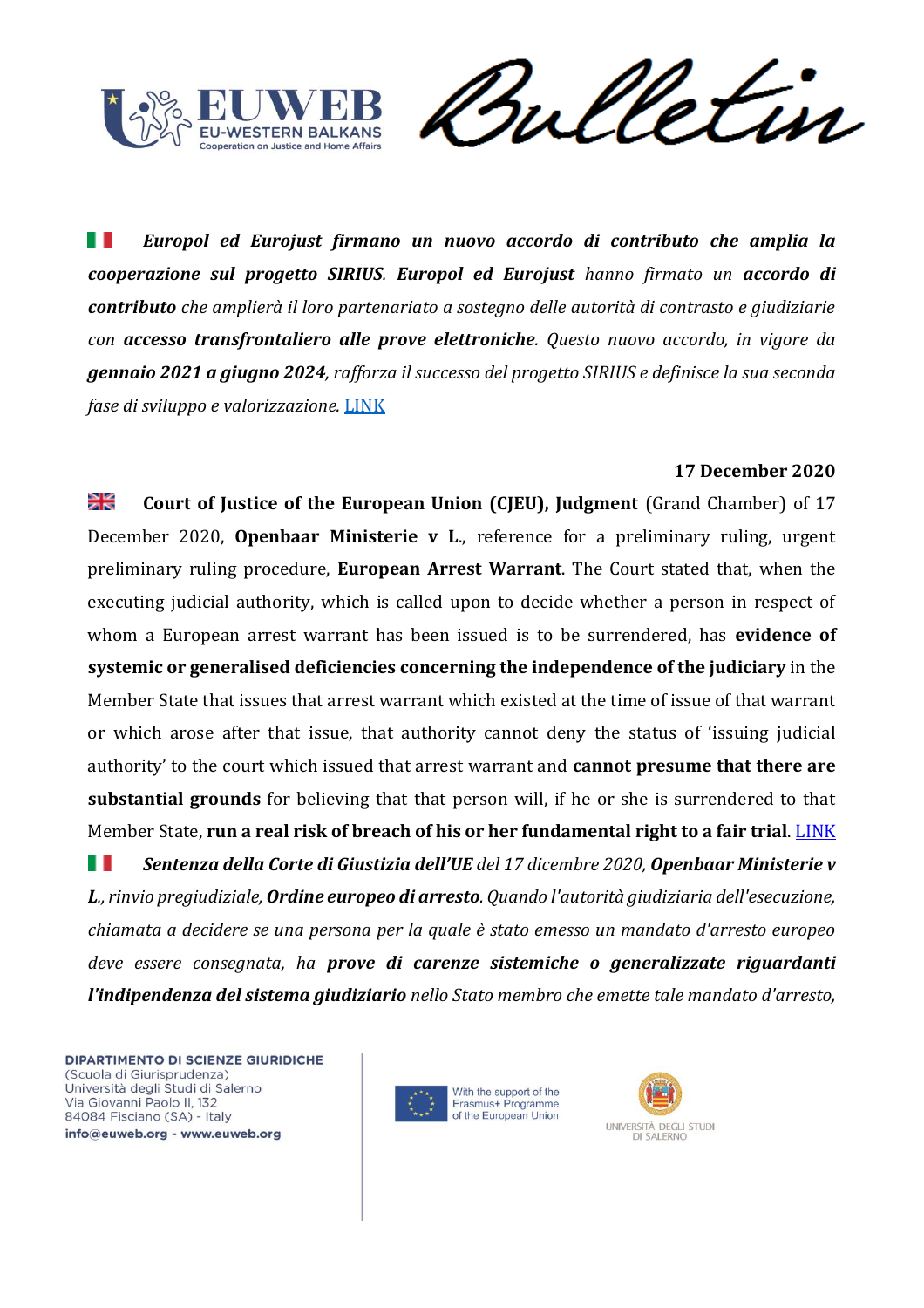🇮🇹 ***Europol ed Eurojust firmano un nuovo accordo di contributo che amplia la cooperazione sul progetto SIRIUS. Europol ed Eurojust*** *hanno firmato un* ***accordo di contributo*** *che amplierà il loro partenariato a sostegno delle autorità di contrasto e giudiziarie con* ***accesso transfrontaliero alle prove elettroniche****. Questo nuovo accordo, in vigore da* ***gennaio 2021 a giugno 2024****, rafforza il successo del progetto SIRIUS e definisce la sua seconda fase di sviluppo e valorizzazione.* LINK

**17 December 2020**

🇬🇧 **Court of Justice of the European Union (CJEU), Judgment** (Grand Chamber) of 17 December 2020, **Openbaar Ministerie v L.**, reference for a preliminary ruling, urgent preliminary ruling procedure, **European Arrest Warrant**. The Court stated that, when the executing judicial authority, which is called upon to decide whether a person in respect of whom a European arrest warrant has been issued is to be surrendered, has **evidence of systemic or generalised deficiencies concerning the independence of the judiciary** in the Member State that issues that arrest warrant which existed at the time of issue of that warrant or which arose after that issue, that authority cannot deny the status of 'issuing judicial authority' to the court which issued that arrest warrant and **cannot presume that there are substantial grounds** for believing that that person will, if he or she is surrendered to that Member State, **run a real risk of breach of his or her fundamental right to a fair trial**. LINK

🇮🇹 ***Sentenza della Corte di Giustizia dell'UE*** *del 17 dicembre 2020,* ***Openbaar Ministerie v L.****, rinvio pregiudiziale,* ***Ordine europeo di arresto****. Quando l'autorità giudiziaria dell'esecuzione, chiamata a decidere se una persona per la quale è stato emesso un mandato d'arresto europeo deve essere consegnata, ha* ***prove di carenze sistemiche o generalizzate riguardanti l'indipendenza del sistema giudiziario*** *nello Stato membro che emette tale mandato d'arresto,*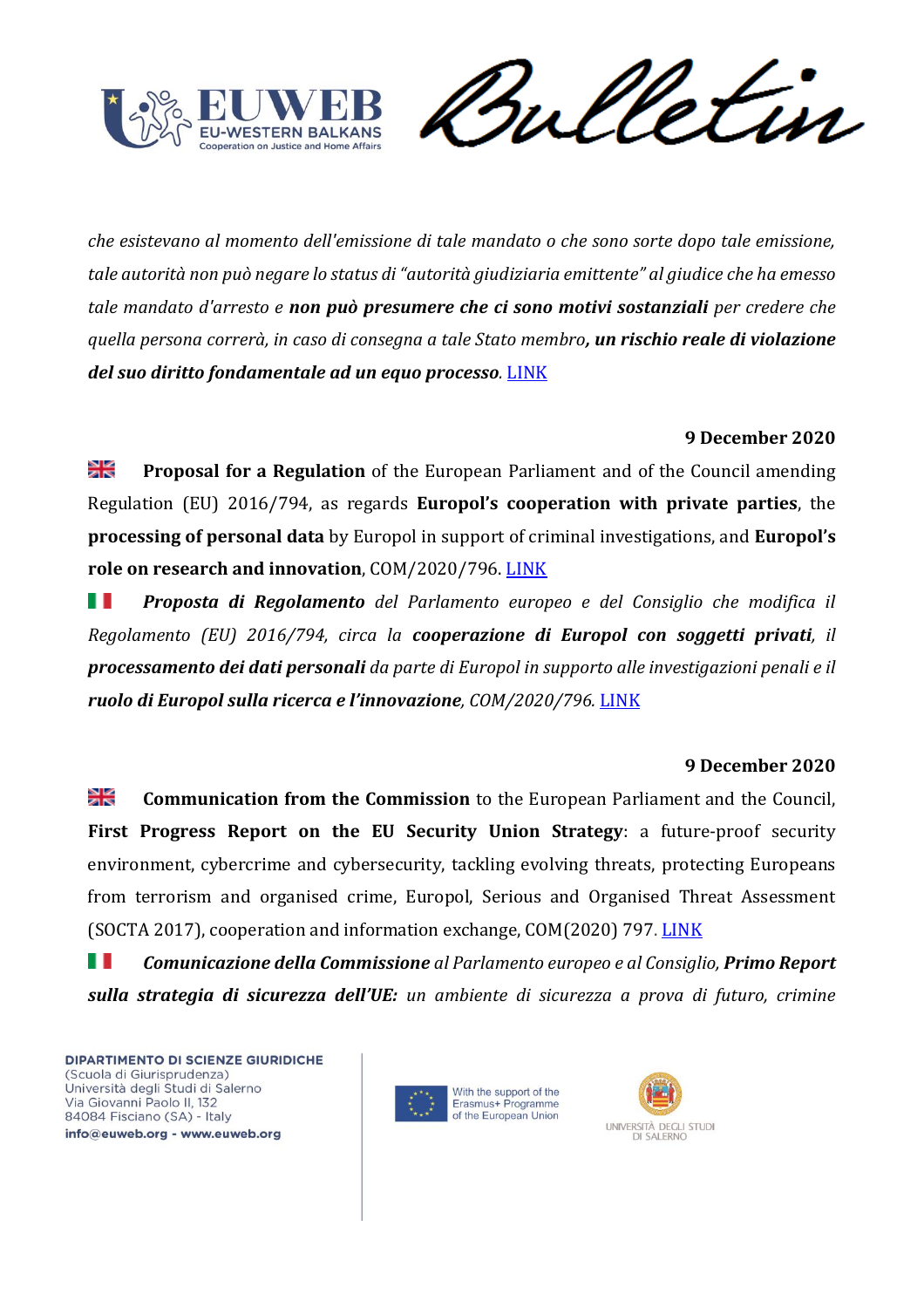*che esistevano al momento dell'emissione di tale mandato o che sono sorte dopo tale emissione, tale autorità non può negare lo status di "autorità giudiziaria emittente" al giudice che ha emesso tale mandato d'arresto e* ***non può presumere che ci sono motivi sostanziali*** *per credere che quella persona correrà, in caso di consegna a tale Stato membro****, un rischio reale di violazione del suo diritto fondamentale ad un equo processo****.* LINK

**9 December 2020**

**Proposal for a Regulation** of the European Parliament and of the Council amending Regulation (EU) 2016/794, as regards **Europol's cooperation with private parties**, the **processing of personal data** by Europol in support of criminal investigations, and **Europol's role on research and innovation**, COM/2020/796. LINK

***Proposta di Regolamento*** *del Parlamento europeo e del Consiglio che modifica il Regolamento (EU) 2016/794, circa la* ***cooperazione di Europol con soggetti privati****, il* ***processamento dei dati personali*** *da parte di Europol in supporto alle investigazioni penali e il* ***ruolo di Europol sulla ricerca e l'innovazione****, COM/2020/796.* LINK

**9 December 2020**

**Communication from the Commission** to the European Parliament and the Council, **First Progress Report on the EU Security Union Strategy**: a future-proof security environment, cybercrime and cybersecurity, tackling evolving threats, protecting Europeans from terrorism and organised crime, Europol, Serious and Organised Threat Assessment (SOCTA 2017), cooperation and information exchange, COM(2020) 797. LINK

***Comunicazione della Commissione*** *al Parlamento europeo e al Consiglio,* ***Primo Report sulla strategia di sicurezza dell'UE:*** *un ambiente di sicurezza a prova di futuro, crimine*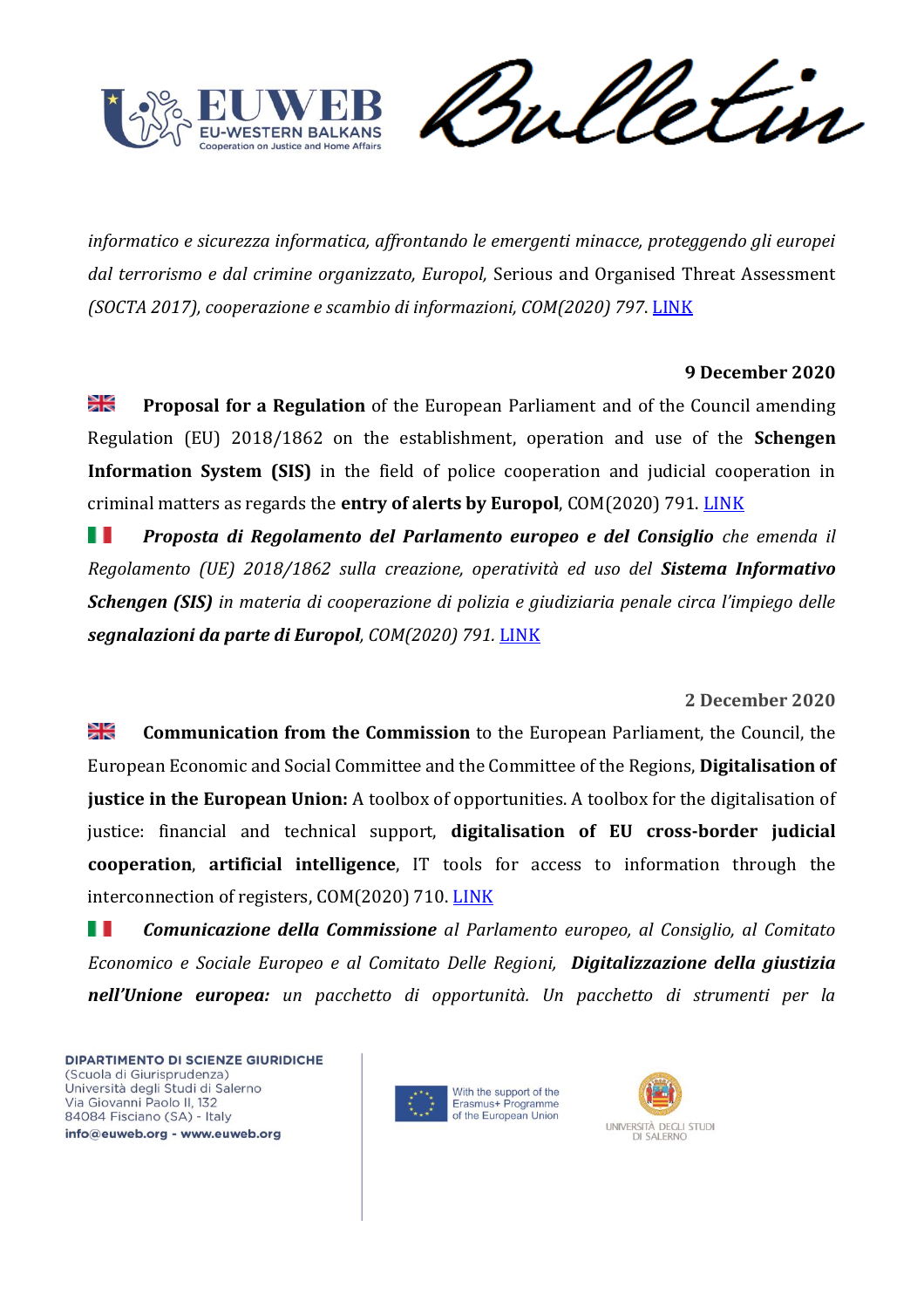*informatico e sicurezza informatica, affrontando le emergenti minacce, proteggendo gli europei dal terrorismo e dal crimine organizzato, Europol,* Serious and Organised Threat Assessment *(SOCTA 2017), cooperazione e scambio di informazioni, COM(2020) 797.* LINK

**9 December 2020**

🇬🇧 **Proposal for a Regulation** of the European Parliament and of the Council amending Regulation (EU) 2018/1862 on the establishment, operation and use of the **Schengen Information System (SIS)** in the field of police cooperation and judicial cooperation in criminal matters as regards the **entry of alerts by Europol**, COM(2020) 791. LINK

🇮🇹 ***Proposta di Regolamento del Parlamento europeo e del Consiglio*** *che emenda il Regolamento (UE) 2018/1862 sulla creazione, operatività ed uso del* ***Sistema Informativo Schengen (SIS)*** *in materia di cooperazione di polizia e giudiziaria penale circa l'impiego delle* ***segnalazioni da parte di Europol****, COM(2020) 791.* LINK

**2 December 2020**

🇬🇧 **Communication from the Commission** to the European Parliament, the Council, the European Economic and Social Committee and the Committee of the Regions, **Digitalisation of justice in the European Union:** A toolbox of opportunities. A toolbox for the digitalisation of justice: financial and technical support, **digitalisation of EU cross-border judicial cooperation**, **artificial intelligence**, IT tools for access to information through the interconnection of registers, COM(2020) 710. LINK

🇮🇹 ***Comunicazione della Commissione*** *al Parlamento europeo, al Consiglio, al Comitato Economico e Sociale Europeo e al Comitato Delle Regioni,* ***Digitalizzazione della giustizia nell'Unione europea:*** *un pacchetto di opportunità. Un pacchetto di strumenti per la*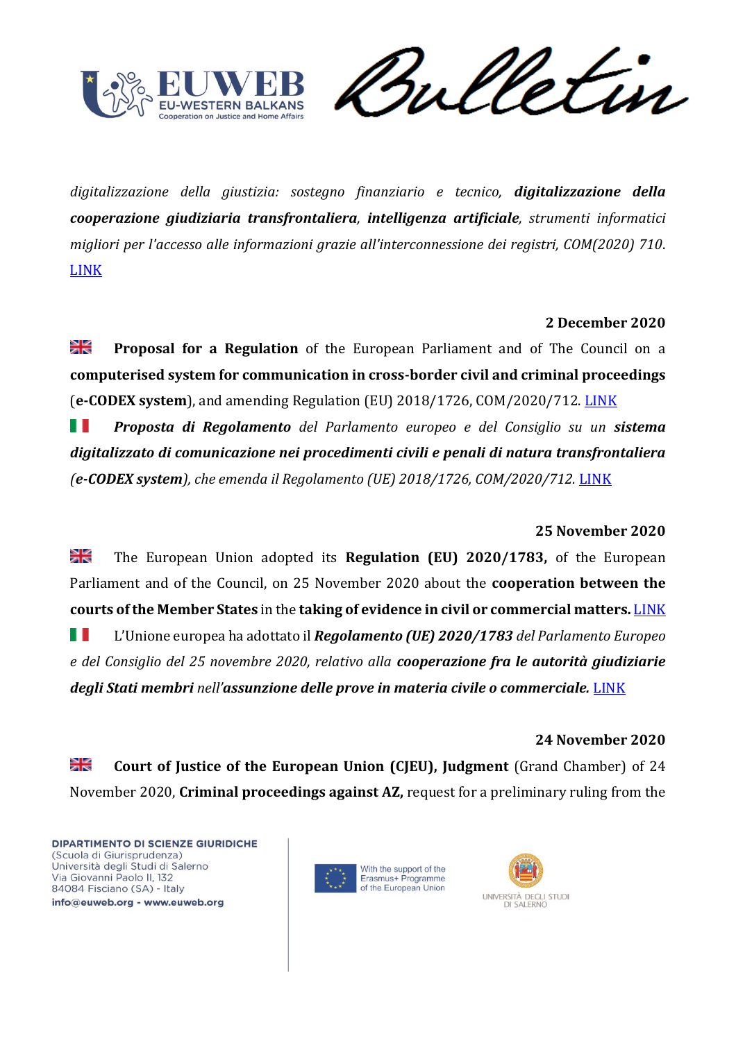*digitalizzazione della giustizia: sostegno finanziario e tecnico,* ***digitalizzazione della cooperazione giudiziaria transfrontaliera***, ***intelligenza artificiale***, *strumenti informatici migliori per l'accesso alle informazioni grazie all'interconnessione dei registri, COM(2020) 710.* LINK

**2 December 2020**

**Proposal for a Regulation** of the European Parliament and of The Council on a **computerised system for communication in cross-border civil and criminal proceedings** (**e-CODEX system**), and amending Regulation (EU) 2018/1726, COM/2020/712. LINK

***Proposta di Regolamento*** *del Parlamento europeo e del Consiglio su un* ***sistema digitalizzato di comunicazione nei procedimenti civili e penali di natura transfrontaliera*** *(**e-CODEX system**), che emenda il Regolamento (UE) 2018/1726, COM/2020/712.* LINK

**25 November 2020**

The European Union adopted its **Regulation (EU) 2020/1783,** of the European Parliament and of the Council, on 25 November 2020 about the **cooperation between the courts of the Member States** in the **taking of evidence in civil or commercial matters.** LINK

L'Unione europea ha adottato il ***Regolamento (UE) 2020/1783*** *del Parlamento Europeo e del Consiglio del 25 novembre 2020, relativo alla* ***cooperazione fra le autorità giudiziarie degli Stati membri*** *nell'****assunzione delle prove in materia civile o commerciale.*** LINK

**24 November 2020**

**Court of Justice of the European Union (CJEU), Judgment** (Grand Chamber) of 24 November 2020, **Criminal proceedings against AZ,** request for a preliminary ruling from the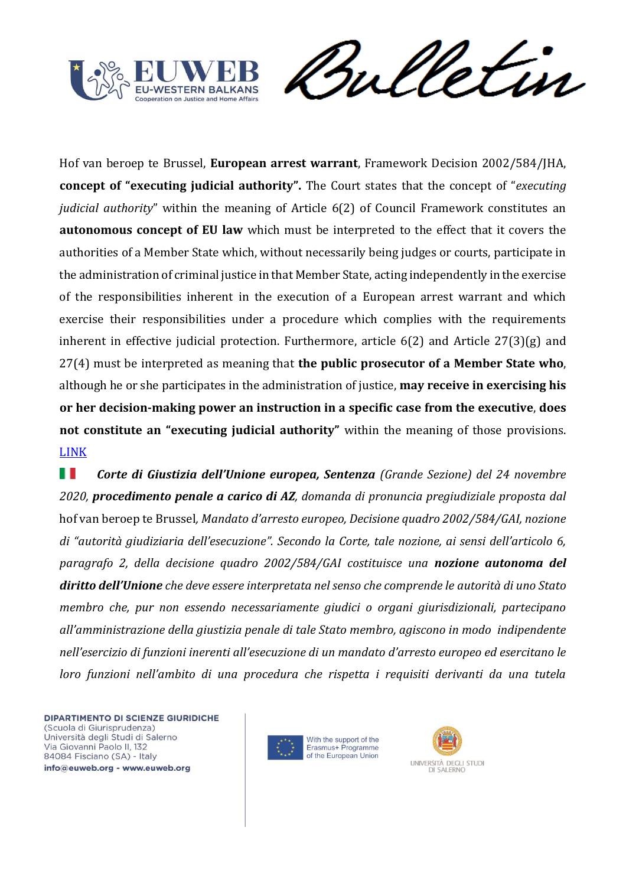Hof van beroep te Brussel, **European arrest warrant**, Framework Decision 2002/584/JHA, **concept of "executing judicial authority".** The Court states that the concept of "*executing judicial authority*" within the meaning of Article 6(2) of Council Framework constitutes an **autonomous concept of EU law** which must be interpreted to the effect that it covers the authorities of a Member State which, without necessarily being judges or courts, participate in the administration of criminal justice in that Member State, acting independently in the exercise of the responsibilities inherent in the execution of a European arrest warrant and which exercise their responsibilities under a procedure which complies with the requirements inherent in effective judicial protection. Furthermore, article 6(2) and Article 27(3)(g) and 27(4) must be interpreted as meaning that **the public prosecutor of a Member State who**, although he or she participates in the administration of justice, **may receive in exercising his or her decision-making power an instruction in a specific case from the executive**, **does not constitute an "executing judicial authority"** within the meaning of those provisions. [LINK]

***Corte di Giustizia dell'Unione europea, Sentenza*** *(Grande Sezione) del 24 novembre 2020,* ***procedimento penale a carico di AZ****, domanda di pronuncia pregiudiziale proposta dal* hof van beroep te Brussel*, Mandato d'arresto europeo, Decisione quadro 2002/584/GAI, nozione di "autorità giudiziaria dell'esecuzione". Secondo la Corte, tale nozione, ai sensi dell'articolo 6, paragrafo 2, della decisione quadro 2002/584/GAI costituisce una* ***nozione autonoma del diritto dell'Unione*** *che deve essere interpretata nel senso che comprende le autorità di uno Stato membro che, pur non essendo necessariamente giudici o organi giurisdizionali, partecipano all'amministrazione della giustizia penale di tale Stato membro, agiscono in modo indipendente nell'esercizio di funzioni inerenti all'esecuzione di un mandato d'arresto europeo ed esercitano le loro funzioni nell'ambito di una procedura che rispetta i requisiti derivanti da una tutela*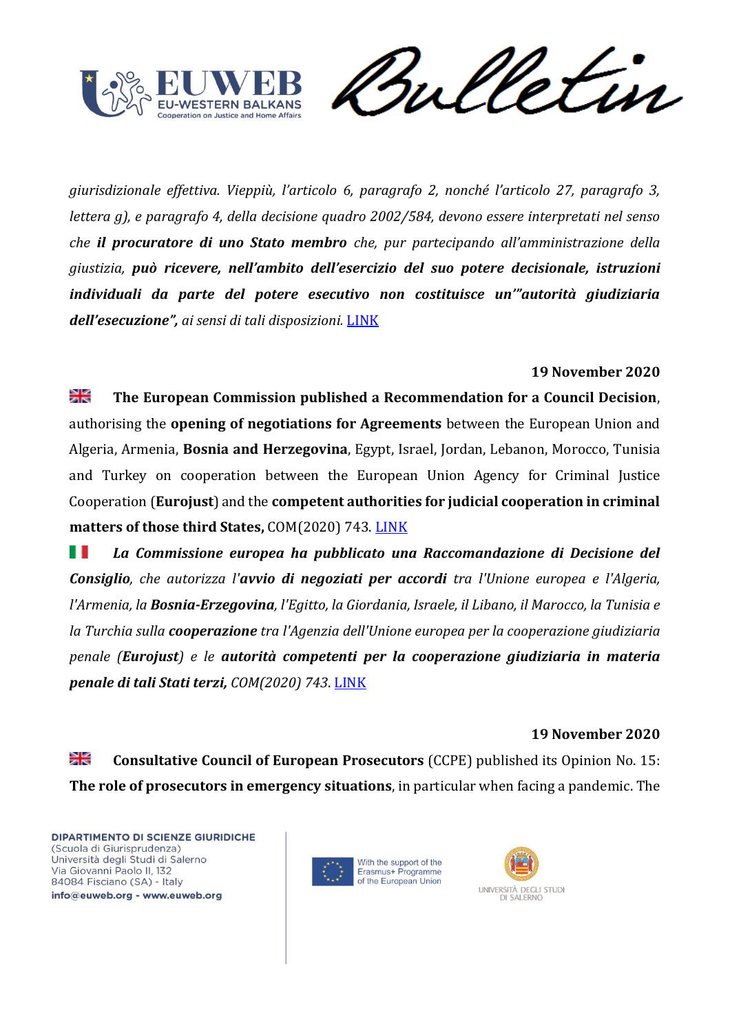*giurisdizionale effettiva. Vieppiù, l'articolo 6, paragrafo 2, nonché l'articolo 27, paragrafo 3, lettera g), e paragrafo 4, della decisione quadro 2002/584, devono essere interpretati nel senso che **il procuratore di uno Stato membro** che, pur partecipando all'amministrazione della giustizia, **può ricevere, nell'ambito dell'esercizio del suo potere decisionale, istruzioni individuali da parte del potere esecutivo non costituisce un'"autorità giudiziaria dell'esecuzione",** ai sensi di tali disposizioni.* LINK

**19 November 2020**

🇬🇧 **The European Commission published a Recommendation for a Council Decision**, authorising the **opening of negotiations for Agreements** between the European Union and Algeria, Armenia, **Bosnia and Herzegovina**, Egypt, Israel, Jordan, Lebanon, Morocco, Tunisia and Turkey on cooperation between the European Union Agency for Criminal Justice Cooperation (**Eurojust**) and the **competent authorities for judicial cooperation in criminal matters of those third States,** COM(2020) 743. LINK

🇮🇹 ***La Commissione europea ha pubblicato una Raccomandazione di Decisione del Consiglio**, che autorizza l'**avvio di negoziati per accordi** tra l'Unione europea e l'Algeria, l'Armenia, la **Bosnia-Erzegovina**, l'Egitto, la Giordania, Israele, il Libano, il Marocco, la Tunisia e la Turchia sulla **cooperazione** tra l'Agenzia dell'Unione europea per la cooperazione giudiziaria penale (**Eurojust**) e le **autorità competenti per la cooperazione giudiziaria in materia penale di tali Stati terzi,** COM(2020) 743.* LINK

**19 November 2020**

🇬🇧 **Consultative Council of European Prosecutors** (CCPE) published its Opinion No. 15: **The role of prosecutors in emergency situations**, in particular when facing a pandemic. The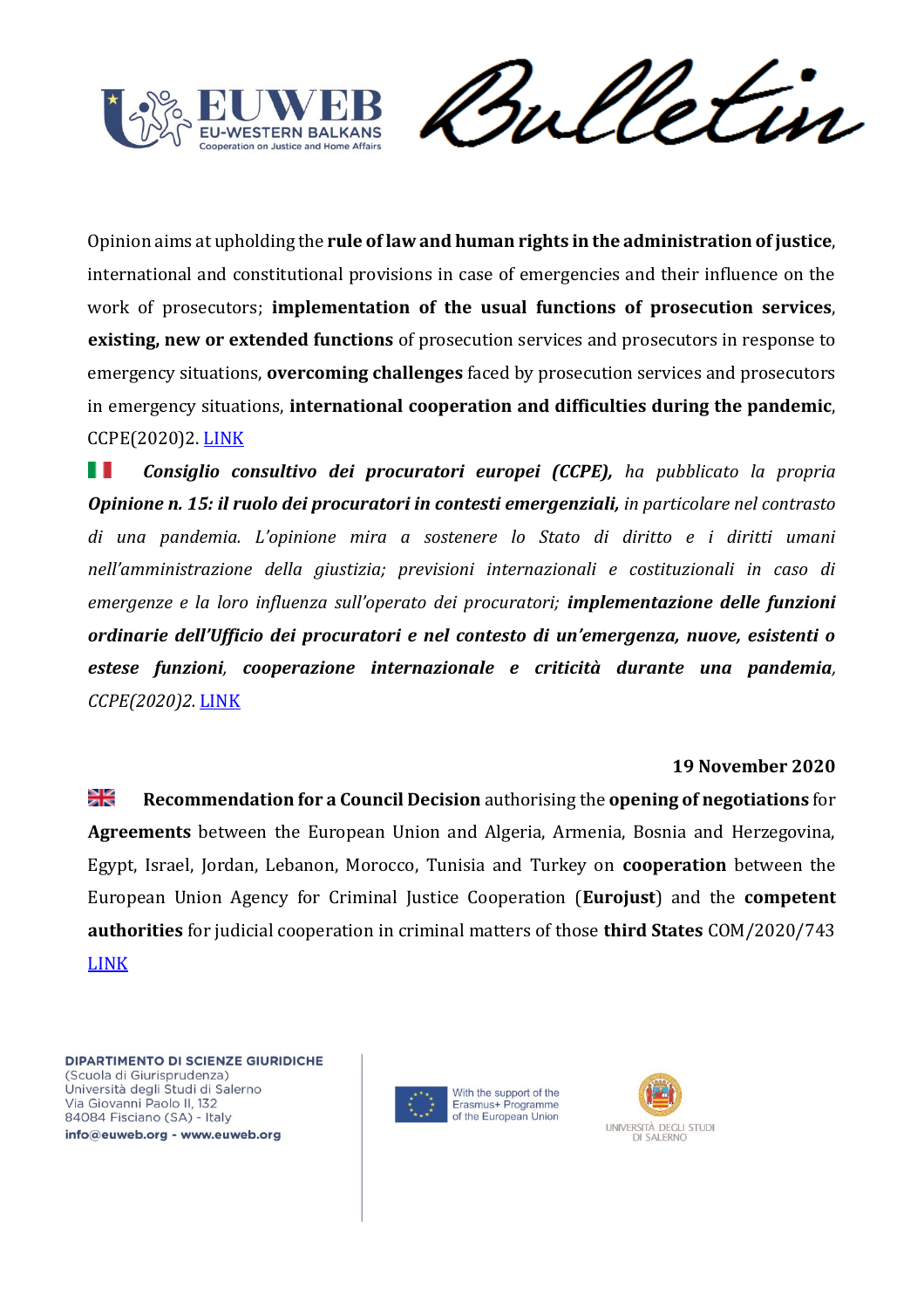Opinion aims at upholding the **rule of law and human rights in the administration of justice**, international and constitutional provisions in case of emergencies and their influence on the work of prosecutors; **implementation of the usual functions of prosecution services**, **existing, new or extended functions** of prosecution services and prosecutors in response to emergency situations, **overcoming challenges** faced by prosecution services and prosecutors in emergency situations, **international cooperation and difficulties during the pandemic**, CCPE(2020)2. LINK

🇮🇹 ***Consiglio consultivo dei procuratori europei (CCPE),*** *ha pubblicato la propria* ***Opinione n. 15: il ruolo dei procuratori in contesti emergenziali,*** *in particolare nel contrasto di una pandemia. L'opinione mira a sostenere lo Stato di diritto e i diritti umani nell'amministrazione della giustizia; previsioni internazionali e costituzionali in caso di emergenze e la loro influenza sull'operato dei procuratori;* ***implementazione delle funzioni ordinarie dell'Ufficio dei procuratori e nel contesto di un'emergenza, nuove, esistenti o estese funzioni, cooperazione internazionale e criticità durante una pandemia****, CCPE(2020)2.* LINK

**19 November 2020**

🇬🇧 **Recommendation for a Council Decision** authorising the **opening of negotiations** for **Agreements** between the European Union and Algeria, Armenia, Bosnia and Herzegovina, Egypt, Israel, Jordan, Lebanon, Morocco, Tunisia and Turkey on **cooperation** between the European Union Agency for Criminal Justice Cooperation (**Eurojust**) and the **competent authorities** for judicial cooperation in criminal matters of those **third States** COM/2020/743 LINK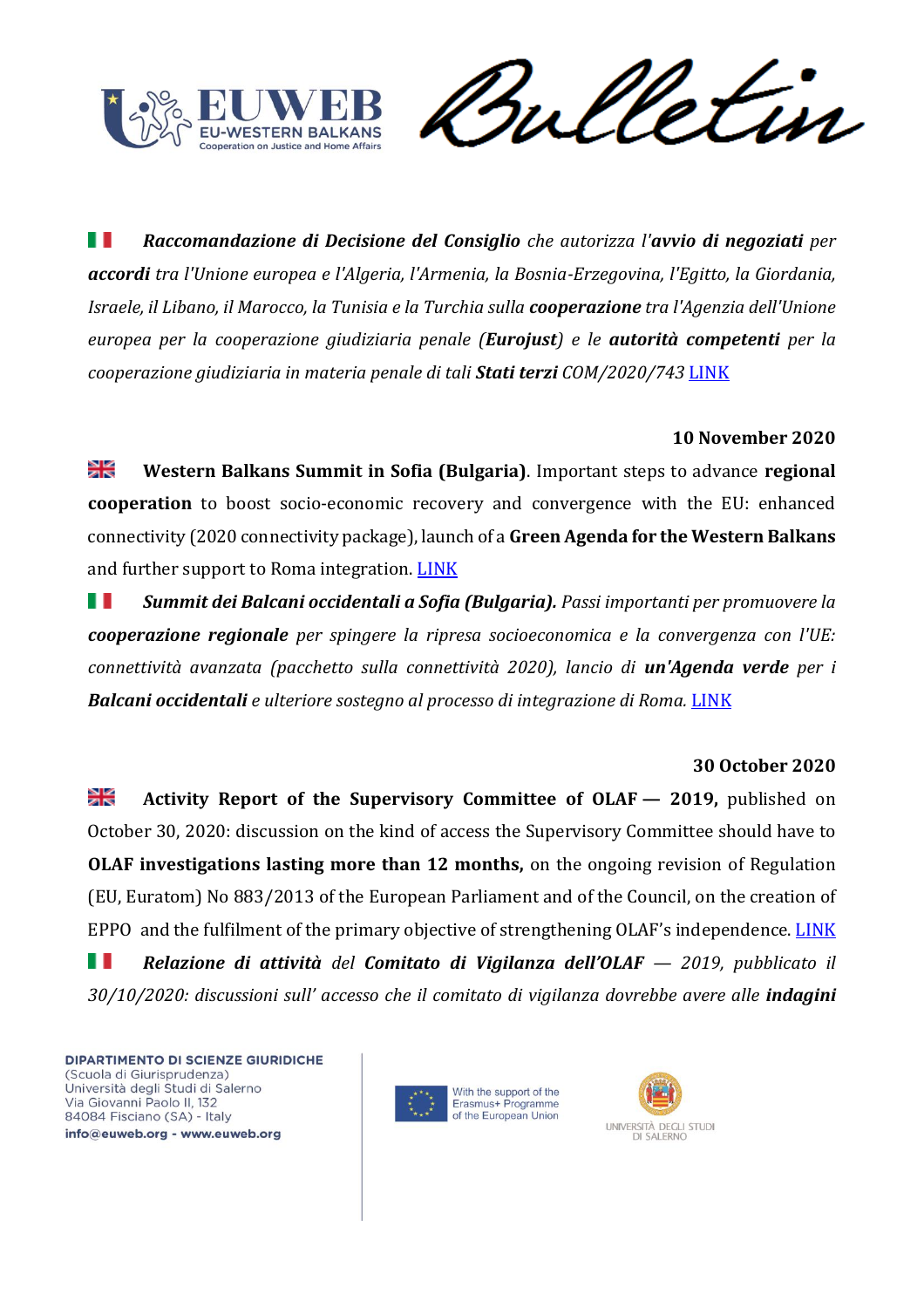🇮🇹 ***Raccomandazione di Decisione del Consiglio** che autorizza l'**avvio di negoziati** per **accordi** tra l'Unione europea e l'Algeria, l'Armenia, la Bosnia-Erzegovina, l'Egitto, la Giordania, Israele, il Libano, il Marocco, la Tunisia e la Turchia sulla **cooperazione** tra l'Agenzia dell'Unione europea per la cooperazione giudiziaria penale (**Eurojust**) e le **autorità competenti** per la cooperazione giudiziaria in materia penale di tali **Stati terzi** COM/2020/743* LINK

**10 November 2020**

🇬🇧 **Western Balkans Summit in Sofia (Bulgaria)**. Important steps to advance **regional cooperation** to boost socio-economic recovery and convergence with the EU: enhanced connectivity (2020 connectivity package), launch of a **Green Agenda for the Western Balkans** and further support to Roma integration. LINK

🇮🇹 ***Summit dei Balcani occidentali a Sofia (Bulgaria).** Passi importanti per promuovere la **cooperazione regionale** per spingere la ripresa socioeconomica e la convergenza con l'UE: connettività avanzata (pacchetto sulla connettività 2020), lancio di **un'Agenda verde** per i **Balcani occidentali** e ulteriore sostegno al processo di integrazione di Roma.* LINK

**30 October 2020**

🇬🇧 **Activity Report of the Supervisory Committee of OLAF — 2019,** published on October 30, 2020: discussion on the kind of access the Supervisory Committee should have to **OLAF investigations lasting more than 12 months,** on the ongoing revision of Regulation (EU, Euratom) No 883/2013 of the European Parliament and of the Council, on the creation of EPPO and the fulfilment of the primary objective of strengthening OLAF's independence. LINK

🇮🇹 ***Relazione di attività** del **Comitato di Vigilanza dell'OLAF** — 2019, pubblicato il 30/10/2020: discussioni sull' accesso che il comitato di vigilanza dovrebbe avere alle **indagini***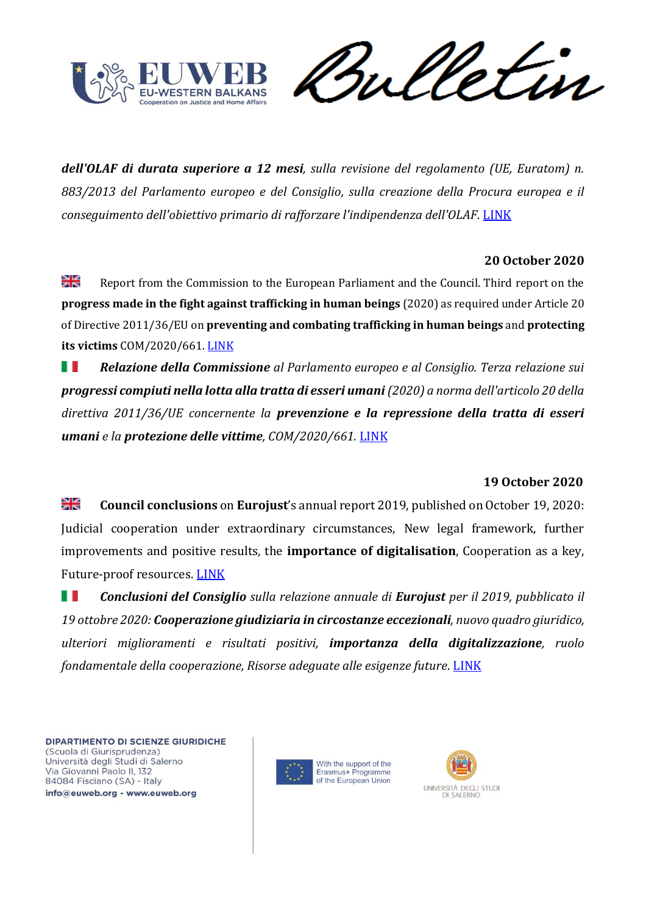***dell'OLAF di durata superiore a 12 mesi****, sulla revisione del regolamento (UE, Euratom) n. 883/2013 del Parlamento europeo e del Consiglio, sulla creazione della Procura europea e il conseguimento dell'obiettivo primario di rafforzare l'indipendenza dell'OLAF.* LINK

**20 October 2020**

Report from the Commission to the European Parliament and the Council. Third report on the **progress made in the fight against trafficking in human beings** (2020) as required under Article 20 of Directive 2011/36/EU on **preventing and combating trafficking in human beings** and **protecting its victims** COM/2020/661. LINK

***Relazione della Commissione*** *al Parlamento europeo e al Consiglio. Terza relazione sui* ***progressi compiuti nella lotta alla tratta di esseri umani*** *(2020) a norma dell'articolo 20 della direttiva 2011/36/UE concernente la* ***prevenzione e la repressione della tratta di esseri umani*** *e la* ***protezione delle vittime****, COM/2020/661.* LINK

**19 October 2020**

**Council conclusions** on **Eurojust**'s annual report 2019, published on October 19, 2020: Judicial cooperation under extraordinary circumstances, New legal framework, further improvements and positive results, the **importance of digitalisation**, Cooperation as a key, Future-proof resources. LINK

***Conclusioni del Consiglio*** *sulla relazione annuale di* ***Eurojust*** *per il 2019, pubblicato il 19 ottobre 2020:* ***Cooperazione giudiziaria in circostanze eccezionali****, nuovo quadro giuridico, ulteriori miglioramenti e risultati positivi,* ***importanza della digitalizzazione****, ruolo fondamentale della cooperazione, Risorse adeguate alle esigenze future.* LINK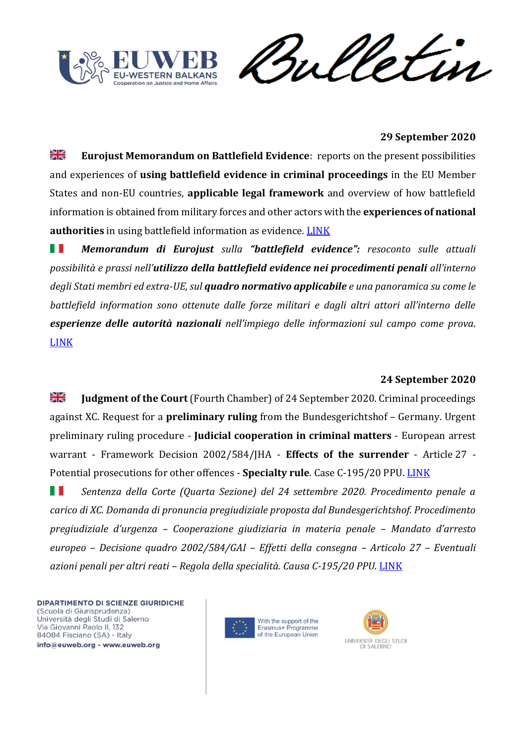**29 September 2020**

**Eurojust Memorandum on Battlefield Evidence**: reports on the present possibilities and experiences of **using battlefield evidence in criminal proceedings** in the EU Member States and non-EU countries, **applicable legal framework** and overview of how battlefield information is obtained from military forces and other actors with the **experiences of national authorities** in using battlefield information as evidence. LINK

***Memorandum di Eurojust*** *sulla* ***"battlefield evidence":*** *resoconto sulle attuali possibilità e prassi nell'****utilizzo della battlefield evidence nei procedimenti penali*** *all'interno degli Stati membri ed extra-UE, sul* ***quadro normativo applicabile*** *e una panoramica su come le battlefield information sono ottenute dalle forze militari e dagli altri attori all'interno delle* ***esperienze delle autorità nazionali*** *nell'impiego delle informazioni sul campo come prova.* LINK

**24 September 2020**

**Judgment of the Court** (Fourth Chamber) of 24 September 2020. Criminal proceedings against XC. Request for a **preliminary ruling** from the Bundesgerichtshof – Germany. Urgent preliminary ruling procedure - **Judicial cooperation in criminal matters** - European arrest warrant - Framework Decision 2002/584/JHA - **Effects of the surrender** - Article 27 - Potential prosecutions for other offences - **Specialty rule**. Case C-195/20 PPU. LINK

*Sentenza della Corte (Quarta Sezione) del 24 settembre 2020. Procedimento penale a carico di XC. Domanda di pronuncia pregiudiziale proposta dal Bundesgerichtshof. Procedimento pregiudiziale d'urgenza – Cooperazione giudiziaria in materia penale – Mandato d'arresto europeo – Decisione quadro 2002/584/GAI – Effetti della consegna – Articolo 27 – Eventuali azioni penali per altri reati – Regola della specialità. Causa C-195/20 PPU.* LINK